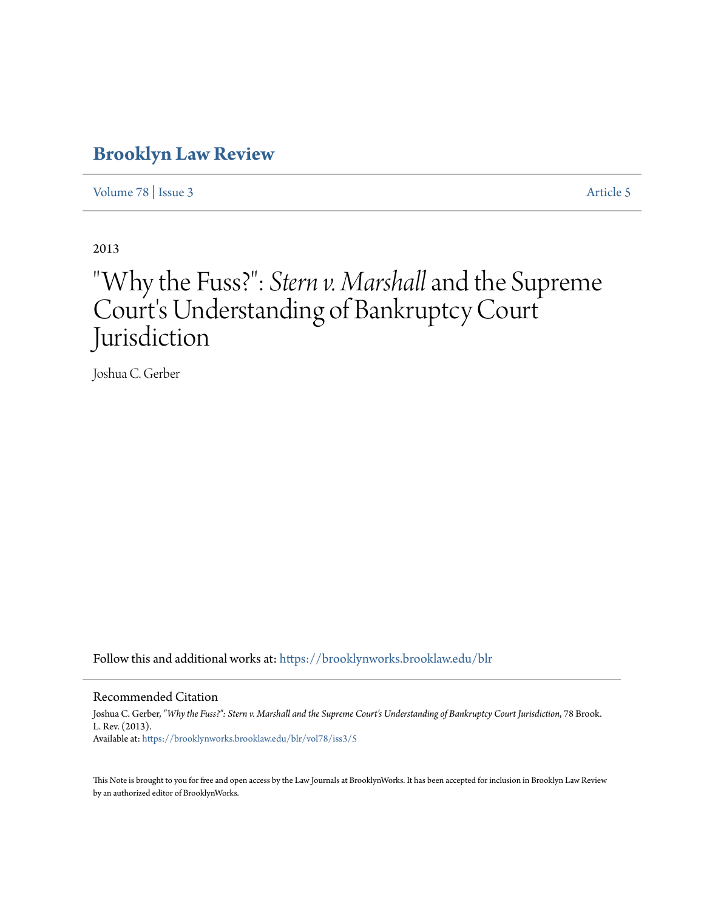# Brooklyn Law Review

Volume 78 | Issue 3 Article 5

2013

# "Why the Fuss?": *Stern v. Marshall* and the Supreme Court's Understanding of Bankruptcy Court Jurisdiction

Joshua C. Gerber

Follow this and additional works at: https://brooklynworks.brooklaw.edu/blr

## Recommended Citation

Joshua C. Gerber, *"Why the Fuss?": Stern v. Marshall and the Supreme Court's Understanding of Bankruptcy Court Jurisdiction*, 78 Brook. L. Rev. (2013).
Available at: https://brooklynworks.brooklaw.edu/blr/vol78/iss3/5

This Note is brought to you for free and open access by the Law Journals at BrooklynWorks. It has been accepted for inclusion in Brooklyn Law Review by an authorized editor of BrooklynWorks.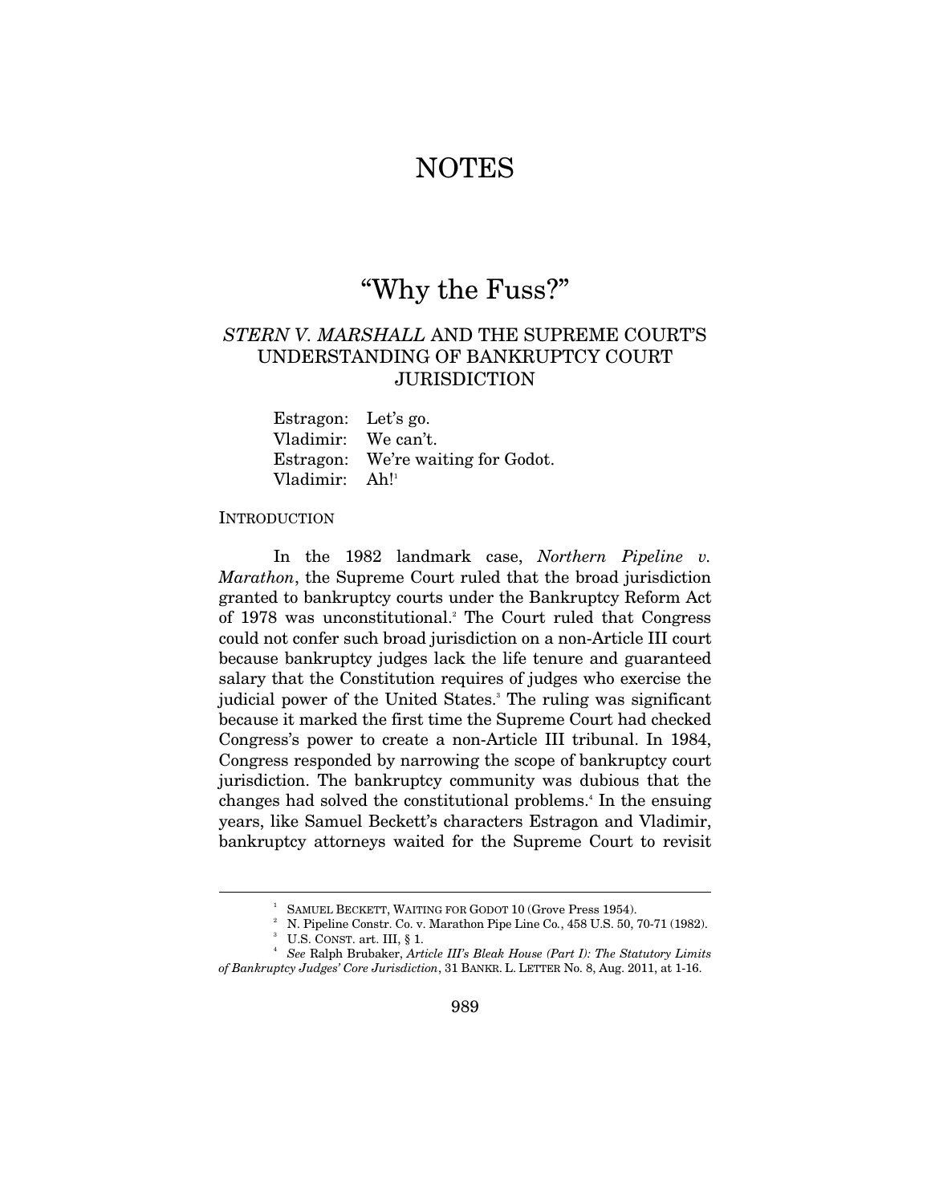# NOTES

## "Why the Fuss?"

### *STERN V. MARSHALL* AND THE SUPREME COURT'S UNDERSTANDING OF BANKRUPTCY COURT JURISDICTION

> Estragon: Let's go.
> Vladimir: We can't.
> Estragon: We're waiting for Godot.
> Vladimir: Ah![1]

INTRODUCTION

In the 1982 landmark case, *Northern Pipeline v. Marathon*, the Supreme Court ruled that the broad jurisdiction granted to bankruptcy courts under the Bankruptcy Reform Act of 1978 was unconstitutional.[2] The Court ruled that Congress could not confer such broad jurisdiction on a non-Article III court because bankruptcy judges lack the life tenure and guaranteed salary that the Constitution requires of judges who exercise the judicial power of the United States.[3] The ruling was significant because it marked the first time the Supreme Court had checked Congress's power to create a non-Article III tribunal. In 1984, Congress responded by narrowing the scope of bankruptcy court jurisdiction. The bankruptcy community was dubious that the changes had solved the constitutional problems.[4] In the ensuing years, like Samuel Beckett's characters Estragon and Vladimir, bankruptcy attorneys waited for the Supreme Court to revisit

---

[1] SAMUEL BECKETT, WAITING FOR GODOT 10 (Grove Press 1954).

[2] N. Pipeline Constr. Co. v. Marathon Pipe Line Co., 458 U.S. 50, 70-71 (1982).

[3] U.S. CONST. art. III, § 1.

[4] *See* Ralph Brubaker, *Article III's Bleak House (Part I): The Statutory Limits of Bankruptcy Judges' Core Jurisdiction*, 31 BANKR. L. LETTER No. 8, Aug. 2011, at 1-16.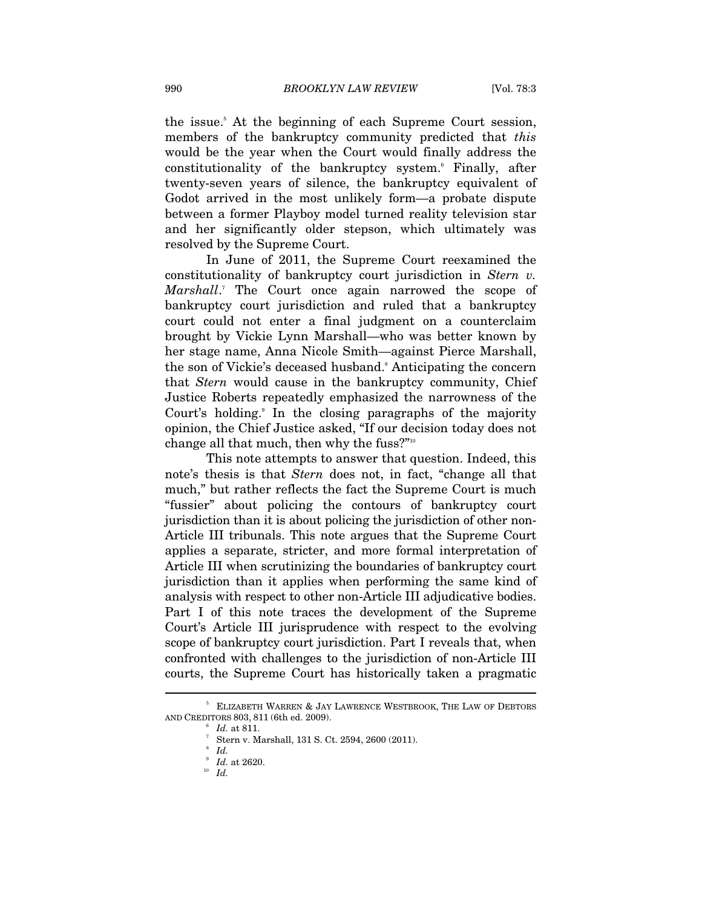the issue.[5] At the beginning of each Supreme Court session, members of the bankruptcy community predicted that *this* would be the year when the Court would finally address the constitutionality of the bankruptcy system.[6] Finally, after twenty-seven years of silence, the bankruptcy equivalent of Godot arrived in the most unlikely form—a probate dispute between a former Playboy model turned reality television star and her significantly older stepson, which ultimately was resolved by the Supreme Court.

In June of 2011, the Supreme Court reexamined the constitutionality of bankruptcy court jurisdiction in *Stern v. Marshall*.[7] The Court once again narrowed the scope of bankruptcy court jurisdiction and ruled that a bankruptcy court could not enter a final judgment on a counterclaim brought by Vickie Lynn Marshall—who was better known by her stage name, Anna Nicole Smith—against Pierce Marshall, the son of Vickie's deceased husband.[8] Anticipating the concern that *Stern* would cause in the bankruptcy community, Chief Justice Roberts repeatedly emphasized the narrowness of the Court's holding.[9] In the closing paragraphs of the majority opinion, the Chief Justice asked, "If our decision today does not change all that much, then why the fuss?"[10]

This note attempts to answer that question. Indeed, this note's thesis is that *Stern* does not, in fact, "change all that much," but rather reflects the fact the Supreme Court is much "fussier" about policing the contours of bankruptcy court jurisdiction than it is about policing the jurisdiction of other non-Article III tribunals. This note argues that the Supreme Court applies a separate, stricter, and more formal interpretation of Article III when scrutinizing the boundaries of bankruptcy court jurisdiction than it applies when performing the same kind of analysis with respect to other non-Article III adjudicative bodies. Part I of this note traces the development of the Supreme Court's Article III jurisprudence with respect to the evolving scope of bankruptcy court jurisdiction. Part I reveals that, when confronted with challenges to the jurisdiction of non-Article III courts, the Supreme Court has historically taken a pragmatic

---

[5] ELIZABETH WARREN & JAY LAWRENCE WESTBROOK, THE LAW OF DEBTORS AND CREDITORS 803, 811 (6th ed. 2009).

[6] *Id.* at 811.

[7] Stern v. Marshall, 131 S. Ct. 2594, 2600 (2011).

[8] *Id.*

[9] *Id.* at 2620.

[10] *Id.*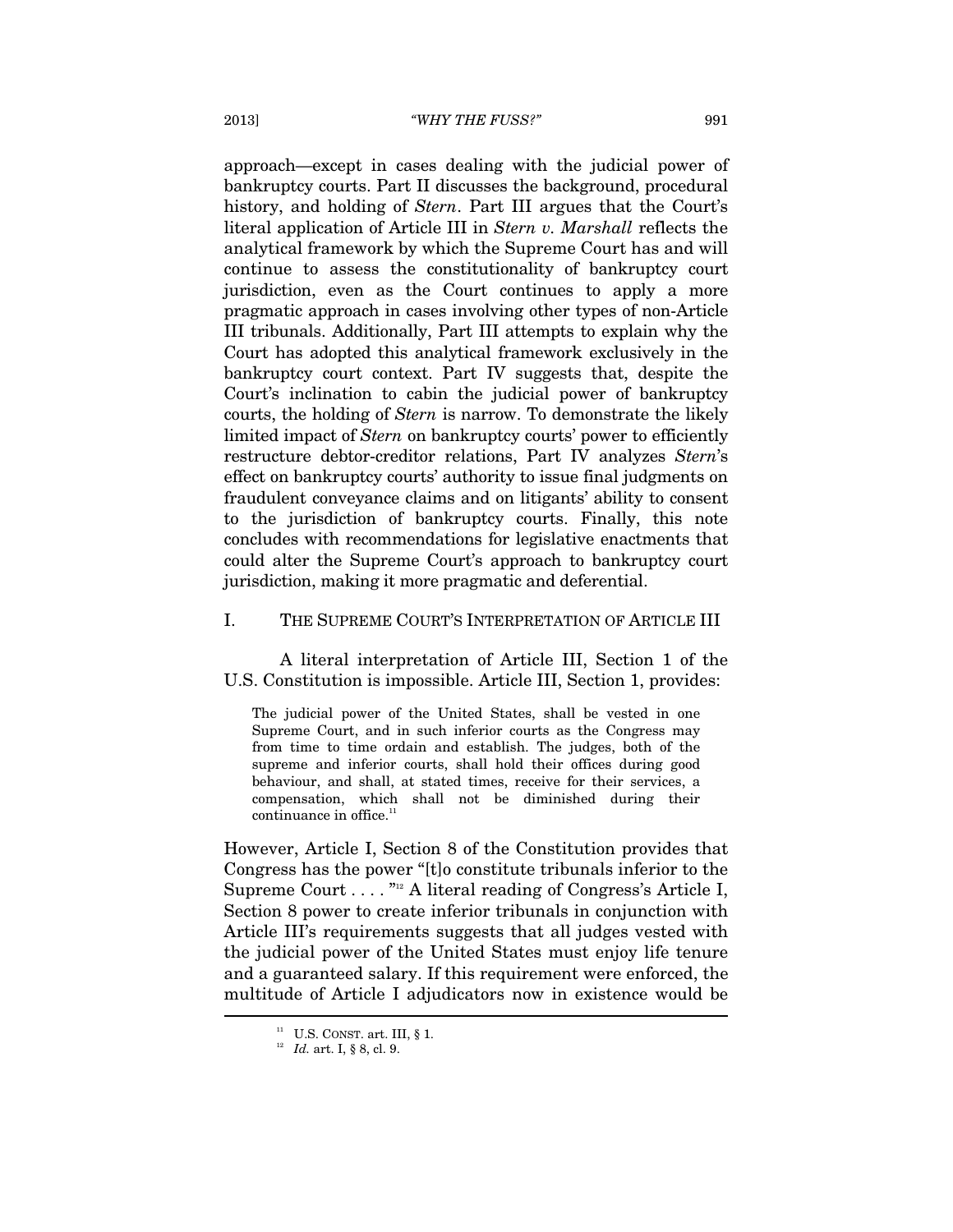approach—except in cases dealing with the judicial power of bankruptcy courts. Part II discusses the background, procedural history, and holding of *Stern*. Part III argues that the Court's literal application of Article III in *Stern v. Marshall* reflects the analytical framework by which the Supreme Court has and will continue to assess the constitutionality of bankruptcy court jurisdiction, even as the Court continues to apply a more pragmatic approach in cases involving other types of non-Article III tribunals. Additionally, Part III attempts to explain why the Court has adopted this analytical framework exclusively in the bankruptcy court context. Part IV suggests that, despite the Court's inclination to cabin the judicial power of bankruptcy courts, the holding of *Stern* is narrow. To demonstrate the likely limited impact of *Stern* on bankruptcy courts' power to efficiently restructure debtor-creditor relations, Part IV analyzes *Stern*'s effect on bankruptcy courts' authority to issue final judgments on fraudulent conveyance claims and on litigants' ability to consent to the jurisdiction of bankruptcy courts. Finally, this note concludes with recommendations for legislative enactments that could alter the Supreme Court's approach to bankruptcy court jurisdiction, making it more pragmatic and deferential.

## I. THE SUPREME COURT'S INTERPRETATION OF ARTICLE III

A literal interpretation of Article III, Section 1 of the U.S. Constitution is impossible. Article III, Section 1, provides:

> The judicial power of the United States, shall be vested in one Supreme Court, and in such inferior courts as the Congress may from time to time ordain and establish. The judges, both of the supreme and inferior courts, shall hold their offices during good behaviour, and shall, at stated times, receive for their services, a compensation, which shall not be diminished during their continuance in office.[11]

However, Article I, Section 8 of the Constitution provides that Congress has the power "[t]o constitute tribunals inferior to the Supreme Court . . . . "[12] A literal reading of Congress's Article I, Section 8 power to create inferior tribunals in conjunction with Article III's requirements suggests that all judges vested with the judicial power of the United States must enjoy life tenure and a guaranteed salary. If this requirement were enforced, the multitude of Article I adjudicators now in existence would be

---

[11] U.S. CONST. art. III, § 1.

[12] *Id.* art. I, § 8, cl. 9.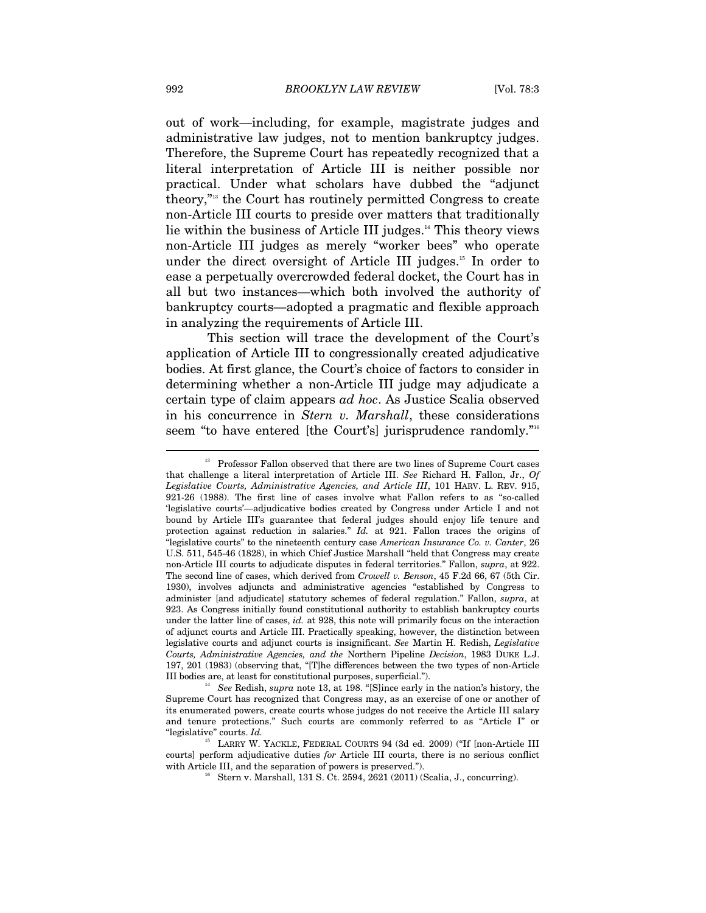out of work—including, for example, magistrate judges and administrative law judges, not to mention bankruptcy judges. Therefore, the Supreme Court has repeatedly recognized that a literal interpretation of Article III is neither possible nor practical. Under what scholars have dubbed the "adjunct theory,"[13] the Court has routinely permitted Congress to create non-Article III courts to preside over matters that traditionally lie within the business of Article III judges.[14] This theory views non-Article III judges as merely "worker bees" who operate under the direct oversight of Article III judges.[15] In order to ease a perpetually overcrowded federal docket, the Court has in all but two instances—which both involved the authority of bankruptcy courts—adopted a pragmatic and flexible approach in analyzing the requirements of Article III.

This section will trace the development of the Court's application of Article III to congressionally created adjudicative bodies. At first glance, the Court's choice of factors to consider in determining whether a non-Article III judge may adjudicate a certain type of claim appears *ad hoc*. As Justice Scalia observed in his concurrence in *Stern v. Marshall*, these considerations seem "to have entered [the Court's] jurisprudence randomly."[16]

---

[13] Professor Fallon observed that there are two lines of Supreme Court cases that challenge a literal interpretation of Article III. *See* Richard H. Fallon, Jr., *Of Legislative Courts, Administrative Agencies, and Article III*, 101 HARV. L. REV. 915, 921-26 (1988). The first line of cases involve what Fallon refers to as "so-called 'legislative courts'—adjudicative bodies created by Congress under Article I and not bound by Article III's guarantee that federal judges should enjoy life tenure and protection against reduction in salaries." *Id.* at 921. Fallon traces the origins of "legislative courts" to the nineteenth century case *American Insurance Co. v. Canter*, 26 U.S. 511, 545-46 (1828), in which Chief Justice Marshall "held that Congress may create non-Article III courts to adjudicate disputes in federal territories." Fallon, *supra*, at 922. The second line of cases, which derived from *Crowell v. Benson*, 45 F.2d 66, 67 (5th Cir. 1930), involves adjuncts and administrative agencies "established by Congress to administer [and adjudicate] statutory schemes of federal regulation." Fallon, *supra*, at 923. As Congress initially found constitutional authority to establish bankruptcy courts under the latter line of cases, *id.* at 928, this note will primarily focus on the interaction of adjunct courts and Article III. Practically speaking, however, the distinction between legislative courts and adjunct courts is insignificant. *See* Martin H. Redish, *Legislative Courts, Administrative Agencies, and the* Northern Pipeline *Decision*, 1983 DUKE L.J. 197, 201 (1983) (observing that, "[T]he differences between the two types of non-Article III bodies are, at least for constitutional purposes, superficial.").

[14] *See* Redish, *supra* note 13, at 198. "[S]ince early in the nation's history, the Supreme Court has recognized that Congress may, as an exercise of one or another of its enumerated powers, create courts whose judges do not receive the Article III salary and tenure protections." Such courts are commonly referred to as "Article I" or "legislative" courts. *Id.*

[15] LARRY W. YACKLE, FEDERAL COURTS 94 (3d ed. 2009) ("If [non-Article III courts] perform adjudicative duties *for* Article III courts, there is no serious conflict with Article III, and the separation of powers is preserved.").

[16] Stern v. Marshall, 131 S. Ct. 2594, 2621 (2011) (Scalia, J., concurring).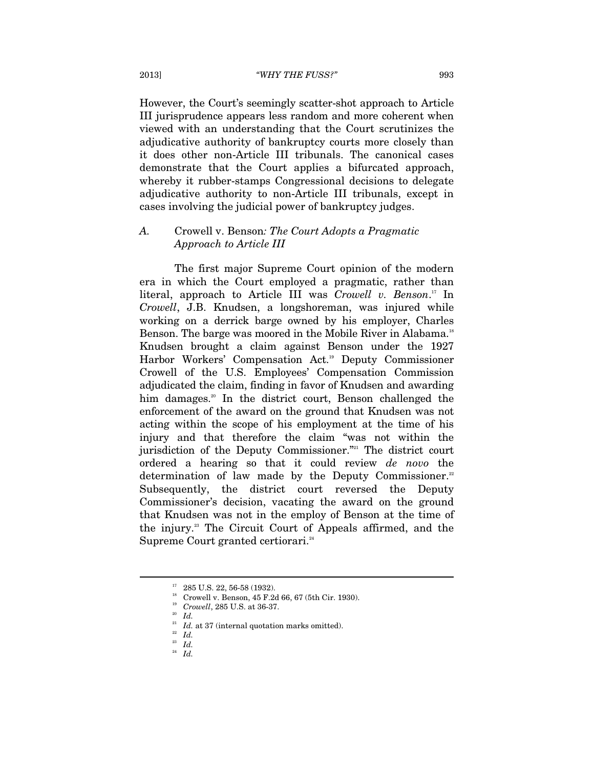However, the Court's seemingly scatter-shot approach to Article III jurisprudence appears less random and more coherent when viewed with an understanding that the Court scrutinizes the adjudicative authority of bankruptcy courts more closely than it does other non-Article III tribunals. The canonical cases demonstrate that the Court applies a bifurcated approach, whereby it rubber-stamps Congressional decisions to delegate adjudicative authority to non-Article III tribunals, except in cases involving the judicial power of bankruptcy judges.

### *A.* Crowell v. Benson*: The Court Adopts a Pragmatic Approach to Article III*

The first major Supreme Court opinion of the modern era in which the Court employed a pragmatic, rather than literal, approach to Article III was *Crowell v. Benson*.[17] In *Crowell*, J.B. Knudsen, a longshoreman, was injured while working on a derrick barge owned by his employer, Charles Benson. The barge was moored in the Mobile River in Alabama.[18] Knudsen brought a claim against Benson under the 1927 Harbor Workers' Compensation Act.[19] Deputy Commissioner Crowell of the U.S. Employees' Compensation Commission adjudicated the claim, finding in favor of Knudsen and awarding him damages.[20] In the district court, Benson challenged the enforcement of the award on the ground that Knudsen was not acting within the scope of his employment at the time of his injury and that therefore the claim "was not within the jurisdiction of the Deputy Commissioner."[21] The district court ordered a hearing so that it could review *de novo* the determination of law made by the Deputy Commissioner.[22] Subsequently, the district court reversed the Deputy Commissioner's decision, vacating the award on the ground that Knudsen was not in the employ of Benson at the time of the injury.[23] The Circuit Court of Appeals affirmed, and the Supreme Court granted certiorari.[24]

---

[17] 285 U.S. 22, 56-58 (1932).

[18] Crowell v. Benson, 45 F.2d 66, 67 (5th Cir. 1930).

[19] *Crowell*, 285 U.S. at 36-37.

[20] *Id.*

[21] *Id.* at 37 (internal quotation marks omitted).

[22] *Id.*

[23] *Id.*

[24] *Id.*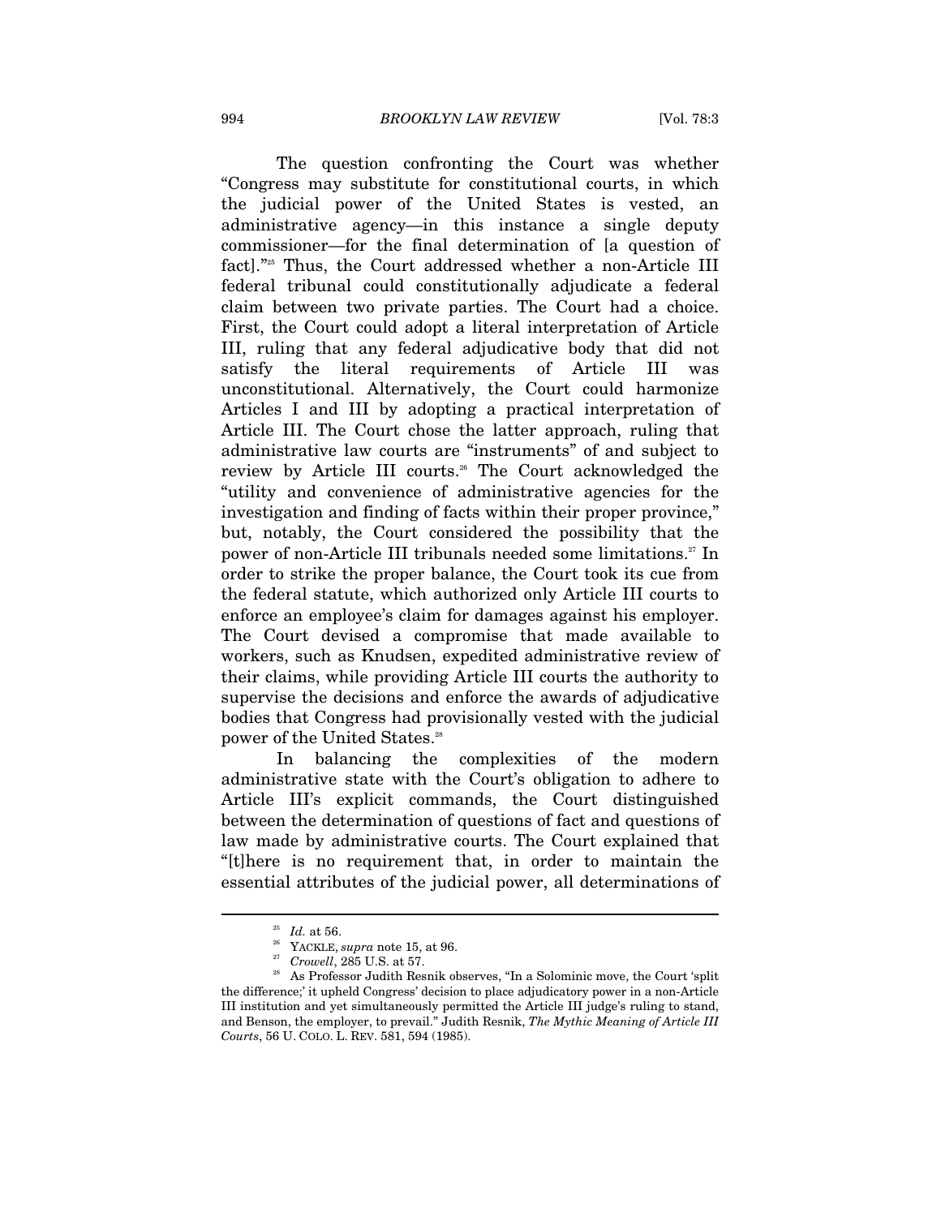The question confronting the Court was whether "Congress may substitute for constitutional courts, in which the judicial power of the United States is vested, an administrative agency—in this instance a single deputy commissioner—for the final determination of [a question of fact]."[25] Thus, the Court addressed whether a non-Article III federal tribunal could constitutionally adjudicate a federal claim between two private parties. The Court had a choice. First, the Court could adopt a literal interpretation of Article III, ruling that any federal adjudicative body that did not satisfy the literal requirements of Article III was unconstitutional. Alternatively, the Court could harmonize Articles I and III by adopting a practical interpretation of Article III. The Court chose the latter approach, ruling that administrative law courts are "instruments" of and subject to review by Article III courts.[26] The Court acknowledged the "utility and convenience of administrative agencies for the investigation and finding of facts within their proper province," but, notably, the Court considered the possibility that the power of non-Article III tribunals needed some limitations.[27] In order to strike the proper balance, the Court took its cue from the federal statute, which authorized only Article III courts to enforce an employee's claim for damages against his employer. The Court devised a compromise that made available to workers, such as Knudsen, expedited administrative review of their claims, while providing Article III courts the authority to supervise the decisions and enforce the awards of adjudicative bodies that Congress had provisionally vested with the judicial power of the United States.[28]

In balancing the complexities of the modern administrative state with the Court's obligation to adhere to Article III's explicit commands, the Court distinguished between the determination of questions of fact and questions of law made by administrative courts. The Court explained that "[t]here is no requirement that, in order to maintain the essential attributes of the judicial power, all determinations of

---

[25] *Id.* at 56.

[26] YACKLE, *supra* note 15, at 96.

[27] *Crowell*, 285 U.S. at 57.

[28] As Professor Judith Resnik observes, "In a Solominic move, the Court 'split the difference;' it upheld Congress' decision to place adjudicatory power in a non-Article III institution and yet simultaneously permitted the Article III judge's ruling to stand, and Benson, the employer, to prevail." Judith Resnik, *The Mythic Meaning of Article III Courts*, 56 U. COLO. L. REV. 581, 594 (1985).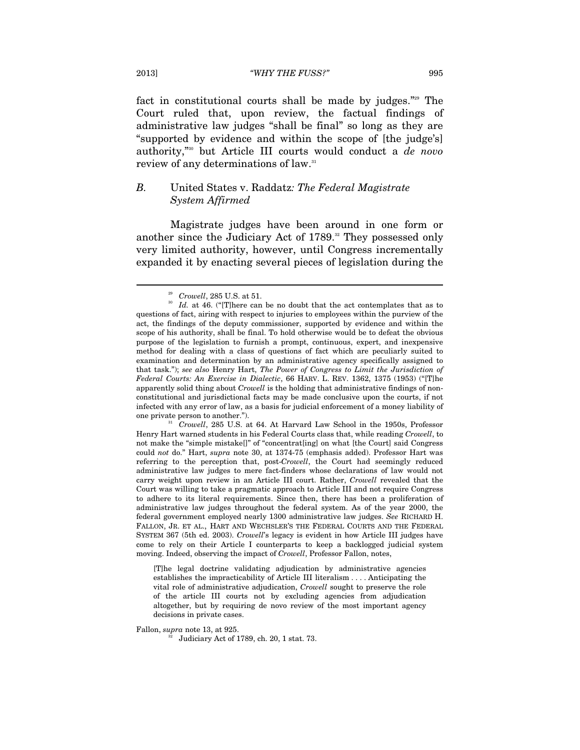fact in constitutional courts shall be made by judges."[29] The Court ruled that, upon review, the factual findings of administrative law judges "shall be final" so long as they are "supported by evidence and within the scope of [the judge's] authority,"[30] but Article III courts would conduct a *de novo* review of any determinations of law.[31]

### *B.* United States v. Raddatz*: The Federal Magistrate System Affirmed*

Magistrate judges have been around in one form or another since the Judiciary Act of 1789.[32] They possessed only very limited authority, however, until Congress incrementally expanded it by enacting several pieces of legislation during the

---

[29] *Crowell*, 285 U.S. at 51.

[30] *Id.* at 46. ("[T]here can be no doubt that the act contemplates that as to questions of fact, airing with respect to injuries to employees within the purview of the act, the findings of the deputy commissioner, supported by evidence and within the scope of his authority, shall be final. To hold otherwise would be to defeat the obvious purpose of the legislation to furnish a prompt, continuous, expert, and inexpensive method for dealing with a class of questions of fact which are peculiarly suited to examination and determination by an administrative agency specifically assigned to that task."); *see also* Henry Hart, *The Power of Congress to Limit the Jurisdiction of Federal Courts: An Exercise in Dialectic*, 66 HARV. L. REV. 1362, 1375 (1953) ("[T]he apparently solid thing about *Crowell* is the holding that administrative findings of non-constitutional and jurisdictional facts may be made conclusive upon the courts, if not infected with any error of law, as a basis for judicial enforcement of a money liability of one private person to another.").

[31] *Crowell*, 285 U.S. at 64. At Harvard Law School in the 1950s, Professor Henry Hart warned students in his Federal Courts class that, while reading *Crowell*, to not make the "simple mistake[]" of "concentrat[ing] on what [the Court] said Congress could *not* do." Hart, *supra* note 30, at 1374-75 (emphasis added). Professor Hart was referring to the perception that, post-*Crowell*, the Court had seemingly reduced administrative law judges to mere fact-finders whose declarations of law would not carry weight upon review in an Article III court. Rather, *Crowell* revealed that the Court was willing to take a pragmatic approach to Article III and not require Congress to adhere to its literal requirements. Since then, there has been a proliferation of administrative law judges throughout the federal system. As of the year 2000, the federal government employed nearly 1300 administrative law judges. *See* RICHARD H. FALLON, JR. ET AL., HART AND WECHSLER'S THE FEDERAL COURTS AND THE FEDERAL SYSTEM 367 (5th ed. 2003). *Crowell*'s legacy is evident in how Article III judges have come to rely on their Article I counterparts to keep a backlogged judicial system moving. Indeed, observing the impact of *Crowell*, Professor Fallon, notes,

> [T]he legal doctrine validating adjudication by administrative agencies establishes the impracticability of Article III literalism . . . . Anticipating the vital role of administrative adjudication, *Crowell* sought to preserve the role of the article III courts not by excluding agencies from adjudication altogether, but by requiring de novo review of the most important agency decisions in private cases.

Fallon, *supra* note 13, at 925.

[32] Judiciary Act of 1789, ch. 20, 1 stat. 73.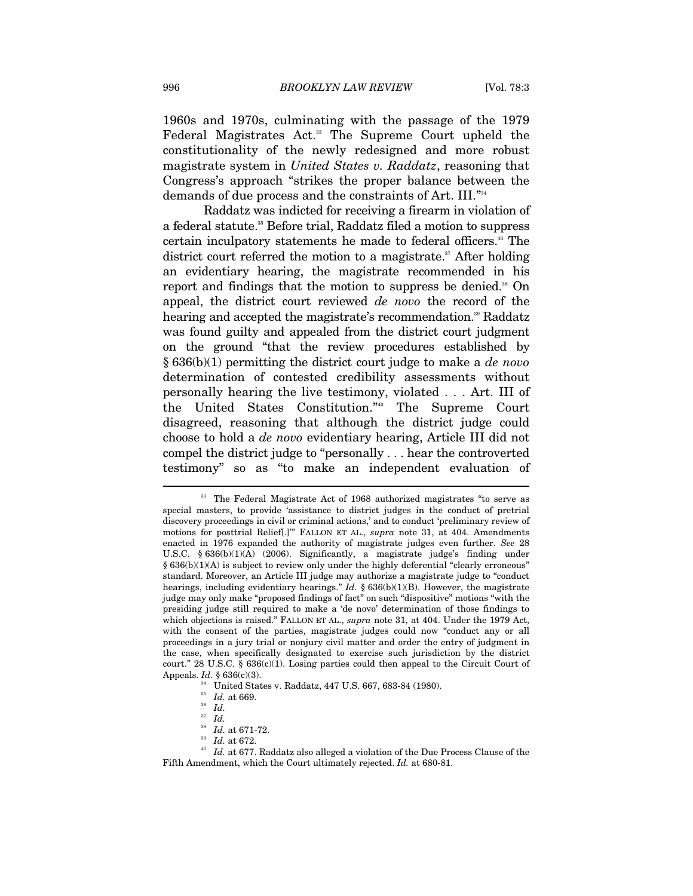1960s and 1970s, culminating with the passage of the 1979 Federal Magistrates Act.[33] The Supreme Court upheld the constitutionality of the newly redesigned and more robust magistrate system in *United States v. Raddatz*, reasoning that Congress's approach "strikes the proper balance between the demands of due process and the constraints of Art. III."[34]

Raddatz was indicted for receiving a firearm in violation of a federal statute.[35] Before trial, Raddatz filed a motion to suppress certain inculpatory statements he made to federal officers.[36] The district court referred the motion to a magistrate.[37] After holding an evidentiary hearing, the magistrate recommended in his report and findings that the motion to suppress be denied.[38] On appeal, the district court reviewed *de novo* the record of the hearing and accepted the magistrate's recommendation.[39] Raddatz was found guilty and appealed from the district court judgment on the ground "that the review procedures established by § 636(b)(1) permitting the district court judge to make a *de novo* determination of contested credibility assessments without personally hearing the live testimony, violated . . . Art. III of the United States Constitution."[40] The Supreme Court disagreed, reasoning that although the district judge could choose to hold a *de novo* evidentiary hearing, Article III did not compel the district judge to "personally . . . hear the controverted testimony" so as "to make an independent evaluation of

---

[33] The Federal Magistrate Act of 1968 authorized magistrates "to serve as special masters, to provide 'assistance to district judges in the conduct of pretrial discovery proceedings in civil or criminal actions,' and to conduct 'preliminary review of motions for posttrial Relief[.]'" FALLON ET AL., *supra* note 31, at 404. Amendments enacted in 1976 expanded the authority of magistrate judges even further. *See* 28 U.S.C. § 636(b)(1)(A) (2006). Significantly, a magistrate judge's finding under § 636(b)(1)(A) is subject to review only under the highly deferential "clearly erroneous" standard. Moreover, an Article III judge may authorize a magistrate judge to "conduct hearings, including evidentiary hearings." *Id.* § 636(b)(1)(B). However, the magistrate judge may only make "proposed findings of fact" on such "dispositive" motions "with the presiding judge still required to make a 'de novo' determination of those findings to which objections is raised." FALLON ET AL., *supra* note 31, at 404. Under the 1979 Act, with the consent of the parties, magistrate judges could now "conduct any or all proceedings in a jury trial or nonjury civil matter and order the entry of judgment in the case, when specifically designated to exercise such jurisdiction by the district court." 28 U.S.C. § 636(c)(1). Losing parties could then appeal to the Circuit Court of Appeals. *Id.* § 636(c)(3).

[34] United States v. Raddatz, 447 U.S. 667, 683-84 (1980).

[35] *Id.* at 669.

[36] *Id.*

[37] *Id.*

[38] *Id.* at 671-72.

[39] *Id.* at 672.

[40] *Id.* at 677. Raddatz also alleged a violation of the Due Process Clause of the Fifth Amendment, which the Court ultimately rejected. *Id.* at 680-81.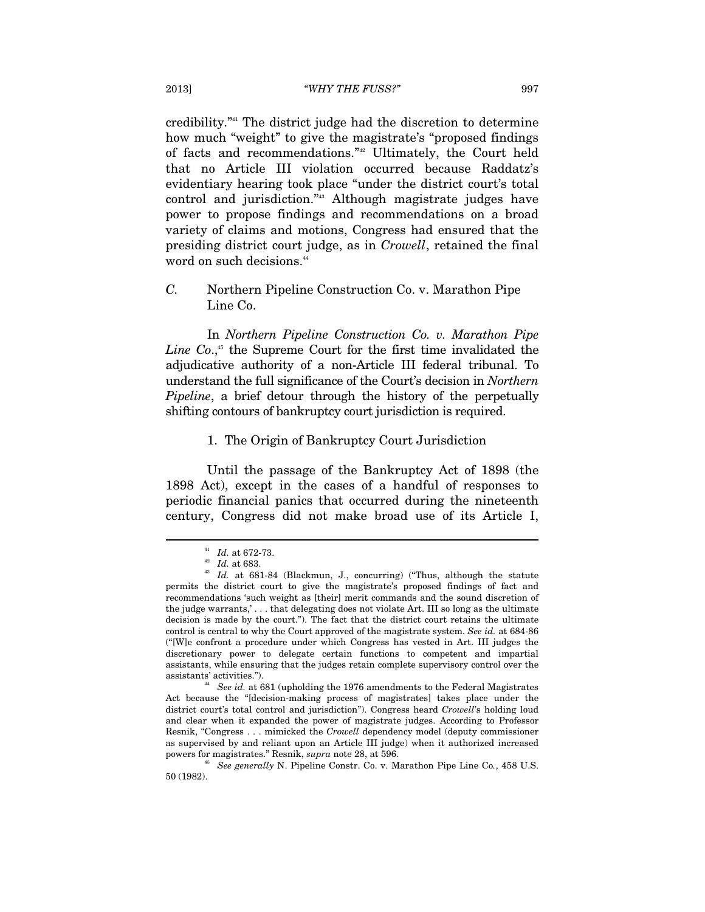credibility."[41] The district judge had the discretion to determine how much "weight" to give the magistrate's "proposed findings of facts and recommendations."[42] Ultimately, the Court held that no Article III violation occurred because Raddatz's evidentiary hearing took place "under the district court's total control and jurisdiction."[43] Although magistrate judges have power to propose findings and recommendations on a broad variety of claims and motions, Congress had ensured that the presiding district court judge, as in *Crowell*, retained the final word on such decisions.[44]

### *C.* Northern Pipeline Construction Co. v. Marathon Pipe Line Co.

In *Northern Pipeline Construction Co. v. Marathon Pipe Line Co.*,[45] the Supreme Court for the first time invalidated the adjudicative authority of a non-Article III federal tribunal. To understand the full significance of the Court's decision in *Northern Pipeline*, a brief detour through the history of the perpetually shifting contours of bankruptcy court jurisdiction is required.

#### 1. The Origin of Bankruptcy Court Jurisdiction

Until the passage of the Bankruptcy Act of 1898 (the 1898 Act), except in the cases of a handful of responses to periodic financial panics that occurred during the nineteenth century, Congress did not make broad use of its Article I,

---

[41] *Id.* at 672-73.

[42] *Id.* at 683.

[43] *Id.* at 681-84 (Blackmun, J., concurring) ("Thus, although the statute permits the district court to give the magistrate's proposed findings of fact and recommendations 'such weight as [their] merit commands and the sound discretion of the judge warrants,' . . . that delegating does not violate Art. III so long as the ultimate decision is made by the court."). The fact that the district court retains the ultimate control is central to why the Court approved of the magistrate system. *See id.* at 684-86 ("[W]e confront a procedure under which Congress has vested in Art. III judges the discretionary power to delegate certain functions to competent and impartial assistants, while ensuring that the judges retain complete supervisory control over the assistants' activities.").

[44] *See id.* at 681 (upholding the 1976 amendments to the Federal Magistrates Act because the "[decision-making process of magistrates] takes place under the district court's total control and jurisdiction"). Congress heard *Crowell*'s holding loud and clear when it expanded the power of magistrate judges. According to Professor Resnik, "Congress . . . mimicked the *Crowell* dependency model (deputy commissioner as supervised by and reliant upon an Article III judge) when it authorized increased powers for magistrates." Resnik, *supra* note 28, at 596.

[45] *See generally* N. Pipeline Constr. Co. v. Marathon Pipe Line Co., 458 U.S. 50 (1982).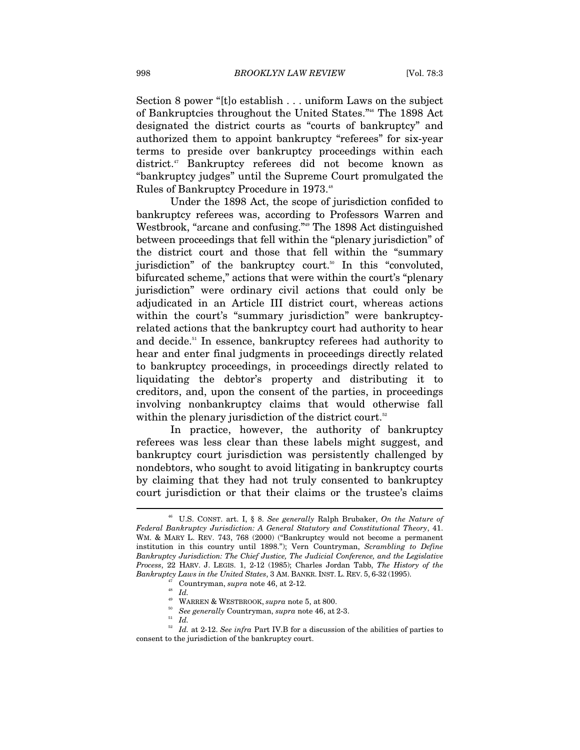Section 8 power "[t]o establish . . . uniform Laws on the subject of Bankruptcies throughout the United States."[46] The 1898 Act designated the district courts as "courts of bankruptcy" and authorized them to appoint bankruptcy "referees" for six-year terms to preside over bankruptcy proceedings within each district.[47] Bankruptcy referees did not become known as "bankruptcy judges" until the Supreme Court promulgated the Rules of Bankruptcy Procedure in 1973.[48]

Under the 1898 Act, the scope of jurisdiction confided to bankruptcy referees was, according to Professors Warren and Westbrook, "arcane and confusing."[49] The 1898 Act distinguished between proceedings that fell within the "plenary jurisdiction" of the district court and those that fell within the "summary jurisdiction" of the bankruptcy court.[50] In this "convoluted, bifurcated scheme," actions that were within the court's "plenary jurisdiction" were ordinary civil actions that could only be adjudicated in an Article III district court, whereas actions within the court's "summary jurisdiction" were bankruptcy-related actions that the bankruptcy court had authority to hear and decide.[51] In essence, bankruptcy referees had authority to hear and enter final judgments in proceedings directly related to bankruptcy proceedings, in proceedings directly related to liquidating the debtor's property and distributing it to creditors, and, upon the consent of the parties, in proceedings involving nonbankruptcy claims that would otherwise fall within the plenary jurisdiction of the district court.[52]

In practice, however, the authority of bankruptcy referees was less clear than these labels might suggest, and bankruptcy court jurisdiction was persistently challenged by nondebtors, who sought to avoid litigating in bankruptcy courts by claiming that they had not truly consented to bankruptcy court jurisdiction or that their claims or the trustee's claims

---

[46] U.S. CONST. art. I, § 8. *See generally* Ralph Brubaker, *On the Nature of Federal Bankruptcy Jurisdiction: A General Statutory and Constitutional Theory*, 41. WM. & MARY L. REV. 743, 768 (2000) ("Bankruptcy would not become a permanent institution in this country until 1898."); Vern Countryman, *Scrambling to Define Bankruptcy Jurisdiction: The Chief Justice, The Judicial Conference, and the Legislative Process*, 22 HARV. J. LEGIS. 1, 2-12 (1985); Charles Jordan Tabb, *The History of the Bankruptcy Laws in the United States*, 3 AM. BANKR. INST. L. REV. 5, 6-32 (1995).

[47] Countryman, *supra* note 46, at 2-12.

[48] *Id.*

[49] WARREN & WESTBROOK, *supra* note 5, at 800.

[50] *See generally* Countryman, *supra* note 46, at 2-3.

[51] *Id.*

[52] *Id.* at 2-12. *See infra* Part IV.B for a discussion of the abilities of parties to consent to the jurisdiction of the bankruptcy court.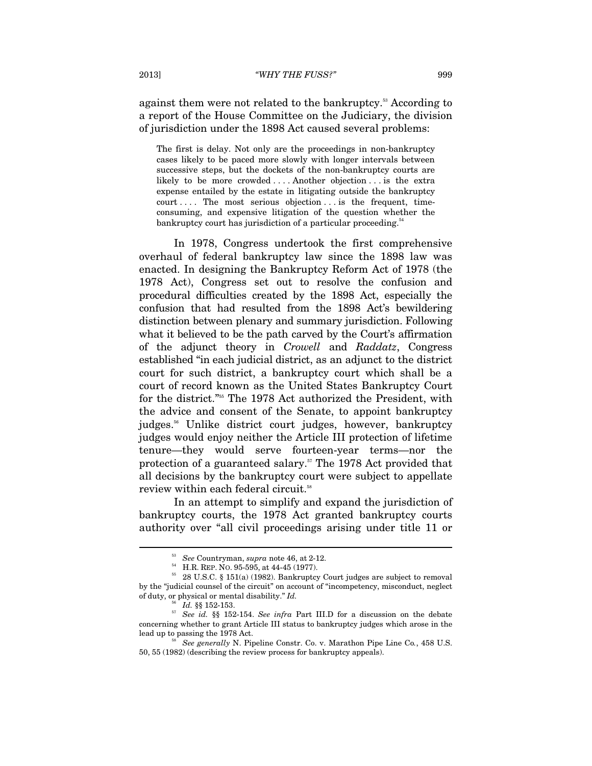against them were not related to the bankruptcy.[53] According to a report of the House Committee on the Judiciary, the division of jurisdiction under the 1898 Act caused several problems:

> The first is delay. Not only are the proceedings in non-bankruptcy cases likely to be paced more slowly with longer intervals between successive steps, but the dockets of the non-bankruptcy courts are likely to be more crowded . . . . Another objection . . . is the extra expense entailed by the estate in litigating outside the bankruptcy court . . . . The most serious objection . . . is the frequent, time-consuming, and expensive litigation of the question whether the bankruptcy court has jurisdiction of a particular proceeding.[54]

In 1978, Congress undertook the first comprehensive overhaul of federal bankruptcy law since the 1898 law was enacted. In designing the Bankruptcy Reform Act of 1978 (the 1978 Act), Congress set out to resolve the confusion and procedural difficulties created by the 1898 Act, especially the confusion that had resulted from the 1898 Act's bewildering distinction between plenary and summary jurisdiction. Following what it believed to be the path carved by the Court's affirmation of the adjunct theory in *Crowell* and *Raddatz*, Congress established "in each judicial district, as an adjunct to the district court for such district, a bankruptcy court which shall be a court of record known as the United States Bankruptcy Court for the district."[55] The 1978 Act authorized the President, with the advice and consent of the Senate, to appoint bankruptcy judges.[56] Unlike district court judges, however, bankruptcy judges would enjoy neither the Article III protection of lifetime tenure—they would serve fourteen-year terms—nor the protection of a guaranteed salary.[57] The 1978 Act provided that all decisions by the bankruptcy court were subject to appellate review within each federal circuit.[58]

In an attempt to simplify and expand the jurisdiction of bankruptcy courts, the 1978 Act granted bankruptcy courts authority over "all civil proceedings arising under title 11 or

---

[53] *See* Countryman, *supra* note 46, at 2-12.

[54] H.R. REP. NO. 95-595, at 44-45 (1977).

[55] 28 U.S.C. § 151(a) (1982). Bankruptcy Court judges are subject to removal by the "judicial counsel of the circuit" on account of "incompetency, misconduct, neglect of duty, or physical or mental disability." *Id.*

[56] *Id.* §§ 152-153.

[57] *See id.* §§ 152-154. *See infra* Part III.D for a discussion on the debate concerning whether to grant Article III status to bankruptcy judges which arose in the lead up to passing the 1978 Act.

[58] *See generally* N. Pipeline Constr. Co. v. Marathon Pipe Line Co*.*, 458 U.S. 50, 55 (1982) (describing the review process for bankruptcy appeals).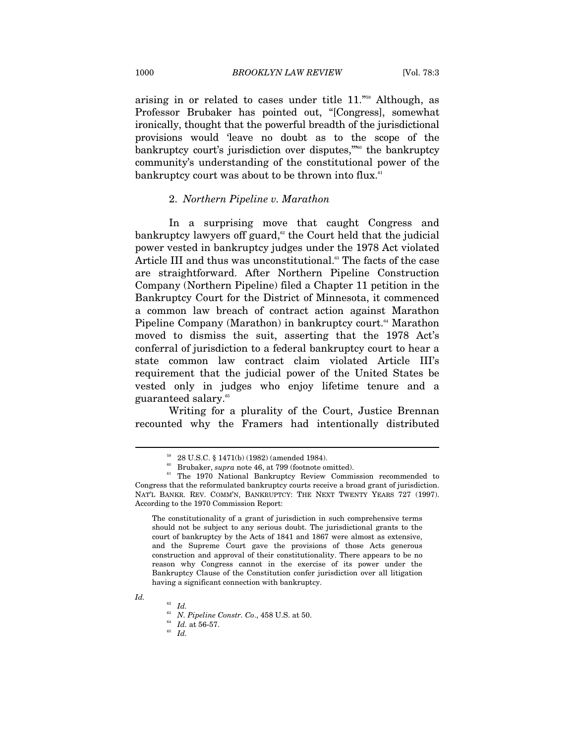arising in or related to cases under title 11."[59] Although, as Professor Brubaker has pointed out, "[Congress], somewhat ironically, thought that the powerful breadth of the jurisdictional provisions would 'leave no doubt as to the scope of the bankruptcy court's jurisdiction over disputes,'"[60] the bankruptcy community's understanding of the constitutional power of the bankruptcy court was about to be thrown into flux.[61]

### 2. *Northern Pipeline v. Marathon*

In a surprising move that caught Congress and bankruptcy lawyers off guard,[62] the Court held that the judicial power vested in bankruptcy judges under the 1978 Act violated Article III and thus was unconstitutional.[63] The facts of the case are straightforward. After Northern Pipeline Construction Company (Northern Pipeline) filed a Chapter 11 petition in the Bankruptcy Court for the District of Minnesota, it commenced a common law breach of contract action against Marathon Pipeline Company (Marathon) in bankruptcy court.[64] Marathon moved to dismiss the suit, asserting that the 1978 Act's conferral of jurisdiction to a federal bankruptcy court to hear a state common law contract claim violated Article III's requirement that the judicial power of the United States be vested only in judges who enjoy lifetime tenure and a guaranteed salary.[65]

Writing for a plurality of the Court, Justice Brennan recounted why the Framers had intentionally distributed

---

[59] 28 U.S.C. § 1471(b) (1982) (amended 1984).

[60] Brubaker, *supra* note 46, at 799 (footnote omitted).

[61] The 1970 National Bankruptcy Review Commission recommended to Congress that the reformulated bankruptcy courts receive a broad grant of jurisdiction. NAT'L BANKR. REV. COMM'N, BANKRUPTCY: THE NEXT TWENTY YEARS 727 (1997). According to the 1970 Commission Report:

> The constitutionality of a grant of jurisdiction in such comprehensive terms should not be subject to any serious doubt. The jurisdictional grants to the court of bankruptcy by the Acts of 1841 and 1867 were almost as extensive, and the Supreme Court gave the provisions of those Acts generous construction and approval of their constitutionality. There appears to be no reason why Congress cannot in the exercise of its power under the Bankruptcy Clause of the Constitution confer jurisdiction over all litigation having a significant connection with bankruptcy.

*Id.*

[62] *Id.*

[63] *N. Pipeline Constr. Co*., 458 U.S. at 50.

[64] *Id.* at 56-57.

[65] *Id.*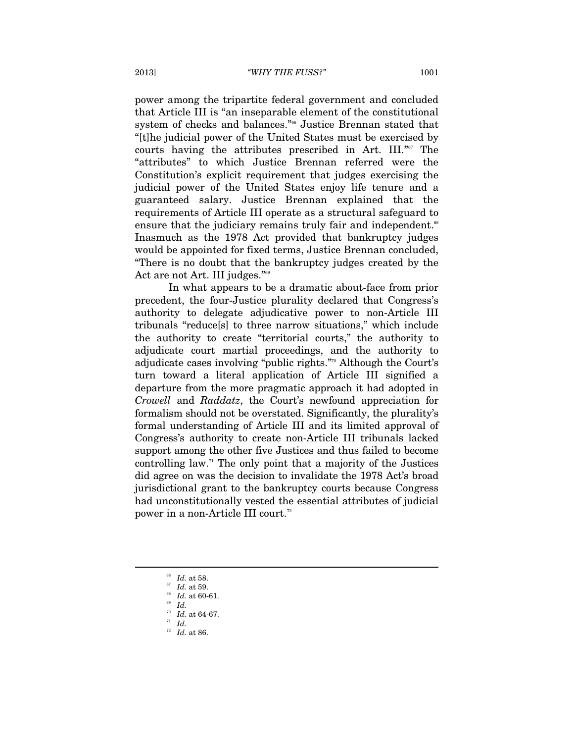power among the tripartite federal government and concluded that Article III is "an inseparable element of the constitutional system of checks and balances."[66] Justice Brennan stated that "[t]he judicial power of the United States must be exercised by courts having the attributes prescribed in Art. III."[67] The "attributes" to which Justice Brennan referred were the Constitution's explicit requirement that judges exercising the judicial power of the United States enjoy life tenure and a guaranteed salary. Justice Brennan explained that the requirements of Article III operate as a structural safeguard to ensure that the judiciary remains truly fair and independent.[68] Inasmuch as the 1978 Act provided that bankruptcy judges would be appointed for fixed terms, Justice Brennan concluded, "There is no doubt that the bankruptcy judges created by the Act are not Art. III judges."[69]

In what appears to be a dramatic about-face from prior precedent, the four-Justice plurality declared that Congress's authority to delegate adjudicative power to non-Article III tribunals "reduce[s] to three narrow situations," which include the authority to create "territorial courts," the authority to adjudicate court martial proceedings, and the authority to adjudicate cases involving "public rights."[70] Although the Court's turn toward a literal application of Article III signified a departure from the more pragmatic approach it had adopted in *Crowell* and *Raddatz*, the Court's newfound appreciation for formalism should not be overstated. Significantly, the plurality's formal understanding of Article III and its limited approval of Congress's authority to create non-Article III tribunals lacked support among the other five Justices and thus failed to become controlling law.[71] The only point that a majority of the Justices did agree on was the decision to invalidate the 1978 Act's broad jurisdictional grant to the bankruptcy courts because Congress had unconstitutionally vested the essential attributes of judicial power in a non-Article III court.[72]

---

[66] *Id.* at 58.

[67] *Id.* at 59.

[68] *Id.* at 60-61.

[69] *Id.*

[70] *Id.* at 64-67.

[71] *Id.*

[72] *Id.* at 86.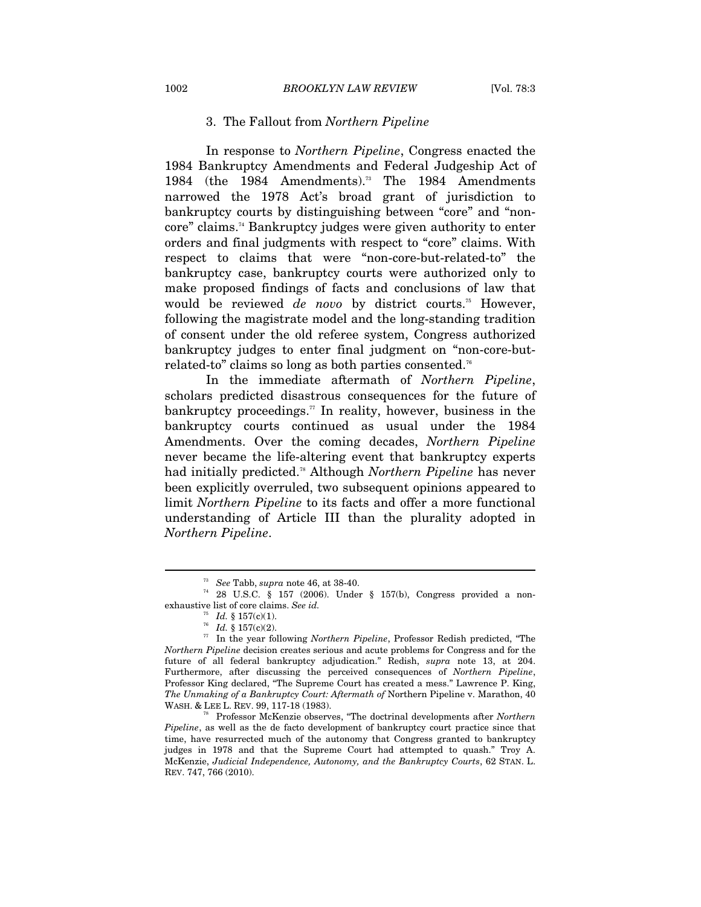### 3. The Fallout from *Northern Pipeline*

In response to *Northern Pipeline*, Congress enacted the 1984 Bankruptcy Amendments and Federal Judgeship Act of 1984 (the 1984 Amendments).[73] The 1984 Amendments narrowed the 1978 Act's broad grant of jurisdiction to bankruptcy courts by distinguishing between "core" and "non-core" claims.[74] Bankruptcy judges were given authority to enter orders and final judgments with respect to "core" claims. With respect to claims that were "non-core-but-related-to" the bankruptcy case, bankruptcy courts were authorized only to make proposed findings of facts and conclusions of law that would be reviewed *de novo* by district courts.[75] However, following the magistrate model and the long-standing tradition of consent under the old referee system, Congress authorized bankruptcy judges to enter final judgment on "non-core-but-related-to" claims so long as both parties consented.[76]

In the immediate aftermath of *Northern Pipeline*, scholars predicted disastrous consequences for the future of bankruptcy proceedings.[77] In reality, however, business in the bankruptcy courts continued as usual under the 1984 Amendments. Over the coming decades, *Northern Pipeline* never became the life-altering event that bankruptcy experts had initially predicted.[78] Although *Northern Pipeline* has never been explicitly overruled, two subsequent opinions appeared to limit *Northern Pipeline* to its facts and offer a more functional understanding of Article III than the plurality adopted in *Northern Pipeline*.

---

[73] *See* Tabb, *supra* note 46, at 38-40.

[74] 28 U.S.C. § 157 (2006). Under § 157(b), Congress provided a non-exhaustive list of core claims. *See id.*

[75] *Id.* § 157(c)(1).

[76] *Id.* § 157(c)(2).

[77] In the year following *Northern Pipeline*, Professor Redish predicted, "The *Northern Pipeline* decision creates serious and acute problems for Congress and for the future of all federal bankruptcy adjudication." Redish, *supra* note 13, at 204. Furthermore, after discussing the perceived consequences of *Northern Pipeline*, Professor King declared, "The Supreme Court has created a mess." Lawrence P. King, *The Unmaking of a Bankruptcy Court: Aftermath of* Northern Pipeline v. Marathon, 40 WASH. & LEE L. REV. 99, 117-18 (1983).

[78] Professor McKenzie observes, "The doctrinal developments after *Northern Pipeline*, as well as the de facto development of bankruptcy court practice since that time, have resurrected much of the autonomy that Congress granted to bankruptcy judges in 1978 and that the Supreme Court had attempted to quash." Troy A. McKenzie, *Judicial Independence, Autonomy, and the Bankruptcy Courts*, 62 STAN. L. REV. 747, 766 (2010).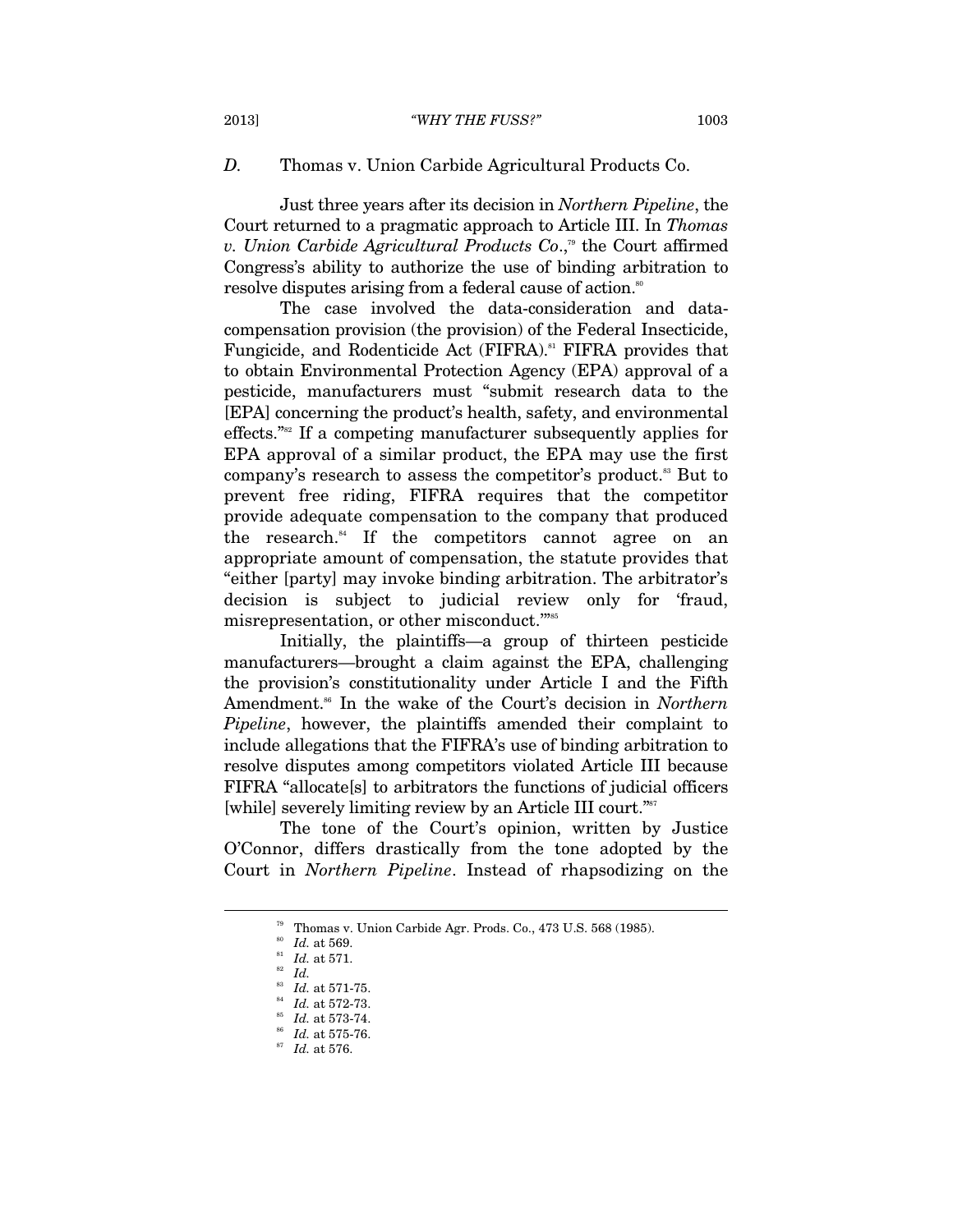### *D.* Thomas v. Union Carbide Agricultural Products Co.

Just three years after its decision in *Northern Pipeline*, the Court returned to a pragmatic approach to Article III. In *Thomas v. Union Carbide Agricultural Products Co.*,[79] the Court affirmed Congress's ability to authorize the use of binding arbitration to resolve disputes arising from a federal cause of action.[80]

The case involved the data-consideration and data-compensation provision (the provision) of the Federal Insecticide, Fungicide, and Rodenticide Act (FIFRA).[81] FIFRA provides that to obtain Environmental Protection Agency (EPA) approval of a pesticide, manufacturers must "submit research data to the [EPA] concerning the product's health, safety, and environmental effects."[82] If a competing manufacturer subsequently applies for EPA approval of a similar product, the EPA may use the first company's research to assess the competitor's product.[83] But to prevent free riding, FIFRA requires that the competitor provide adequate compensation to the company that produced the research.[84] If the competitors cannot agree on an appropriate amount of compensation, the statute provides that "either [party] may invoke binding arbitration. The arbitrator's decision is subject to judicial review only for 'fraud, misrepresentation, or other misconduct.'"[85]

Initially, the plaintiffs—a group of thirteen pesticide manufacturers—brought a claim against the EPA, challenging the provision's constitutionality under Article I and the Fifth Amendment.[86] In the wake of the Court's decision in *Northern Pipeline*, however, the plaintiffs amended their complaint to include allegations that the FIFRA's use of binding arbitration to resolve disputes among competitors violated Article III because FIFRA "allocate[s] to arbitrators the functions of judicial officers [while] severely limiting review by an Article III court."[87]

The tone of the Court's opinion, written by Justice O'Connor, differs drastically from the tone adopted by the Court in *Northern Pipeline*. Instead of rhapsodizing on the

---

[79] Thomas v. Union Carbide Agr. Prods. Co., 473 U.S. 568 (1985).

[80] *Id.* at 569.

[81] *Id.* at 571.

[82] *Id.*

[83] *Id.* at 571-75.

[84] *Id.* at 572-73.

[85] *Id.* at 573-74.

[86] *Id.* at 575-76.

[87] *Id.* at 576.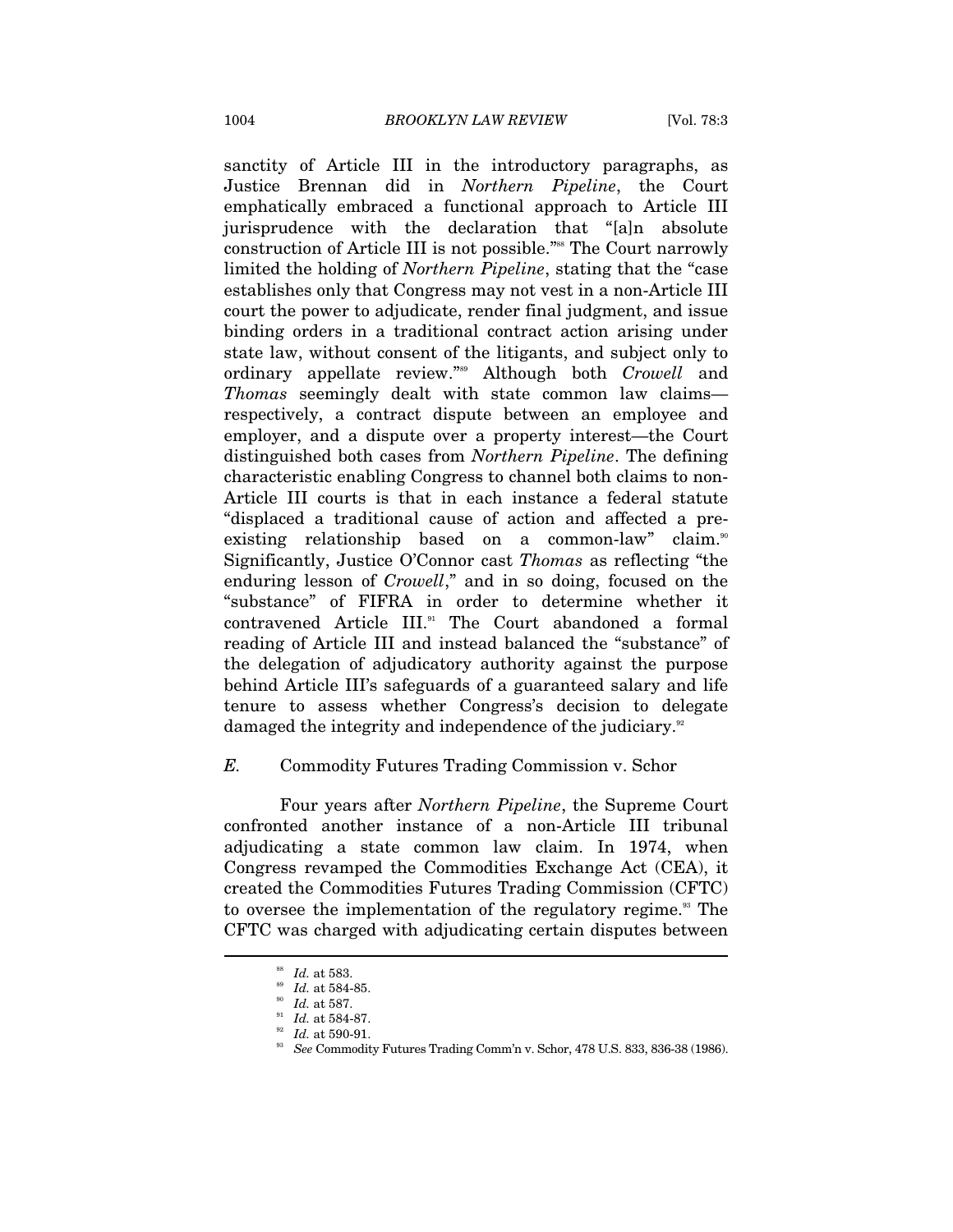sanctity of Article III in the introductory paragraphs, as Justice Brennan did in *Northern Pipeline*, the Court emphatically embraced a functional approach to Article III jurisprudence with the declaration that "[a]n absolute construction of Article III is not possible."[88] The Court narrowly limited the holding of *Northern Pipeline*, stating that the "case establishes only that Congress may not vest in a non-Article III court the power to adjudicate, render final judgment, and issue binding orders in a traditional contract action arising under state law, without consent of the litigants, and subject only to ordinary appellate review."[89] Although both *Crowell* and *Thomas* seemingly dealt with state common law claims—respectively, a contract dispute between an employee and employer, and a dispute over a property interest—the Court distinguished both cases from *Northern Pipeline*. The defining characteristic enabling Congress to channel both claims to non-Article III courts is that in each instance a federal statute "displaced a traditional cause of action and affected a pre-existing relationship based on a common-law" claim.[90] Significantly, Justice O'Connor cast *Thomas* as reflecting "the enduring lesson of *Crowell*," and in so doing, focused on the "substance" of FIFRA in order to determine whether it contravened Article III.[91] The Court abandoned a formal reading of Article III and instead balanced the "substance" of the delegation of adjudicatory authority against the purpose behind Article III's safeguards of a guaranteed salary and life tenure to assess whether Congress's decision to delegate damaged the integrity and independence of the judiciary.[92]

### *E.* Commodity Futures Trading Commission v. Schor

Four years after *Northern Pipeline*, the Supreme Court confronted another instance of a non-Article III tribunal adjudicating a state common law claim. In 1974, when Congress revamped the Commodities Exchange Act (CEA), it created the Commodities Futures Trading Commission (CFTC) to oversee the implementation of the regulatory regime.[93] The CFTC was charged with adjudicating certain disputes between

---

[88] *Id.* at 583.

[89] *Id.* at 584-85.

[90] *Id.* at 587.

[91] *Id.* at 584-87.

[92] *Id.* at 590-91.

[93] *See* Commodity Futures Trading Comm'n v. Schor, 478 U.S. 833, 836-38 (1986).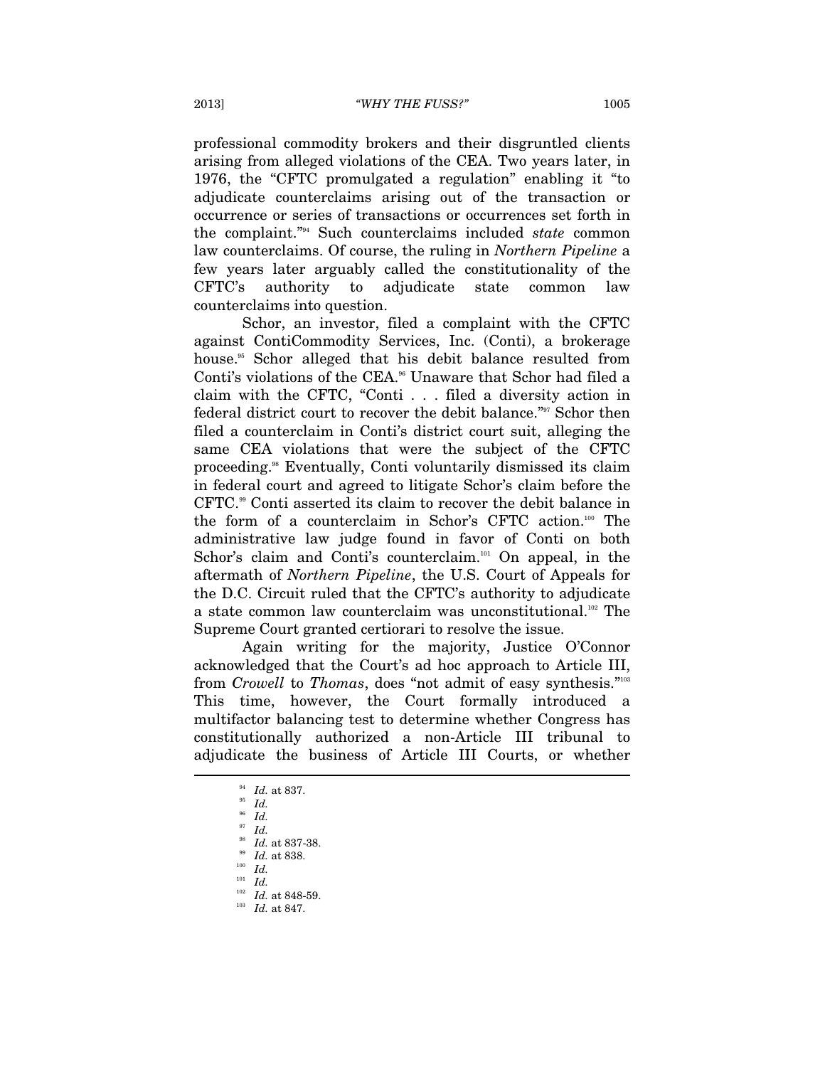professional commodity brokers and their disgruntled clients arising from alleged violations of the CEA. Two years later, in 1976, the "CFTC promulgated a regulation" enabling it "to adjudicate counterclaims arising out of the transaction or occurrence or series of transactions or occurrences set forth in the complaint."[94] Such counterclaims included *state* common law counterclaims. Of course, the ruling in *Northern Pipeline* a few years later arguably called the constitutionality of the CFTC's authority to adjudicate state common law counterclaims into question.

Schor, an investor, filed a complaint with the CFTC against ContiCommodity Services, Inc. (Conti), a brokerage house.[95] Schor alleged that his debit balance resulted from Conti's violations of the CEA.[96] Unaware that Schor had filed a claim with the CFTC, "Conti . . . filed a diversity action in federal district court to recover the debit balance."[97] Schor then filed a counterclaim in Conti's district court suit, alleging the same CEA violations that were the subject of the CFTC proceeding.[98] Eventually, Conti voluntarily dismissed its claim in federal court and agreed to litigate Schor's claim before the CFTC.[99] Conti asserted its claim to recover the debit balance in the form of a counterclaim in Schor's CFTC action.[100] The administrative law judge found in favor of Conti on both Schor's claim and Conti's counterclaim.[101] On appeal, in the aftermath of *Northern Pipeline*, the U.S. Court of Appeals for the D.C. Circuit ruled that the CFTC's authority to adjudicate a state common law counterclaim was unconstitutional.[102] The Supreme Court granted certiorari to resolve the issue.

Again writing for the majority, Justice O'Connor acknowledged that the Court's ad hoc approach to Article III, from *Crowell* to *Thomas*, does "not admit of easy synthesis."[103] This time, however, the Court formally introduced a multifactor balancing test to determine whether Congress has constitutionally authorized a non-Article III tribunal to adjudicate the business of Article III Courts, or whether

---

[94] *Id.* at 837.
[95] *Id.*
[96] *Id.*
[97] *Id.*
[98] *Id.* at 837-38.
[99] *Id.* at 838.
[100] *Id.*
[101] *Id.*
[102] *Id.* at 848-59.
[103] *Id.* at 847.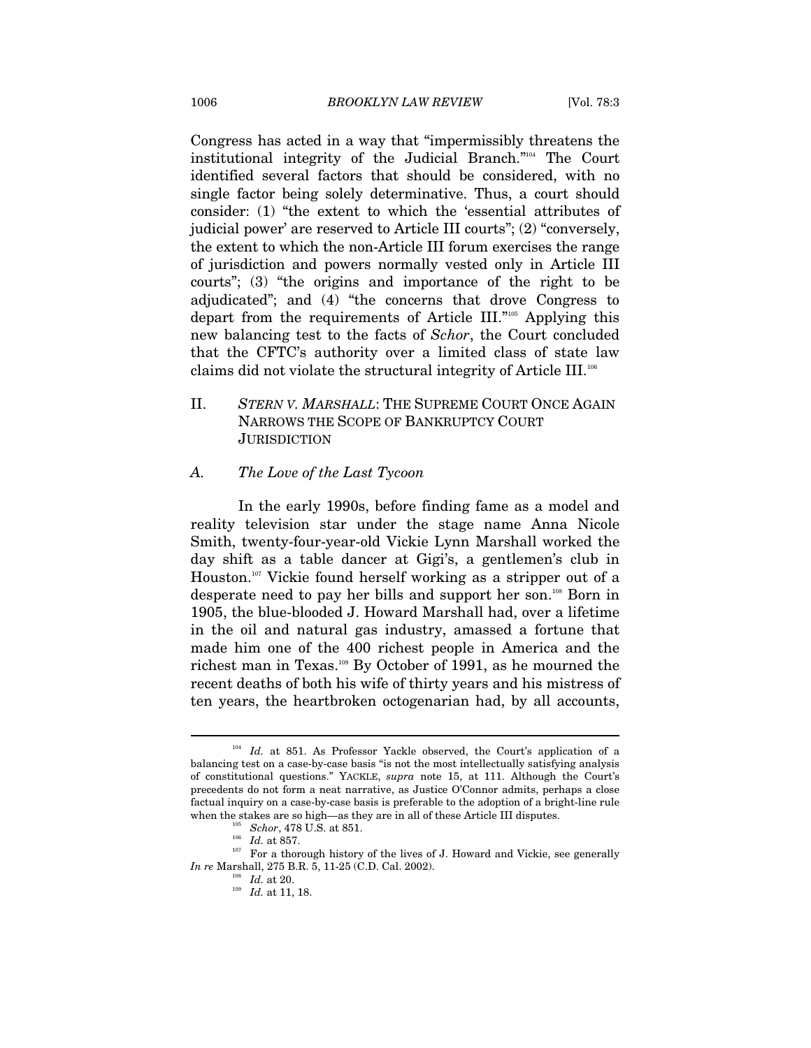Congress has acted in a way that "impermissibly threatens the institutional integrity of the Judicial Branch."[104] The Court identified several factors that should be considered, with no single factor being solely determinative. Thus, a court should consider: (1) "the extent to which the 'essential attributes of judicial power' are reserved to Article III courts"; (2) "conversely, the extent to which the non-Article III forum exercises the range of jurisdiction and powers normally vested only in Article III courts"; (3) "the origins and importance of the right to be adjudicated"; and (4) "the concerns that drove Congress to depart from the requirements of Article III."[105] Applying this new balancing test to the facts of *Schor*, the Court concluded that the CFTC's authority over a limited class of state law claims did not violate the structural integrity of Article III.[106]

## II. *STERN V. MARSHALL*: THE SUPREME COURT ONCE AGAIN NARROWS THE SCOPE OF BANKRUPTCY COURT JURISDICTION

### *A. The Love of the Last Tycoon*

In the early 1990s, before finding fame as a model and reality television star under the stage name Anna Nicole Smith, twenty-four-year-old Vickie Lynn Marshall worked the day shift as a table dancer at Gigi's, a gentlemen's club in Houston.[107] Vickie found herself working as a stripper out of a desperate need to pay her bills and support her son.[108] Born in 1905, the blue-blooded J. Howard Marshall had, over a lifetime in the oil and natural gas industry, amassed a fortune that made him one of the 400 richest people in America and the richest man in Texas.[109] By October of 1991, as he mourned the recent deaths of both his wife of thirty years and his mistress of ten years, the heartbroken octogenarian had, by all accounts,

---

[104] *Id.* at 851. As Professor Yackle observed, the Court's application of a balancing test on a case-by-case basis "is not the most intellectually satisfying analysis of constitutional questions." YACKLE, *supra* note 15, at 111. Although the Court's precedents do not form a neat narrative, as Justice O'Connor admits, perhaps a close factual inquiry on a case-by-case basis is preferable to the adoption of a bright-line rule when the stakes are so high—as they are in all of these Article III disputes.

[105] *Schor*, 478 U.S. at 851.

[106] *Id.* at 857.

[107] For a thorough history of the lives of J. Howard and Vickie, see generally *In re* Marshall, 275 B.R. 5, 11-25 (C.D. Cal. 2002).

[108] *Id.* at 20.

[109] *Id.* at 11, 18.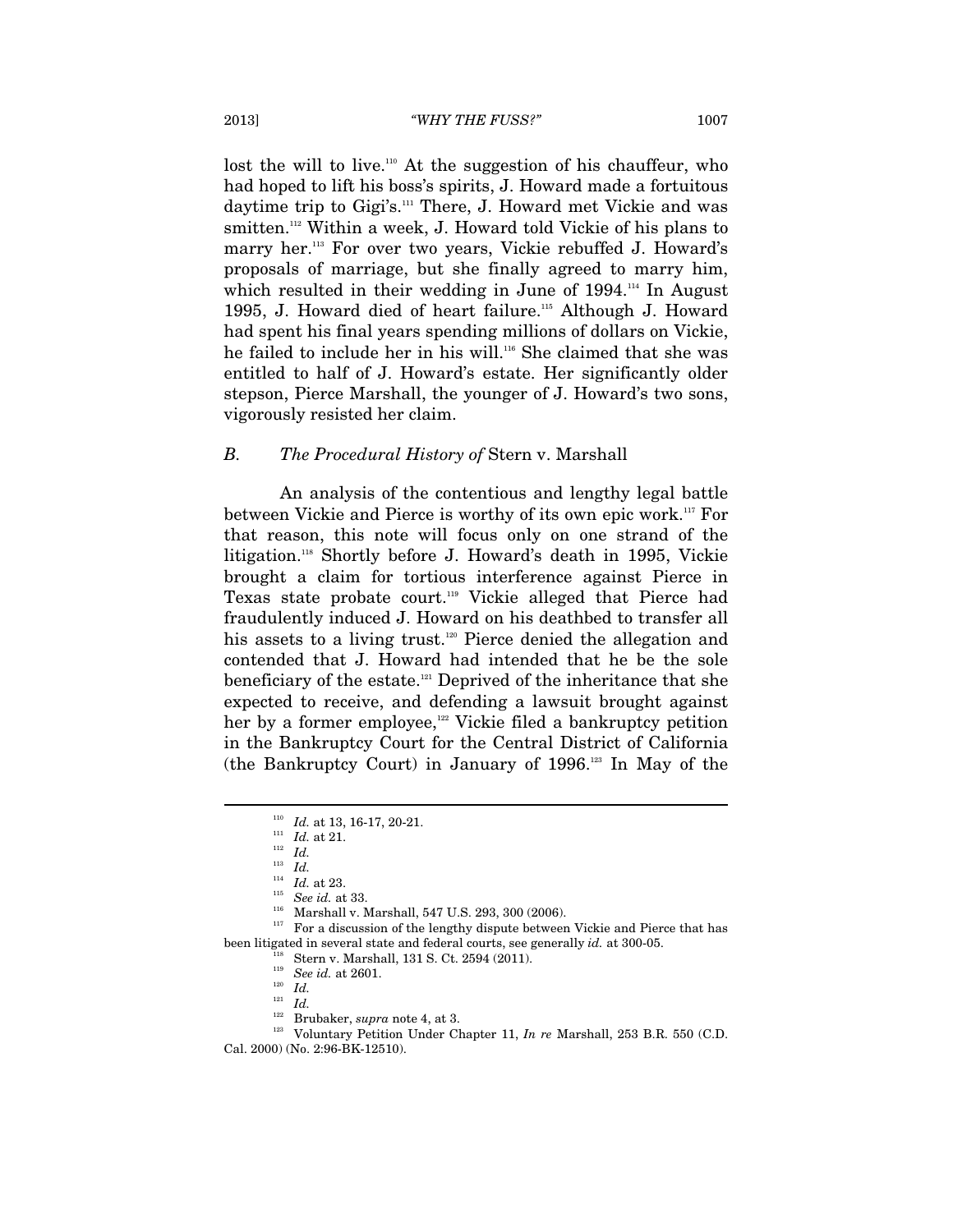lost the will to live.[110] At the suggestion of his chauffeur, who had hoped to lift his boss's spirits, J. Howard made a fortuitous daytime trip to Gigi's.[111] There, J. Howard met Vickie and was smitten.[112] Within a week, J. Howard told Vickie of his plans to marry her.[113] For over two years, Vickie rebuffed J. Howard's proposals of marriage, but she finally agreed to marry him, which resulted in their wedding in June of 1994.[114] In August 1995, J. Howard died of heart failure.[115] Although J. Howard had spent his final years spending millions of dollars on Vickie, he failed to include her in his will.[116] She claimed that she was entitled to half of J. Howard's estate. Her significantly older stepson, Pierce Marshall, the younger of J. Howard's two sons, vigorously resisted her claim.

### *B. The Procedural History of* Stern v. Marshall

An analysis of the contentious and lengthy legal battle between Vickie and Pierce is worthy of its own epic work.[117] For that reason, this note will focus only on one strand of the litigation.[118] Shortly before J. Howard's death in 1995, Vickie brought a claim for tortious interference against Pierce in Texas state probate court.[119] Vickie alleged that Pierce had fraudulently induced J. Howard on his deathbed to transfer all his assets to a living trust.[120] Pierce denied the allegation and contended that J. Howard had intended that he be the sole beneficiary of the estate.[121] Deprived of the inheritance that she expected to receive, and defending a lawsuit brought against her by a former employee,[122] Vickie filed a bankruptcy petition in the Bankruptcy Court for the Central District of California (the Bankruptcy Court) in January of 1996.[123] In May of the

---

[110] *Id.* at 13, 16-17, 20-21.

[111] *Id.* at 21.

[112] *Id.*

[113] *Id.*

[114] *Id.* at 23.

[115] *See id.* at 33.

[116] Marshall v. Marshall, 547 U.S. 293, 300 (2006).

[117] For a discussion of the lengthy dispute between Vickie and Pierce that has been litigated in several state and federal courts, see generally *id.* at 300-05.

[118] Stern v. Marshall, 131 S. Ct. 2594 (2011).

[119] *See id.* at 2601.

[120] *Id.*

[121] *Id.*

[122] Brubaker, *supra* note 4, at 3.

[123] Voluntary Petition Under Chapter 11, *In re* Marshall, 253 B.R. 550 (C.D. Cal. 2000) (No. 2:96-BK-12510).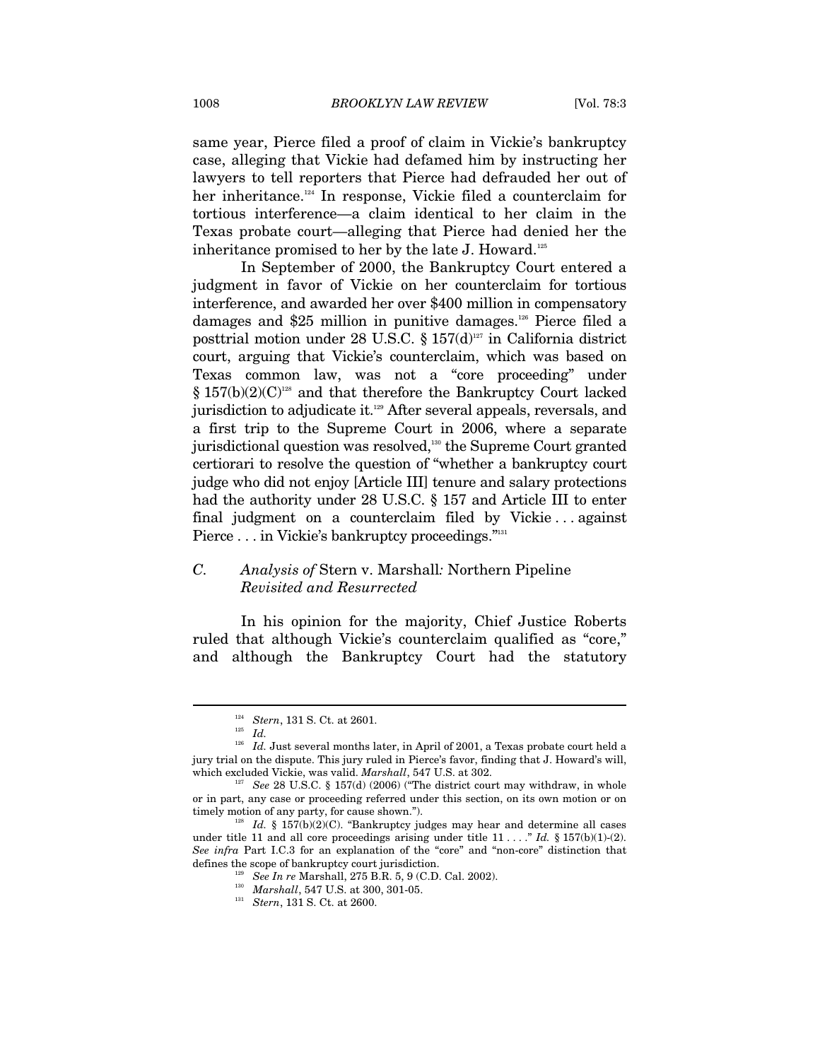same year, Pierce filed a proof of claim in Vickie's bankruptcy case, alleging that Vickie had defamed him by instructing her lawyers to tell reporters that Pierce had defrauded her out of her inheritance.[124] In response, Vickie filed a counterclaim for tortious interference—a claim identical to her claim in the Texas probate court—alleging that Pierce had denied her the inheritance promised to her by the late J. Howard.[125]

In September of 2000, the Bankruptcy Court entered a judgment in favor of Vickie on her counterclaim for tortious interference, and awarded her over $400 million in compensatory damages and $25 million in punitive damages.[126] Pierce filed a posttrial motion under 28 U.S.C. § 157(d)[127] in California district court, arguing that Vickie's counterclaim, which was based on Texas common law, was not a "core proceeding" under § 157(b)(2)(C)[128] and that therefore the Bankruptcy Court lacked jurisdiction to adjudicate it.[129] After several appeals, reversals, and a first trip to the Supreme Court in 2006, where a separate jurisdictional question was resolved,[130] the Supreme Court granted certiorari to resolve the question of "whether a bankruptcy court judge who did not enjoy [Article III] tenure and salary protections had the authority under 28 U.S.C. § 157 and Article III to enter final judgment on a counterclaim filed by Vickie . . . against Pierce . . . in Vickie's bankruptcy proceedings."[131]

### *C. Analysis of* Stern v. Marshall*: Northern Pipeline Revisited and Resurrected*

In his opinion for the majority, Chief Justice Roberts ruled that although Vickie's counterclaim qualified as "core," and although the Bankruptcy Court had the statutory

---

[124] *Stern*, 131 S. Ct. at 2601.

[125] *Id.*

[126] *Id.* Just several months later, in April of 2001, a Texas probate court held a jury trial on the dispute. This jury ruled in Pierce's favor, finding that J. Howard's will, which excluded Vickie, was valid. *Marshall*, 547 U.S. at 302.

[127] *See* 28 U.S.C. § 157(d) (2006) ("The district court may withdraw, in whole or in part, any case or proceeding referred under this section, on its own motion or on timely motion of any party, for cause shown.").

[128] *Id.* § 157(b)(2)(C). "Bankruptcy judges may hear and determine all cases under title 11 and all core proceedings arising under title 11 . . . ." *Id.* § 157(b)(1)-(2). *See infra* Part I.C.3 for an explanation of the "core" and "non-core" distinction that defines the scope of bankruptcy court jurisdiction.

[129] *See In re* Marshall, 275 B.R. 5, 9 (C.D. Cal. 2002).

[130] *Marshall*, 547 U.S. at 300, 301-05.

[131] *Stern*, 131 S. Ct. at 2600.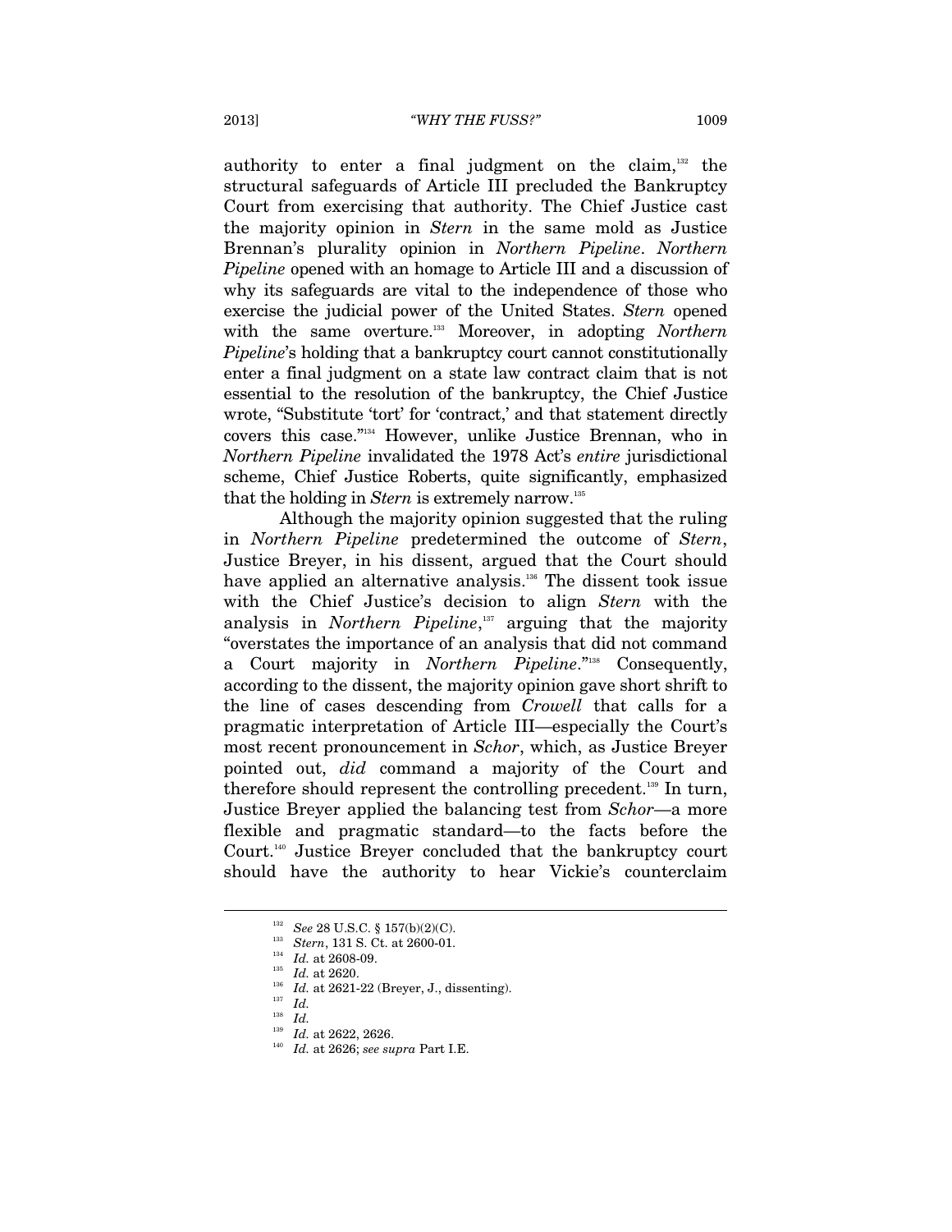authority to enter a final judgment on the claim,[132] the structural safeguards of Article III precluded the Bankruptcy Court from exercising that authority. The Chief Justice cast the majority opinion in *Stern* in the same mold as Justice Brennan's plurality opinion in *Northern Pipeline*. *Northern Pipeline* opened with an homage to Article III and a discussion of why its safeguards are vital to the independence of those who exercise the judicial power of the United States. *Stern* opened with the same overture.[133] Moreover, in adopting *Northern Pipeline*'s holding that a bankruptcy court cannot constitutionally enter a final judgment on a state law contract claim that is not essential to the resolution of the bankruptcy, the Chief Justice wrote, "Substitute 'tort' for 'contract,' and that statement directly covers this case."[134] However, unlike Justice Brennan, who in *Northern Pipeline* invalidated the 1978 Act's *entire* jurisdictional scheme, Chief Justice Roberts, quite significantly, emphasized that the holding in *Stern* is extremely narrow.[135]

Although the majority opinion suggested that the ruling in *Northern Pipeline* predetermined the outcome of *Stern*, Justice Breyer, in his dissent, argued that the Court should have applied an alternative analysis.[136] The dissent took issue with the Chief Justice's decision to align *Stern* with the analysis in *Northern Pipeline*,[137] arguing that the majority "overstates the importance of an analysis that did not command a Court majority in *Northern Pipeline*."[138] Consequently, according to the dissent, the majority opinion gave short shrift to the line of cases descending from *Crowell* that calls for a pragmatic interpretation of Article III—especially the Court's most recent pronouncement in *Schor*, which, as Justice Breyer pointed out, *did* command a majority of the Court and therefore should represent the controlling precedent.[139] In turn, Justice Breyer applied the balancing test from *Schor*—a more flexible and pragmatic standard—to the facts before the Court.[140] Justice Breyer concluded that the bankruptcy court should have the authority to hear Vickie's counterclaim

---

[132] *See* 28 U.S.C. § 157(b)(2)(C).

[133] *Stern*, 131 S. Ct. at 2600-01.

[134] *Id.* at 2608-09.

[135] *Id.* at 2620.

[136] *Id.* at 2621-22 (Breyer, J., dissenting).

[137] *Id.*

[138] *Id.*

[139] *Id.* at 2622, 2626.

[140] *Id.* at 2626; *see supra* Part I.E.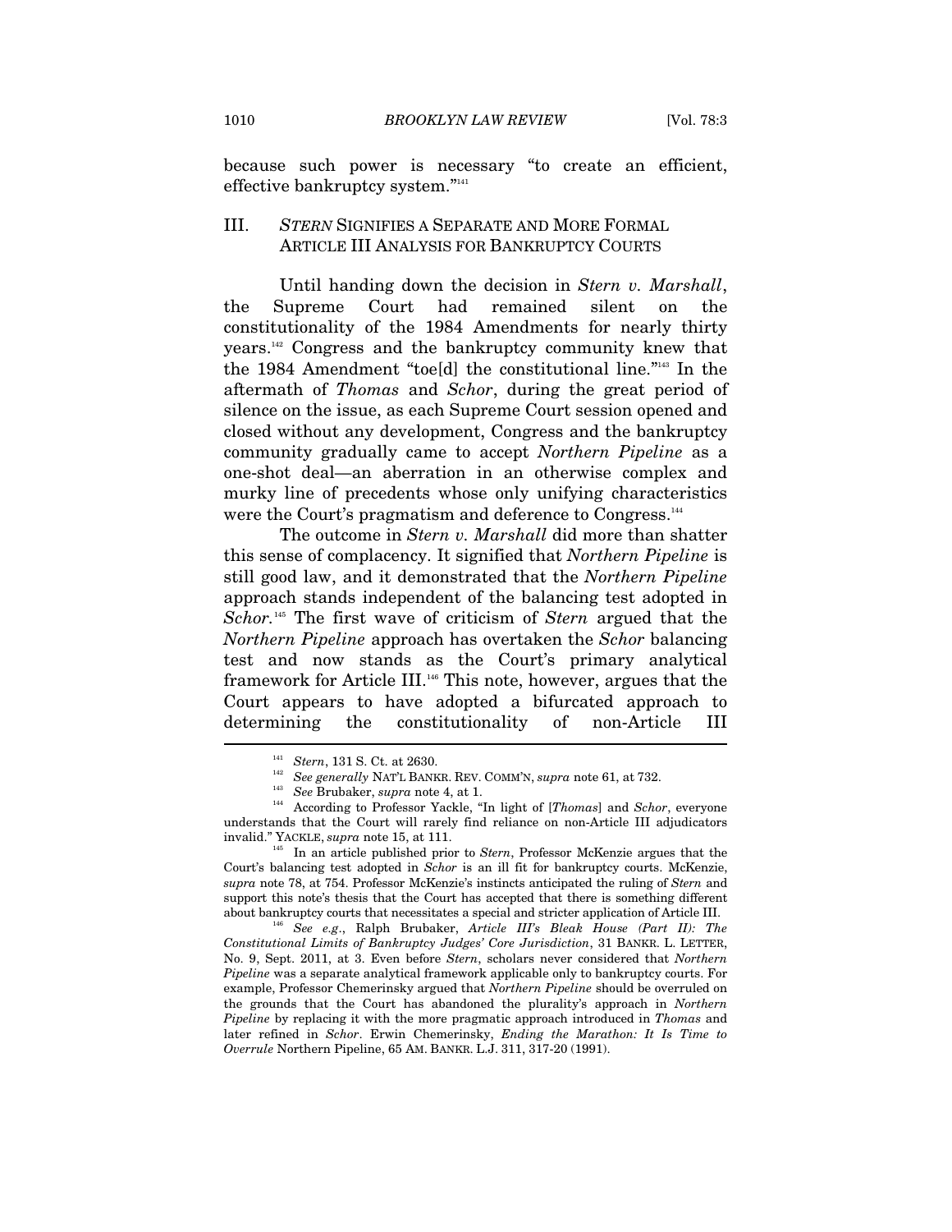because such power is necessary "to create an efficient, effective bankruptcy system."[141]

## III. *STERN* SIGNIFIES A SEPARATE AND MORE FORMAL ARTICLE III ANALYSIS FOR BANKRUPTCY COURTS

Until handing down the decision in *Stern v. Marshall*, the Supreme Court had remained silent on the constitutionality of the 1984 Amendments for nearly thirty years.[142] Congress and the bankruptcy community knew that the 1984 Amendment "toe[d] the constitutional line."[143] In the aftermath of *Thomas* and *Schor*, during the great period of silence on the issue, as each Supreme Court session opened and closed without any development, Congress and the bankruptcy community gradually came to accept *Northern Pipeline* as a one-shot deal—an aberration in an otherwise complex and murky line of precedents whose only unifying characteristics were the Court's pragmatism and deference to Congress.[144]

The outcome in *Stern v. Marshall* did more than shatter this sense of complacency. It signified that *Northern Pipeline* is still good law, and it demonstrated that the *Northern Pipeline* approach stands independent of the balancing test adopted in *Schor*.[145] The first wave of criticism of *Stern* argued that the *Northern Pipeline* approach has overtaken the *Schor* balancing test and now stands as the Court's primary analytical framework for Article III.[146] This note, however, argues that the Court appears to have adopted a bifurcated approach to determining the constitutionality of non-Article III

---

[141] *Stern*, 131 S. Ct. at 2630.

[142] *See generally* NAT'L BANKR. REV. COMM'N, *supra* note 61, at 732.

[143] *See* Brubaker, *supra* note 4, at 1.

[144] According to Professor Yackle, "In light of [*Thomas*] and *Schor*, everyone understands that the Court will rarely find reliance on non-Article III adjudicators invalid." YACKLE, *supra* note 15, at 111.

[145] In an article published prior to *Stern*, Professor McKenzie argues that the Court's balancing test adopted in *Schor* is an ill fit for bankruptcy courts. McKenzie, *supra* note 78, at 754. Professor McKenzie's instincts anticipated the ruling of *Stern* and support this note's thesis that the Court has accepted that there is something different about bankruptcy courts that necessitates a special and stricter application of Article III.

[146] *See e.g.*, Ralph Brubaker, *Article III's Bleak House (Part II): The Constitutional Limits of Bankruptcy Judges' Core Jurisdiction*, 31 BANKR. L. LETTER, No. 9, Sept. 2011, at 3. Even before *Stern*, scholars never considered that *Northern Pipeline* was a separate analytical framework applicable only to bankruptcy courts. For example, Professor Chemerinsky argued that *Northern Pipeline* should be overruled on the grounds that the Court has abandoned the plurality's approach in *Northern Pipeline* by replacing it with the more pragmatic approach introduced in *Thomas* and later refined in *Schor*. Erwin Chemerinsky, *Ending the Marathon: It Is Time to Overrule* Northern Pipeline, 65 AM. BANKR. L.J. 311, 317-20 (1991).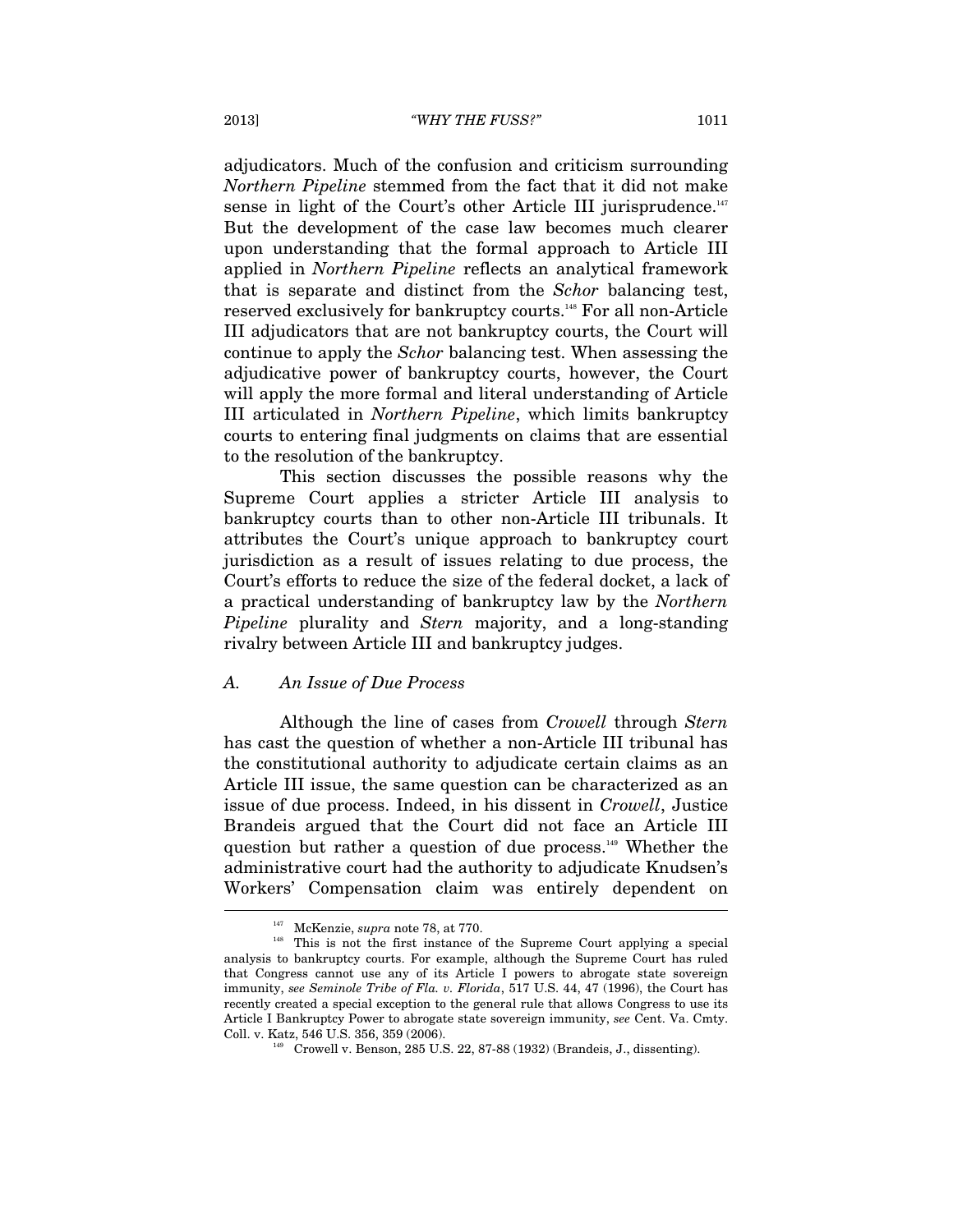adjudicators. Much of the confusion and criticism surrounding *Northern Pipeline* stemmed from the fact that it did not make sense in light of the Court's other Article III jurisprudence.[147] But the development of the case law becomes much clearer upon understanding that the formal approach to Article III applied in *Northern Pipeline* reflects an analytical framework that is separate and distinct from the *Schor* balancing test, reserved exclusively for bankruptcy courts.[148] For all non-Article III adjudicators that are not bankruptcy courts, the Court will continue to apply the *Schor* balancing test. When assessing the adjudicative power of bankruptcy courts, however, the Court will apply the more formal and literal understanding of Article III articulated in *Northern Pipeline*, which limits bankruptcy courts to entering final judgments on claims that are essential to the resolution of the bankruptcy.

This section discusses the possible reasons why the Supreme Court applies a stricter Article III analysis to bankruptcy courts than to other non-Article III tribunals. It attributes the Court's unique approach to bankruptcy court jurisdiction as a result of issues relating to due process, the Court's efforts to reduce the size of the federal docket, a lack of a practical understanding of bankruptcy law by the *Northern Pipeline* plurality and *Stern* majority, and a long-standing rivalry between Article III and bankruptcy judges.

### *A. An Issue of Due Process*

Although the line of cases from *Crowell* through *Stern* has cast the question of whether a non-Article III tribunal has the constitutional authority to adjudicate certain claims as an Article III issue, the same question can be characterized as an issue of due process. Indeed, in his dissent in *Crowell*, Justice Brandeis argued that the Court did not face an Article III question but rather a question of due process.[149] Whether the administrative court had the authority to adjudicate Knudsen's Workers' Compensation claim was entirely dependent on

---

[147] McKenzie, *supra* note 78, at 770.

[148] This is not the first instance of the Supreme Court applying a special analysis to bankruptcy courts. For example, although the Supreme Court has ruled that Congress cannot use any of its Article I powers to abrogate state sovereign immunity, *see Seminole Tribe of Fla. v. Florida*, 517 U.S. 44, 47 (1996), the Court has recently created a special exception to the general rule that allows Congress to use its Article I Bankruptcy Power to abrogate state sovereign immunity, *see* Cent. Va. Cmty. Coll. v. Katz, 546 U.S. 356, 359 (2006).

[149] Crowell v. Benson, 285 U.S. 22, 87-88 (1932) (Brandeis, J., dissenting).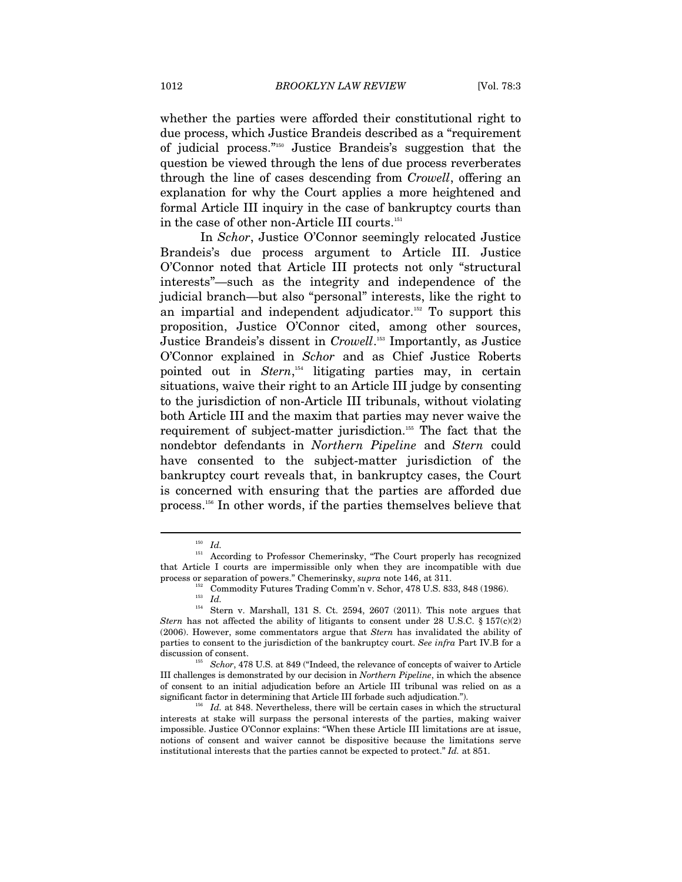whether the parties were afforded their constitutional right to due process, which Justice Brandeis described as a "requirement of judicial process."[150] Justice Brandeis's suggestion that the question be viewed through the lens of due process reverberates through the line of cases descending from *Crowell*, offering an explanation for why the Court applies a more heightened and formal Article III inquiry in the case of bankruptcy courts than in the case of other non-Article III courts.[151]

In *Schor*, Justice O'Connor seemingly relocated Justice Brandeis's due process argument to Article III. Justice O'Connor noted that Article III protects not only "structural interests"—such as the integrity and independence of the judicial branch—but also "personal" interests, like the right to an impartial and independent adjudicator.[152] To support this proposition, Justice O'Connor cited, among other sources, Justice Brandeis's dissent in *Crowell*.[153] Importantly, as Justice O'Connor explained in *Schor* and as Chief Justice Roberts pointed out in *Stern*,[154] litigating parties may, in certain situations, waive their right to an Article III judge by consenting to the jurisdiction of non-Article III tribunals, without violating both Article III and the maxim that parties may never waive the requirement of subject-matter jurisdiction.[155] The fact that the nondebtor defendants in *Northern Pipeline* and *Stern* could have consented to the subject-matter jurisdiction of the bankruptcy court reveals that, in bankruptcy cases, the Court is concerned with ensuring that the parties are afforded due process.[156] In other words, if the parties themselves believe that

---

[150] *Id.*

[151] According to Professor Chemerinsky, "The Court properly has recognized that Article I courts are impermissible only when they are incompatible with due process or separation of powers." Chemerinsky, *supra* note 146, at 311.

[152] Commodity Futures Trading Comm'n v. Schor, 478 U.S. 833, 848 (1986).

[153] *Id.*

[154] Stern v. Marshall, 131 S. Ct. 2594, 2607 (2011). This note argues that *Stern* has not affected the ability of litigants to consent under 28 U.S.C. § 157(c)(2) (2006). However, some commentators argue that *Stern* has invalidated the ability of parties to consent to the jurisdiction of the bankruptcy court. *See infra* Part IV.B for a discussion of consent.

[155] *Schor*, 478 U.S. at 849 ("Indeed, the relevance of concepts of waiver to Article III challenges is demonstrated by our decision in *Northern Pipeline*, in which the absence of consent to an initial adjudication before an Article III tribunal was relied on as a significant factor in determining that Article III forbade such adjudication.").

[156] *Id.* at 848. Nevertheless, there will be certain cases in which the structural interests at stake will surpass the personal interests of the parties, making waiver impossible. Justice O'Connor explains: "When these Article III limitations are at issue, notions of consent and waiver cannot be dispositive because the limitations serve institutional interests that the parties cannot be expected to protect." *Id.* at 851.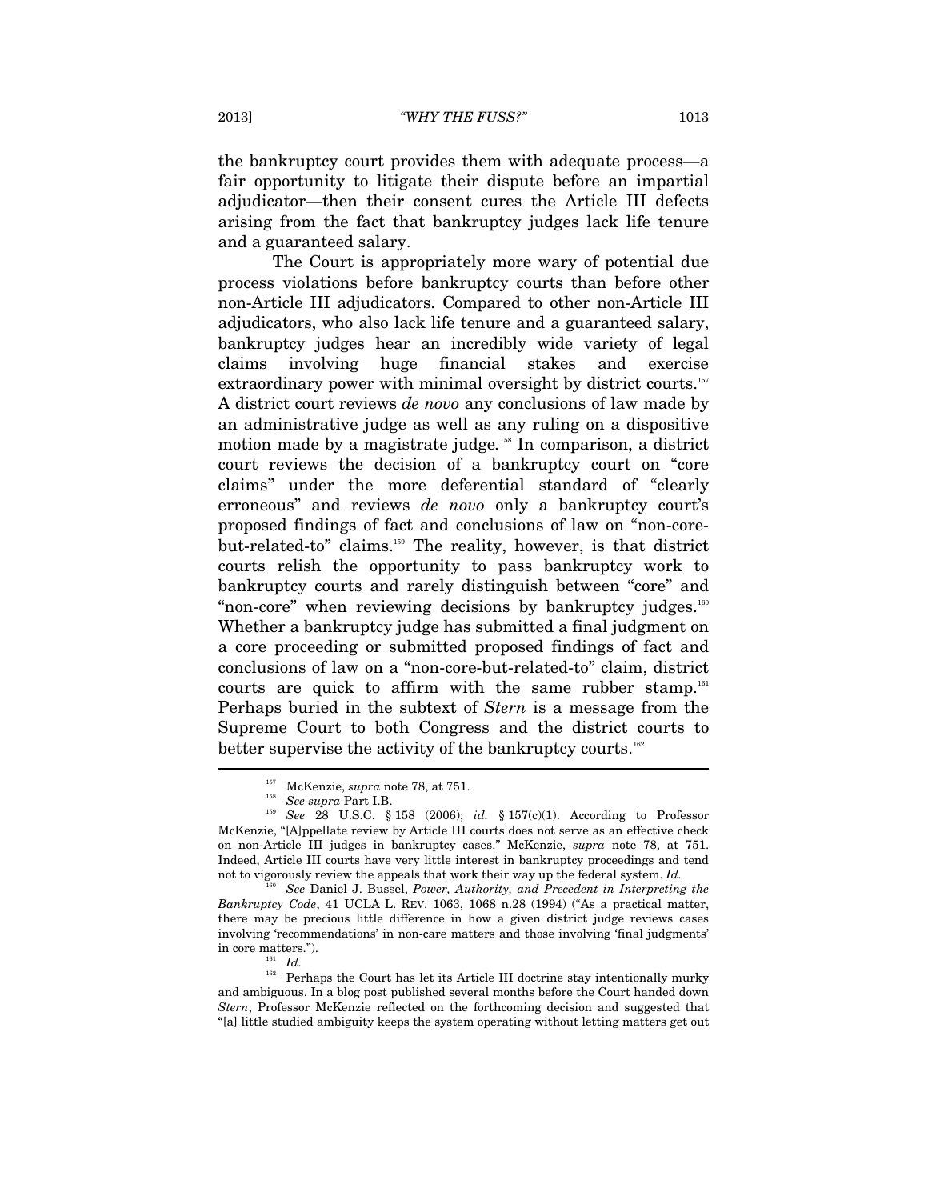the bankruptcy court provides them with adequate process—a fair opportunity to litigate their dispute before an impartial adjudicator—then their consent cures the Article III defects arising from the fact that bankruptcy judges lack life tenure and a guaranteed salary.

The Court is appropriately more wary of potential due process violations before bankruptcy courts than before other non-Article III adjudicators. Compared to other non-Article III adjudicators, who also lack life tenure and a guaranteed salary, bankruptcy judges hear an incredibly wide variety of legal claims involving huge financial stakes and exercise extraordinary power with minimal oversight by district courts.[157] A district court reviews *de novo* any conclusions of law made by an administrative judge as well as any ruling on a dispositive motion made by a magistrate judge.[158] In comparison, a district court reviews the decision of a bankruptcy court on "core claims" under the more deferential standard of "clearly erroneous" and reviews *de novo* only a bankruptcy court's proposed findings of fact and conclusions of law on "non-core-but-related-to" claims.[159] The reality, however, is that district courts relish the opportunity to pass bankruptcy work to bankruptcy courts and rarely distinguish between "core" and "non-core" when reviewing decisions by bankruptcy judges.[160] Whether a bankruptcy judge has submitted a final judgment on a core proceeding or submitted proposed findings of fact and conclusions of law on a "non-core-but-related-to" claim, district courts are quick to affirm with the same rubber stamp.[161] Perhaps buried in the subtext of *Stern* is a message from the Supreme Court to both Congress and the district courts to better supervise the activity of the bankruptcy courts.[162]

---

[157] McKenzie, *supra* note 78, at 751.

[158] *See supra* Part I.B.

[159] *See* 28 U.S.C. § 158 (2006); *id.* § 157(c)(1). According to Professor McKenzie, "[A]ppellate review by Article III courts does not serve as an effective check on non-Article III judges in bankruptcy cases." McKenzie, *supra* note 78, at 751. Indeed, Article III courts have very little interest in bankruptcy proceedings and tend not to vigorously review the appeals that work their way up the federal system. *Id.*

[160] *See* Daniel J. Bussel, *Power, Authority, and Precedent in Interpreting the Bankruptcy Code*, 41 UCLA L. REV. 1063, 1068 n.28 (1994) ("As a practical matter, there may be precious little difference in how a given district judge reviews cases involving 'recommendations' in non-care matters and those involving 'final judgments' in core matters.").

[161] *Id.*

[162] Perhaps the Court has let its Article III doctrine stay intentionally murky and ambiguous. In a blog post published several months before the Court handed down *Stern*, Professor McKenzie reflected on the forthcoming decision and suggested that "[a] little studied ambiguity keeps the system operating without letting matters get out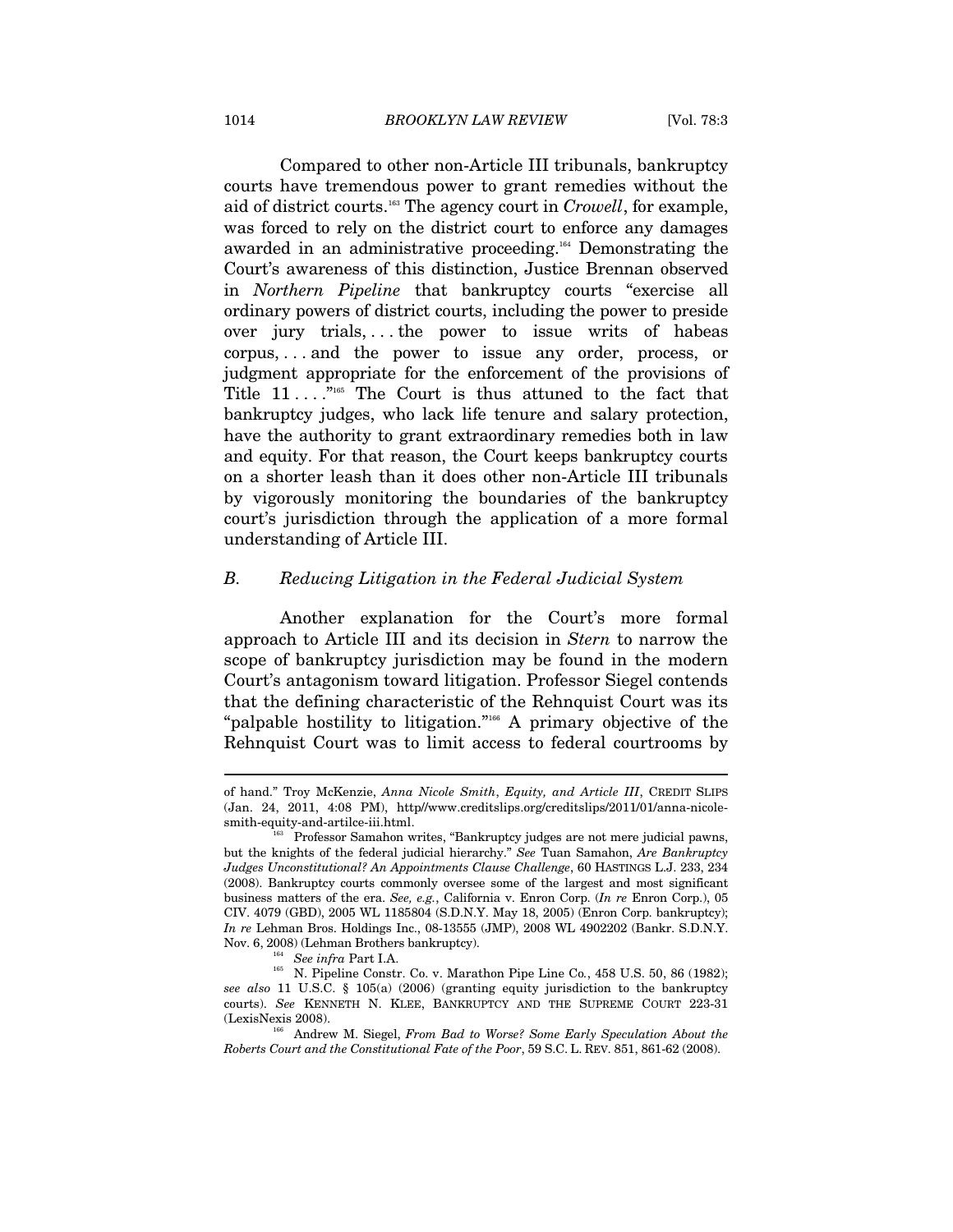Compared to other non-Article III tribunals, bankruptcy courts have tremendous power to grant remedies without the aid of district courts.[163] The agency court in *Crowell*, for example, was forced to rely on the district court to enforce any damages awarded in an administrative proceeding.[164] Demonstrating the Court's awareness of this distinction, Justice Brennan observed in *Northern Pipeline* that bankruptcy courts "exercise all ordinary powers of district courts, including the power to preside over jury trials, . . . the power to issue writs of habeas corpus, . . . and the power to issue any order, process, or judgment appropriate for the enforcement of the provisions of Title 11 . . . ."[165] The Court is thus attuned to the fact that bankruptcy judges, who lack life tenure and salary protection, have the authority to grant extraordinary remedies both in law and equity. For that reason, the Court keeps bankruptcy courts on a shorter leash than it does other non-Article III tribunals by vigorously monitoring the boundaries of the bankruptcy court's jurisdiction through the application of a more formal understanding of Article III.

### *B. Reducing Litigation in the Federal Judicial System*

Another explanation for the Court's more formal approach to Article III and its decision in *Stern* to narrow the scope of bankruptcy jurisdiction may be found in the modern Court's antagonism toward litigation. Professor Siegel contends that the defining characteristic of the Rehnquist Court was its "palpable hostility to litigation."[166] A primary objective of the Rehnquist Court was to limit access to federal courtrooms by

---

of hand." Troy McKenzie, *Anna Nicole Smith*, *Equity, and Article III*, CREDIT SLIPS (Jan. 24, 2011, 4:08 PM), http//www.creditslips.org/creditslips/2011/01/anna-nicole-smith-equity-and-artilce-iii.html.

[163] Professor Samahon writes, "Bankruptcy judges are not mere judicial pawns, but the knights of the federal judicial hierarchy." *See* Tuan Samahon, *Are Bankruptcy Judges Unconstitutional? An Appointments Clause Challenge*, 60 HASTINGS L.J. 233, 234 (2008). Bankruptcy courts commonly oversee some of the largest and most significant business matters of the era. *See, e.g.*, California v. Enron Corp. (*In re* Enron Corp.), 05 CIV. 4079 (GBD), 2005 WL 1185804 (S.D.N.Y. May 18, 2005) (Enron Corp. bankruptcy); *In re* Lehman Bros. Holdings Inc., 08-13555 (JMP), 2008 WL 4902202 (Bankr. S.D.N.Y. Nov. 6, 2008) (Lehman Brothers bankruptcy).

[164] *See infra* Part I.A.

[165] N. Pipeline Constr. Co. v. Marathon Pipe Line Co., 458 U.S. 50, 86 (1982); *see also* 11 U.S.C. § 105(a) (2006) (granting equity jurisdiction to the bankruptcy courts). *See* KENNETH N. KLEE, BANKRUPTCY AND THE SUPREME COURT 223-31 (LexisNexis 2008).

[166] Andrew M. Siegel, *From Bad to Worse? Some Early Speculation About the Roberts Court and the Constitutional Fate of the Poor*, 59 S.C. L. REV. 851, 861-62 (2008).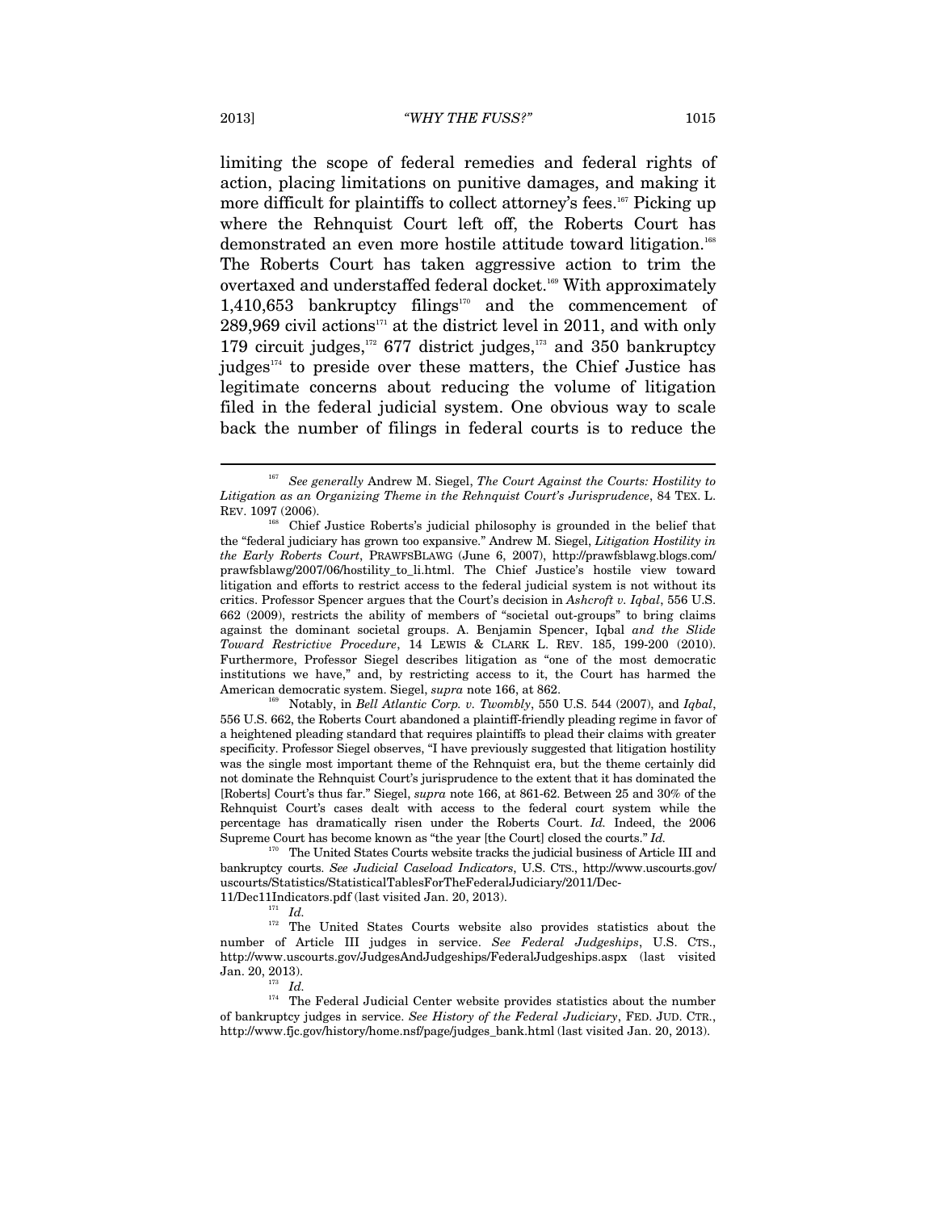limiting the scope of federal remedies and federal rights of action, placing limitations on punitive damages, and making it more difficult for plaintiffs to collect attorney's fees.[167] Picking up where the Rehnquist Court left off, the Roberts Court has demonstrated an even more hostile attitude toward litigation.[168] The Roberts Court has taken aggressive action to trim the overtaxed and understaffed federal docket.[169] With approximately 1,410,653 bankruptcy filings[170] and the commencement of 289,969 civil actions[171] at the district level in 2011, and with only 179 circuit judges,[172] 677 district judges,[173] and 350 bankruptcy judges[174] to preside over these matters, the Chief Justice has legitimate concerns about reducing the volume of litigation filed in the federal judicial system. One obvious way to scale back the number of filings in federal courts is to reduce the

---

[167] *See generally* Andrew M. Siegel, *The Court Against the Courts: Hostility to Litigation as an Organizing Theme in the Rehnquist Court's Jurisprudence*, 84 TEX. L. REV. 1097 (2006).

[168] Chief Justice Roberts's judicial philosophy is grounded in the belief that the "federal judiciary has grown too expansive." Andrew M. Siegel, *Litigation Hostility in the Early Roberts Court*, PRAWFSBLAWG (June 6, 2007), http://prawfsblawg.blogs.com/prawfsblawg/2007/06/hostility_to_li.html. The Chief Justice's hostile view toward litigation and efforts to restrict access to the federal judicial system is not without its critics. Professor Spencer argues that the Court's decision in *Ashcroft v. Iqbal*, 556 U.S. 662 (2009), restricts the ability of members of "societal out-groups" to bring claims against the dominant societal groups. A. Benjamin Spencer, Iqbal *and the Slide Toward Restrictive Procedure*, 14 LEWIS & CLARK L. REV. 185, 199-200 (2010). Furthermore, Professor Siegel describes litigation as "one of the most democratic institutions we have," and, by restricting access to it, the Court has harmed the American democratic system. Siegel, *supra* note 166, at 862.

[169] Notably, in *Bell Atlantic Corp. v. Twombly*, 550 U.S. 544 (2007), and *Iqbal*, 556 U.S. 662, the Roberts Court abandoned a plaintiff-friendly pleading regime in favor of a heightened pleading standard that requires plaintiffs to plead their claims with greater specificity. Professor Siegel observes, "I have previously suggested that litigation hostility was the single most important theme of the Rehnquist era, but the theme certainly did not dominate the Rehnquist Court's jurisprudence to the extent that it has dominated the [Roberts] Court's thus far." Siegel, *supra* note 166, at 861-62. Between 25 and 30% of the Rehnquist Court's cases dealt with access to the federal court system while the percentage has dramatically risen under the Roberts Court. *Id.* Indeed, the 2006 Supreme Court has become known as "the year [the Court] closed the courts." *Id.*

[170] The United States Courts website tracks the judicial business of Article III and bankruptcy courts. *See Judicial Caseload Indicators*, U.S. CTS., http://www.uscourts.gov/uscourts/Statistics/StatisticalTablesForTheFederalJudiciary/2011/Dec-11/Dec11Indicators.pdf (last visited Jan. 20, 2013).

[171] *Id.*

[172] The United States Courts website also provides statistics about the number of Article III judges in service. *See Federal Judgeships*, U.S. CTS., http://www.uscourts.gov/JudgesAndJudgeships/FederalJudgeships.aspx (last visited Jan. 20, 2013).

[173] *Id.*

[174] The Federal Judicial Center website provides statistics about the number of bankruptcy judges in service. *See History of the Federal Judiciary*, FED. JUD. CTR., http://www.fjc.gov/history/home.nsf/page/judges_bank.html (last visited Jan. 20, 2013).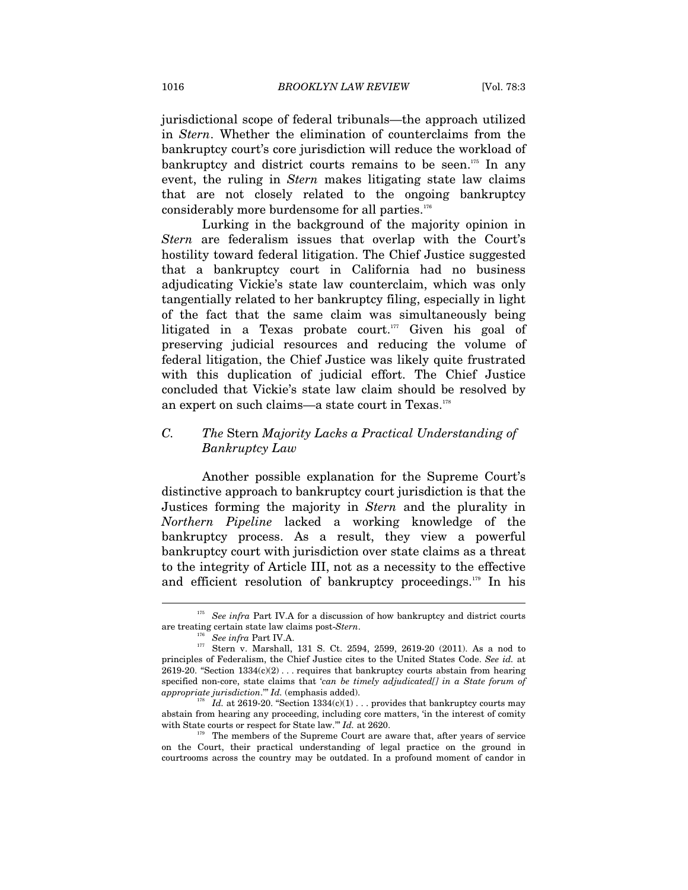jurisdictional scope of federal tribunals—the approach utilized in *Stern*. Whether the elimination of counterclaims from the bankruptcy court's core jurisdiction will reduce the workload of bankruptcy and district courts remains to be seen.[175] In any event, the ruling in *Stern* makes litigating state law claims that are not closely related to the ongoing bankruptcy considerably more burdensome for all parties.[176]

Lurking in the background of the majority opinion in *Stern* are federalism issues that overlap with the Court's hostility toward federal litigation. The Chief Justice suggested that a bankruptcy court in California had no business adjudicating Vickie's state law counterclaim, which was only tangentially related to her bankruptcy filing, especially in light of the fact that the same claim was simultaneously being litigated in a Texas probate court.[177] Given his goal of preserving judicial resources and reducing the volume of federal litigation, the Chief Justice was likely quite frustrated with this duplication of judicial effort. The Chief Justice concluded that Vickie's state law claim should be resolved by an expert on such claims—a state court in Texas.[178]

### *C. The* Stern *Majority Lacks a Practical Understanding of Bankruptcy Law*

Another possible explanation for the Supreme Court's distinctive approach to bankruptcy court jurisdiction is that the Justices forming the majority in *Stern* and the plurality in *Northern Pipeline* lacked a working knowledge of the bankruptcy process. As a result, they view a powerful bankruptcy court with jurisdiction over state claims as a threat to the integrity of Article III, not as a necessity to the effective and efficient resolution of bankruptcy proceedings.[179] In his

---

[175] *See infra* Part IV.A for a discussion of how bankruptcy and district courts are treating certain state law claims post-*Stern*.

[176] *See infra* Part IV.A.

[177] Stern v. Marshall, 131 S. Ct. 2594, 2599, 2619-20 (2011). As a nod to principles of Federalism, the Chief Justice cites to the United States Code. *See id.* at 2619-20. "Section 1334(c)(2) . . . requires that bankruptcy courts abstain from hearing specified non-core, state claims that '*can be timely adjudicated[] in a State forum of appropriate jurisdiction*.'" *Id.* (emphasis added).

[178] *Id.* at 2619-20. "Section 1334(c)(1) . . . provides that bankruptcy courts may abstain from hearing any proceeding, including core matters, 'in the interest of comity with State courts or respect for State law.'" *Id.* at 2620.

[179] The members of the Supreme Court are aware that, after years of service on the Court, their practical understanding of legal practice on the ground in courtrooms across the country may be outdated. In a profound moment of candor in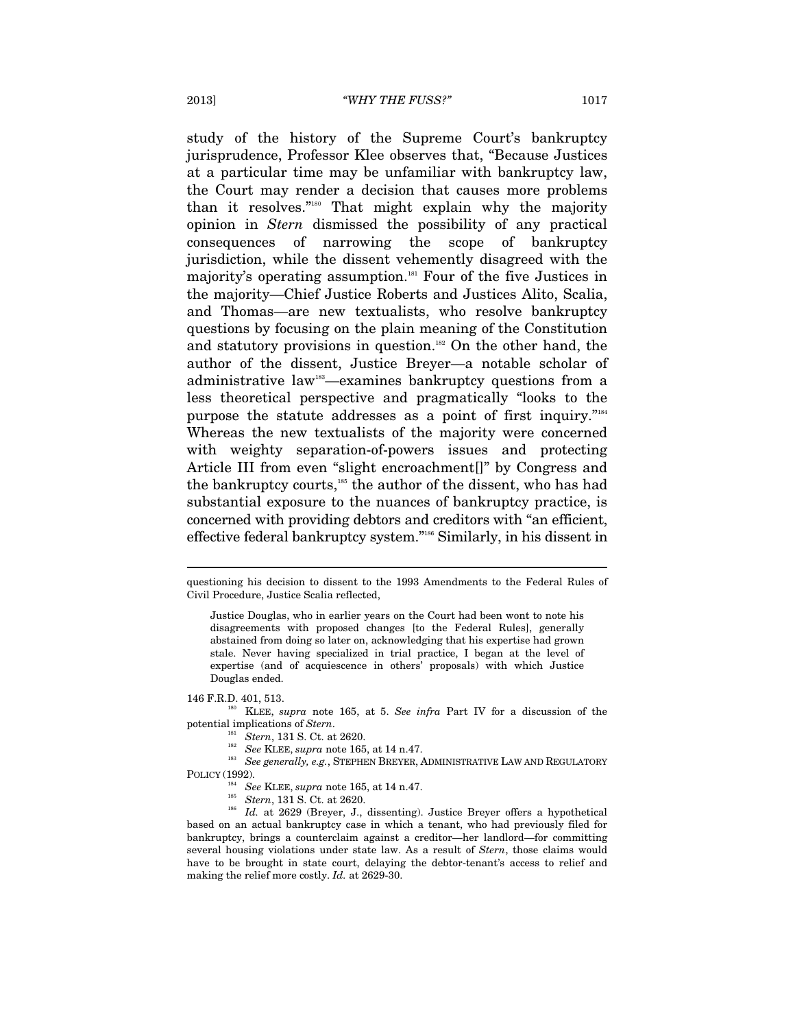study of the history of the Supreme Court's bankruptcy jurisprudence, Professor Klee observes that, "Because Justices at a particular time may be unfamiliar with bankruptcy law, the Court may render a decision that causes more problems than it resolves."[180] That might explain why the majority opinion in *Stern* dismissed the possibility of any practical consequences of narrowing the scope of bankruptcy jurisdiction, while the dissent vehemently disagreed with the majority's operating assumption.[181] Four of the five Justices in the majority—Chief Justice Roberts and Justices Alito, Scalia, and Thomas—are new textualists, who resolve bankruptcy questions by focusing on the plain meaning of the Constitution and statutory provisions in question.[182] On the other hand, the author of the dissent, Justice Breyer—a notable scholar of administrative law[183]—examines bankruptcy questions from a less theoretical perspective and pragmatically "looks to the purpose the statute addresses as a point of first inquiry."[184] Whereas the new textualists of the majority were concerned with weighty separation-of-powers issues and protecting Article III from even "slight encroachment[]" by Congress and the bankruptcy courts,[185] the author of the dissent, who has had substantial exposure to the nuances of bankruptcy practice, is concerned with providing debtors and creditors with "an efficient, effective federal bankruptcy system."[186] Similarly, in his dissent in

---

questioning his decision to dissent to the 1993 Amendments to the Federal Rules of Civil Procedure, Justice Scalia reflected,

> Justice Douglas, who in earlier years on the Court had been wont to note his disagreements with proposed changes [to the Federal Rules], generally abstained from doing so later on, acknowledging that his expertise had grown stale. Never having specialized in trial practice, I began at the level of expertise (and of acquiescence in others' proposals) with which Justice Douglas ended.

146 F.R.D. 401, 513.

[180] KLEE, *supra* note 165, at 5. *See infra* Part IV for a discussion of the potential implications of *Stern*.

[181] *Stern*, 131 S. Ct. at 2620.

[182] *See* KLEE, *supra* note 165, at 14 n.47.

[183] *See generally, e.g.*, STEPHEN BREYER, ADMINISTRATIVE LAW AND REGULATORY POLICY (1992).

[184] *See* KLEE, *supra* note 165, at 14 n.47.

[185] *Stern*, 131 S. Ct. at 2620.

[186] *Id.* at 2629 (Breyer, J., dissenting). Justice Breyer offers a hypothetical based on an actual bankruptcy case in which a tenant, who had previously filed for bankruptcy, brings a counterclaim against a creditor—her landlord—for committing several housing violations under state law. As a result of *Stern*, those claims would have to be brought in state court, delaying the debtor-tenant's access to relief and making the relief more costly. *Id.* at 2629-30.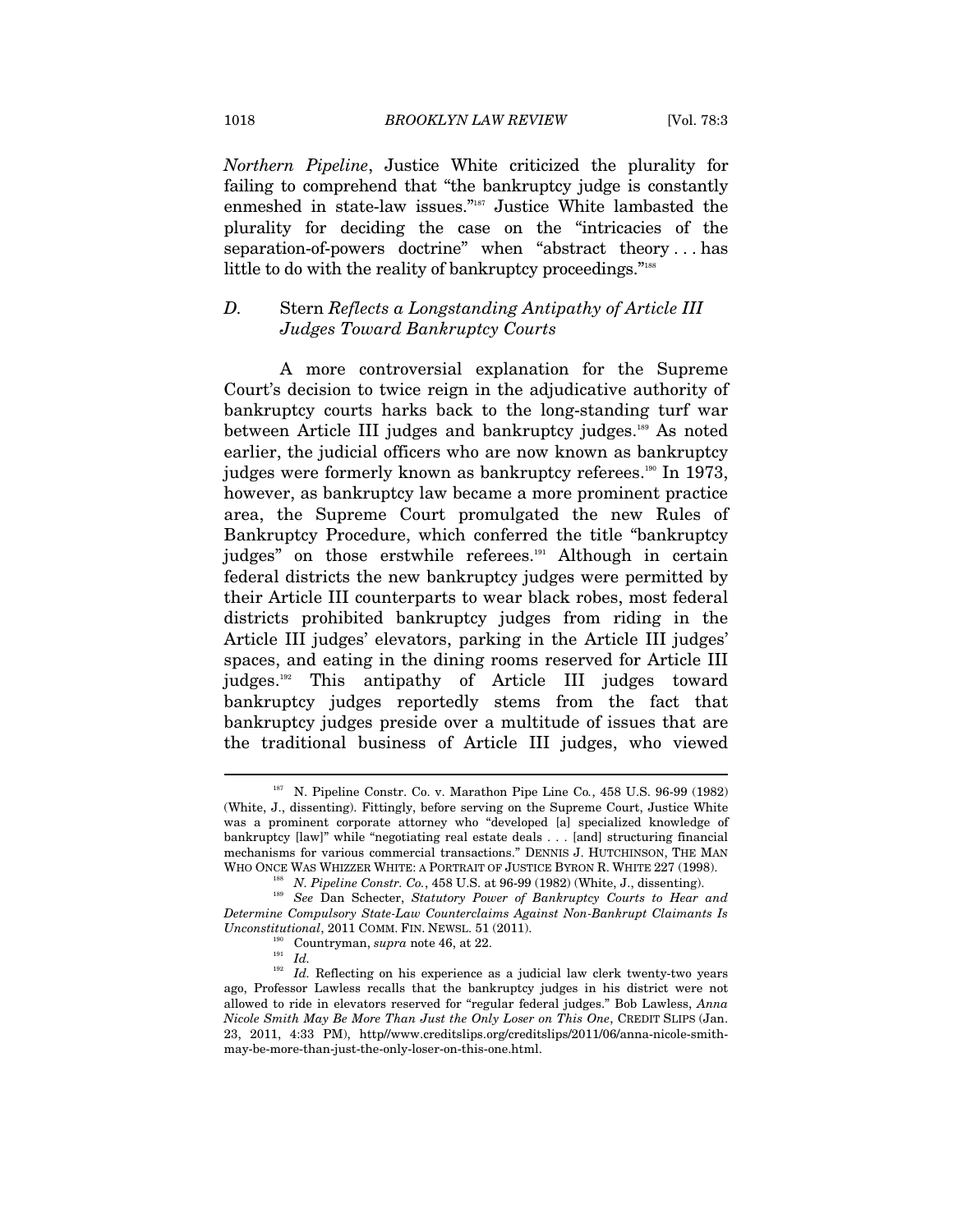*Northern Pipeline*, Justice White criticized the plurality for failing to comprehend that "the bankruptcy judge is constantly enmeshed in state-law issues."[187] Justice White lambasted the plurality for deciding the case on the "intricacies of the separation-of-powers doctrine" when "abstract theory . . . has little to do with the reality of bankruptcy proceedings."[188]

### *D.* Stern *Reflects a Longstanding Antipathy of Article III Judges Toward Bankruptcy Courts*

A more controversial explanation for the Supreme Court's decision to twice reign in the adjudicative authority of bankruptcy courts harks back to the long-standing turf war between Article III judges and bankruptcy judges.[189] As noted earlier, the judicial officers who are now known as bankruptcy judges were formerly known as bankruptcy referees.[190] In 1973, however, as bankruptcy law became a more prominent practice area, the Supreme Court promulgated the new Rules of Bankruptcy Procedure, which conferred the title "bankruptcy judges" on those erstwhile referees.[191] Although in certain federal districts the new bankruptcy judges were permitted by their Article III counterparts to wear black robes, most federal districts prohibited bankruptcy judges from riding in the Article III judges' elevators, parking in the Article III judges' spaces, and eating in the dining rooms reserved for Article III judges.[192] This antipathy of Article III judges toward bankruptcy judges reportedly stems from the fact that bankruptcy judges preside over a multitude of issues that are the traditional business of Article III judges, who viewed

---

[187] N. Pipeline Constr. Co. v. Marathon Pipe Line Co., 458 U.S. 96-99 (1982) (White, J., dissenting). Fittingly, before serving on the Supreme Court, Justice White was a prominent corporate attorney who "developed [a] specialized knowledge of bankruptcy [law]" while "negotiating real estate deals . . . [and] structuring financial mechanisms for various commercial transactions." DENNIS J. HUTCHINSON, THE MAN WHO ONCE WAS WHIZZER WHITE: A PORTRAIT OF JUSTICE BYRON R. WHITE 227 (1998).

[188] *N. Pipeline Constr. Co.*, 458 U.S. at 96-99 (1982) (White, J., dissenting).

[189] *See* Dan Schecter, *Statutory Power of Bankruptcy Courts to Hear and Determine Compulsory State-Law Counterclaims Against Non-Bankrupt Claimants Is Unconstitutional*, 2011 COMM. FIN. NEWSL. 51 (2011).

[190] Countryman, *supra* note 46, at 22.

[191] *Id.*

[192] *Id.* Reflecting on his experience as a judicial law clerk twenty-two years ago, Professor Lawless recalls that the bankruptcy judges in his district were not allowed to ride in elevators reserved for "regular federal judges." Bob Lawless, *Anna Nicole Smith May Be More Than Just the Only Loser on This One*, CREDIT SLIPS (Jan. 23, 2011, 4:33 PM), http//www.creditslips.org/creditslips/2011/06/anna-nicole-smith-may-be-more-than-just-the-only-loser-on-this-one.html.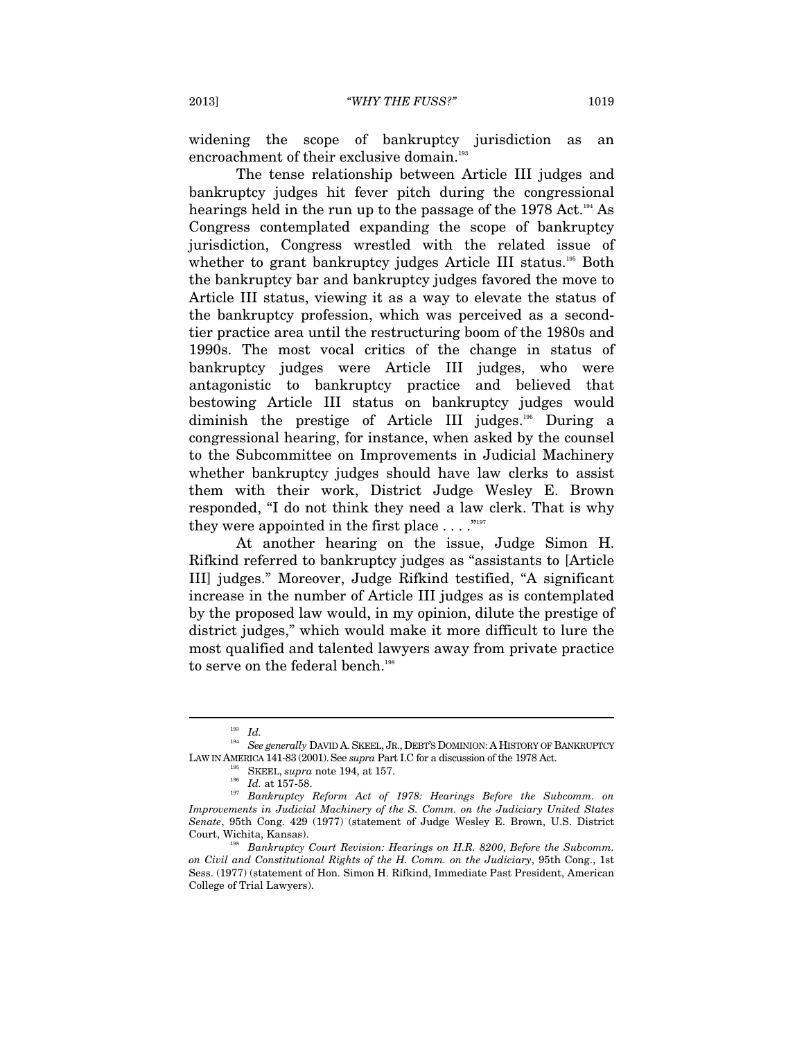widening the scope of bankruptcy jurisdiction as an encroachment of their exclusive domain.[193]

The tense relationship between Article III judges and bankruptcy judges hit fever pitch during the congressional hearings held in the run up to the passage of the 1978 Act.[194] As Congress contemplated expanding the scope of bankruptcy jurisdiction, Congress wrestled with the related issue of whether to grant bankruptcy judges Article III status.[195] Both the bankruptcy bar and bankruptcy judges favored the move to Article III status, viewing it as a way to elevate the status of the bankruptcy profession, which was perceived as a second-tier practice area until the restructuring boom of the 1980s and 1990s. The most vocal critics of the change in status of bankruptcy judges were Article III judges, who were antagonistic to bankruptcy practice and believed that bestowing Article III status on bankruptcy judges would diminish the prestige of Article III judges.[196] During a congressional hearing, for instance, when asked by the counsel to the Subcommittee on Improvements in Judicial Machinery whether bankruptcy judges should have law clerks to assist them with their work, District Judge Wesley E. Brown responded, "I do not think they need a law clerk. That is why they were appointed in the first place . . . ."[197]

At another hearing on the issue, Judge Simon H. Rifkind referred to bankruptcy judges as "assistants to [Article III] judges." Moreover, Judge Rifkind testified, "A significant increase in the number of Article III judges as is contemplated by the proposed law would, in my opinion, dilute the prestige of district judges," which would make it more difficult to lure the most qualified and talented lawyers away from private practice to serve on the federal bench.[198]

---

[193] *Id.*

[194] *See generally* DAVID A. SKEEL, JR., DEBT'S DOMINION: A HISTORY OF BANKRUPTCY LAW IN AMERICA 141-83 (2001). See *supra* Part I.C for a discussion of the 1978 Act.

[195] SKEEL, *supra* note 194, at 157.

[196] *Id.* at 157-58.

[197] *Bankruptcy Reform Act of 1978: Hearings Before the Subcomm. on Improvements in Judicial Machinery of the S. Comm. on the Judiciary United States Senate*, 95th Cong. 429 (1977) (statement of Judge Wesley E. Brown, U.S. District Court, Wichita, Kansas).

[198] *Bankruptcy Court Revision: Hearings on H.R. 8200, Before the Subcomm. on Civil and Constitutional Rights of the H. Comm. on the Judiciary*, 95th Cong., 1st Sess. (1977) (statement of Hon. Simon H. Rifkind, Immediate Past President, American College of Trial Lawyers).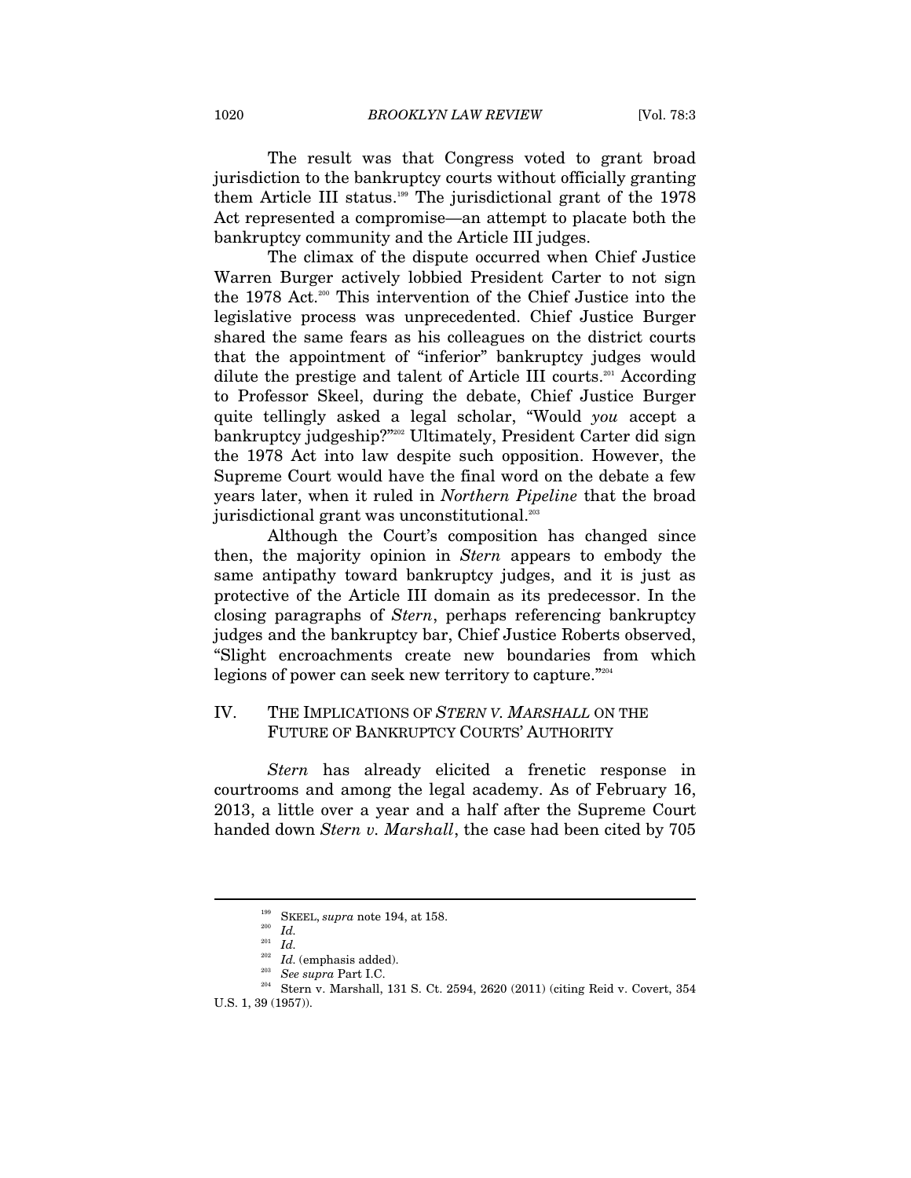The result was that Congress voted to grant broad jurisdiction to the bankruptcy courts without officially granting them Article III status.[199] The jurisdictional grant of the 1978 Act represented a compromise—an attempt to placate both the bankruptcy community and the Article III judges.

The climax of the dispute occurred when Chief Justice Warren Burger actively lobbied President Carter to not sign the 1978 Act.[200] This intervention of the Chief Justice into the legislative process was unprecedented. Chief Justice Burger shared the same fears as his colleagues on the district courts that the appointment of "inferior" bankruptcy judges would dilute the prestige and talent of Article III courts.[201] According to Professor Skeel, during the debate, Chief Justice Burger quite tellingly asked a legal scholar, "Would *you* accept a bankruptcy judgeship?"[202] Ultimately, President Carter did sign the 1978 Act into law despite such opposition. However, the Supreme Court would have the final word on the debate a few years later, when it ruled in *Northern Pipeline* that the broad jurisdictional grant was unconstitutional.[203]

Although the Court's composition has changed since then, the majority opinion in *Stern* appears to embody the same antipathy toward bankruptcy judges, and it is just as protective of the Article III domain as its predecessor. In the closing paragraphs of *Stern*, perhaps referencing bankruptcy judges and the bankruptcy bar, Chief Justice Roberts observed, "Slight encroachments create new boundaries from which legions of power can seek new territory to capture."[204]

## IV. THE IMPLICATIONS OF *STERN V. MARSHALL* ON THE FUTURE OF BANKRUPTCY COURTS' AUTHORITY

*Stern* has already elicited a frenetic response in courtrooms and among the legal academy. As of February 16, 2013, a little over a year and a half after the Supreme Court handed down *Stern v. Marshall*, the case had been cited by 705

---

[199] SKEEL, *supra* note 194, at 158.

[200] *Id.*

[201] *Id.*

[202] *Id.* (emphasis added).

[203] *See supra* Part I.C.

[204] Stern v. Marshall, 131 S. Ct. 2594, 2620 (2011) (citing Reid v. Covert, 354 U.S. 1, 39 (1957)).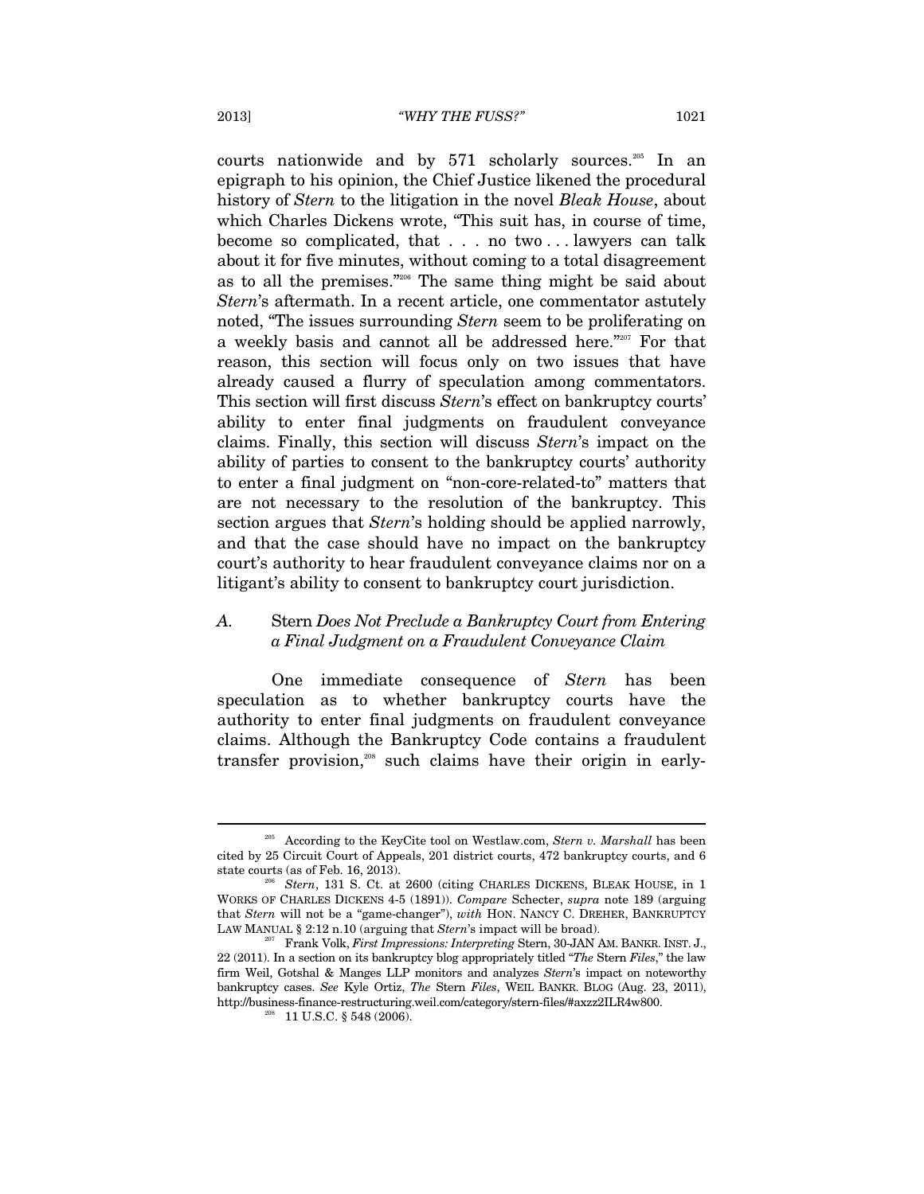courts nationwide and by 571 scholarly sources.[205] In an epigraph to his opinion, the Chief Justice likened the procedural history of *Stern* to the litigation in the novel *Bleak House*, about which Charles Dickens wrote, "This suit has, in course of time, become so complicated, that . . . no two . . . lawyers can talk about it for five minutes, without coming to a total disagreement as to all the premises."[206] The same thing might be said about *Stern*'s aftermath. In a recent article, one commentator astutely noted, "The issues surrounding *Stern* seem to be proliferating on a weekly basis and cannot all be addressed here."[207] For that reason, this section will focus only on two issues that have already caused a flurry of speculation among commentators. This section will first discuss *Stern*'s effect on bankruptcy courts' ability to enter final judgments on fraudulent conveyance claims. Finally, this section will discuss *Stern*'s impact on the ability of parties to consent to the bankruptcy courts' authority to enter a final judgment on "non-core-related-to" matters that are not necessary to the resolution of the bankruptcy. This section argues that *Stern*'s holding should be applied narrowly, and that the case should have no impact on the bankruptcy court's authority to hear fraudulent conveyance claims nor on a litigant's ability to consent to bankruptcy court jurisdiction.

### A. Stern *Does Not Preclude a Bankruptcy Court from Entering a Final Judgment on a Fraudulent Conveyance Claim*

One immediate consequence of *Stern* has been speculation as to whether bankruptcy courts have the authority to enter final judgments on fraudulent conveyance claims. Although the Bankruptcy Code contains a fraudulent transfer provision,[208] such claims have their origin in early-

---

[205] According to the KeyCite tool on Westlaw.com, *Stern v. Marshall* has been cited by 25 Circuit Court of Appeals, 201 district courts, 472 bankruptcy courts, and 6 state courts (as of Feb. 16, 2013).

[206] *Stern*, 131 S. Ct. at 2600 (citing CHARLES DICKENS, BLEAK HOUSE, in 1 WORKS OF CHARLES DICKENS 4-5 (1891)). *Compare* Schecter, *supra* note 189 (arguing that *Stern* will not be a "game-changer"), *with* HON. NANCY C. DREHER, BANKRUPTCY LAW MANUAL § 2:12 n.10 (arguing that *Stern*'s impact will be broad).

[207] Frank Volk, *First Impressions: Interpreting* Stern, 30-JAN AM. BANKR. INST. J., 22 (2011). In a section on its bankruptcy blog appropriately titled "*The* Stern *Files*," the law firm Weil, Gotshal & Manges LLP monitors and analyzes *Stern*'s impact on noteworthy bankruptcy cases. *See* Kyle Ortiz, *The* Stern *Files*, WEIL BANKR. BLOG (Aug. 23, 2011), http://business-finance-restructuring.weil.com/category/stern-files/#axzz2ILR4w800.

[208] 11 U.S.C. § 548 (2006).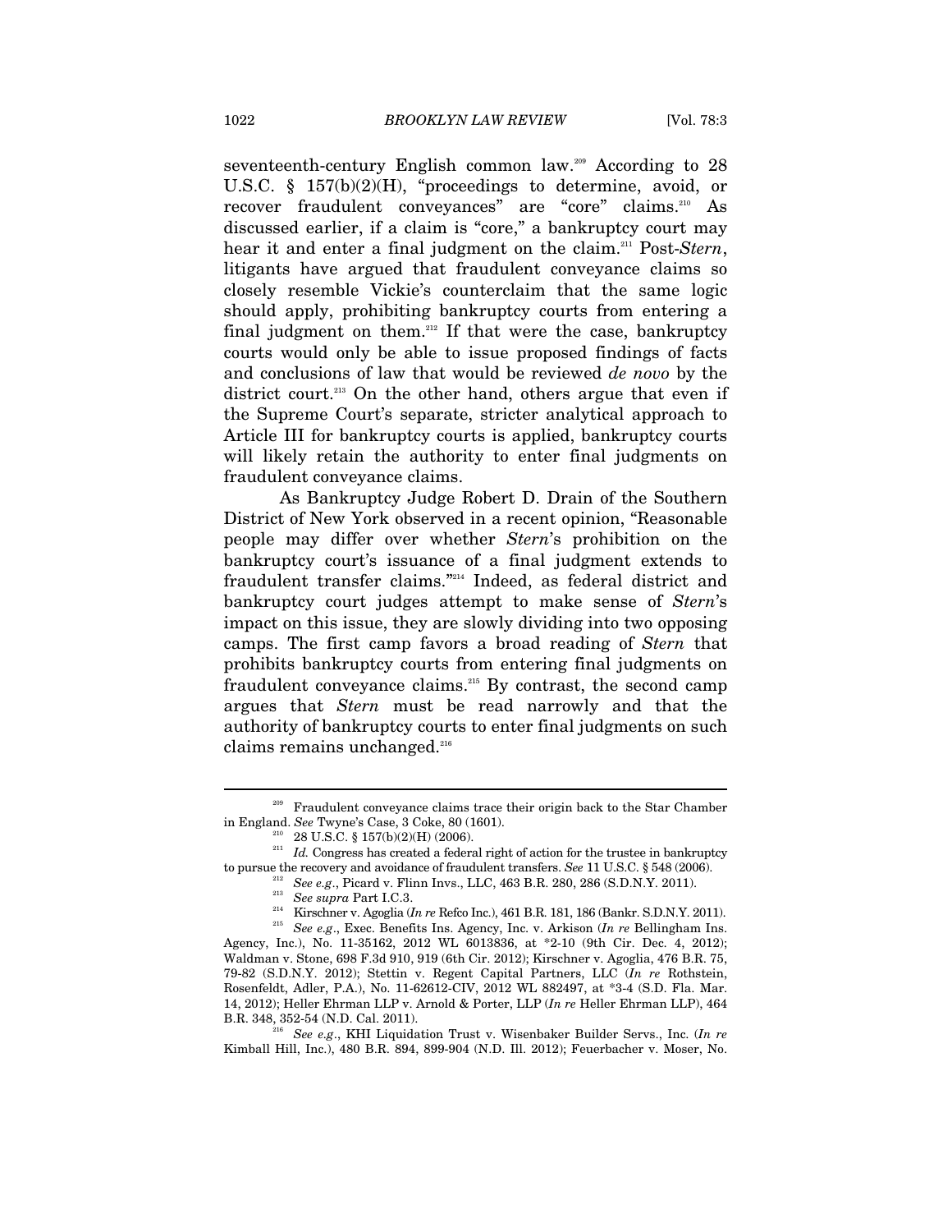seventeenth-century English common law.[209] According to 28 U.S.C. § 157(b)(2)(H), "proceedings to determine, avoid, or recover fraudulent conveyances" are "core" claims.[210] As discussed earlier, if a claim is "core," a bankruptcy court may hear it and enter a final judgment on the claim.[211] Post-*Stern*, litigants have argued that fraudulent conveyance claims so closely resemble Vickie's counterclaim that the same logic should apply, prohibiting bankruptcy courts from entering a final judgment on them.[212] If that were the case, bankruptcy courts would only be able to issue proposed findings of facts and conclusions of law that would be reviewed *de novo* by the district court.[213] On the other hand, others argue that even if the Supreme Court's separate, stricter analytical approach to Article III for bankruptcy courts is applied, bankruptcy courts will likely retain the authority to enter final judgments on fraudulent conveyance claims.

As Bankruptcy Judge Robert D. Drain of the Southern District of New York observed in a recent opinion, "Reasonable people may differ over whether *Stern*'s prohibition on the bankruptcy court's issuance of a final judgment extends to fraudulent transfer claims."[214] Indeed, as federal district and bankruptcy court judges attempt to make sense of *Stern*'s impact on this issue, they are slowly dividing into two opposing camps. The first camp favors a broad reading of *Stern* that prohibits bankruptcy courts from entering final judgments on fraudulent conveyance claims.[215] By contrast, the second camp argues that *Stern* must be read narrowly and that the authority of bankruptcy courts to enter final judgments on such claims remains unchanged.[216]

---

[209] Fraudulent conveyance claims trace their origin back to the Star Chamber in England. *See* Twyne's Case, 3 Coke, 80 (1601).

[210] 28 U.S.C. § 157(b)(2)(H) (2006).

[211] *Id.* Congress has created a federal right of action for the trustee in bankruptcy to pursue the recovery and avoidance of fraudulent transfers. *See* 11 U.S.C. § 548 (2006).

[212] *See e.g*., Picard v. Flinn Invs., LLC, 463 B.R. 280, 286 (S.D.N.Y. 2011).

[213] *See supra* Part I.C.3.

[214] Kirschner v. Agoglia (*In re* Refco Inc.), 461 B.R. 181, 186 (Bankr. S.D.N.Y. 2011).

[215] *See e.g*., Exec. Benefits Ins. Agency, Inc. v. Arkison (*In re* Bellingham Ins. Agency, Inc.), No. 11-35162, 2012 WL 6013836, at \*2-10 (9th Cir. Dec. 4, 2012); Waldman v. Stone, 698 F.3d 910, 919 (6th Cir. 2012); Kirschner v. Agoglia, 476 B.R. 75, 79-82 (S.D.N.Y. 2012); Stettin v. Regent Capital Partners, LLC (*In re* Rothstein, Rosenfeldt, Adler, P.A.), No. 11-62612-CIV, 2012 WL 882497, at \*3-4 (S.D. Fla. Mar. 14, 2012); Heller Ehrman LLP v. Arnold & Porter, LLP (*In re* Heller Ehrman LLP), 464 B.R. 348, 352-54 (N.D. Cal. 2011).

[216] *See e.g*., KHI Liquidation Trust v. Wisenbaker Builder Servs., Inc. (*In re* Kimball Hill, Inc.), 480 B.R. 894, 899-904 (N.D. Ill. 2012); Feuerbacher v. Moser, No.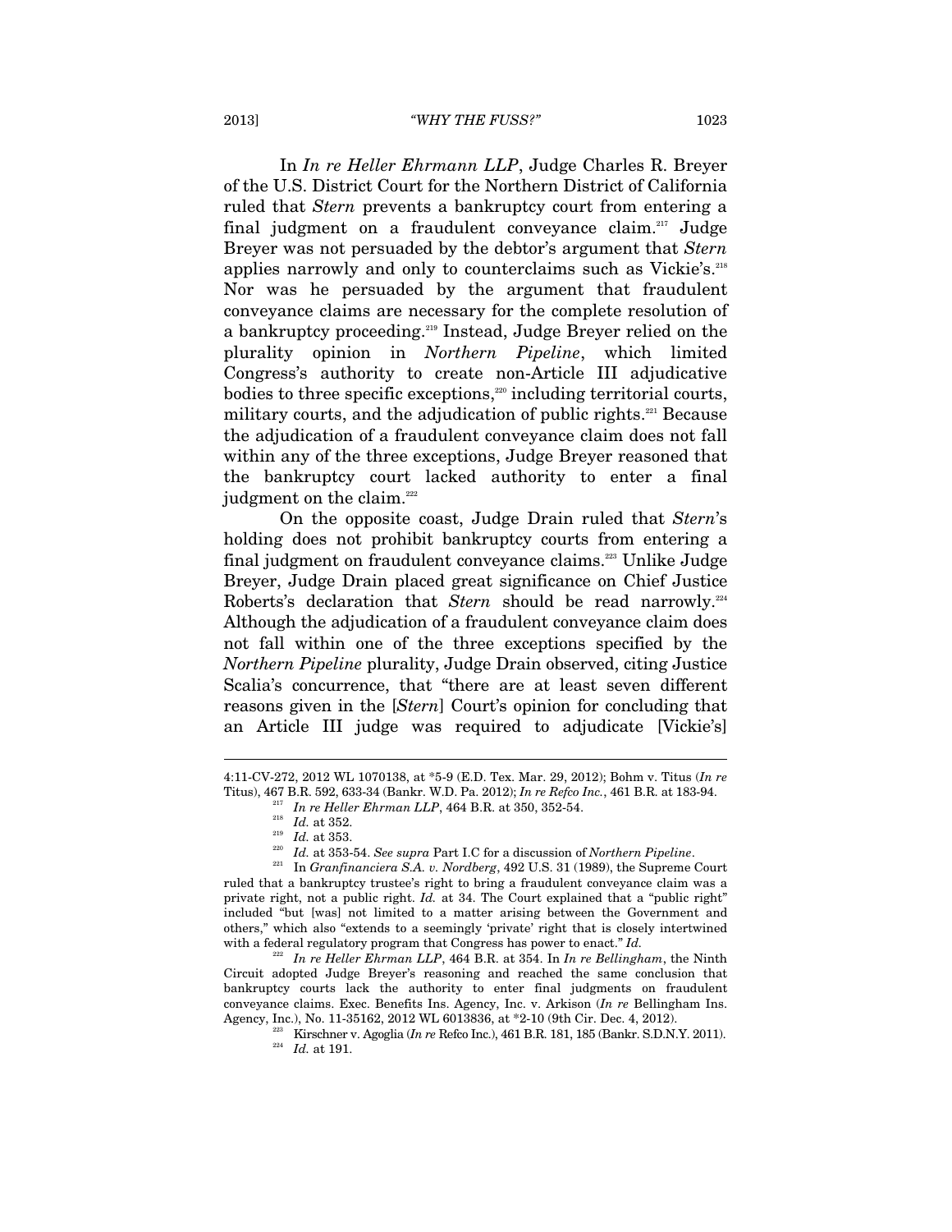In *In re Heller Ehrmann LLP*, Judge Charles R. Breyer of the U.S. District Court for the Northern District of California ruled that *Stern* prevents a bankruptcy court from entering a final judgment on a fraudulent conveyance claim.[217] Judge Breyer was not persuaded by the debtor's argument that *Stern* applies narrowly and only to counterclaims such as Vickie's.[218] Nor was he persuaded by the argument that fraudulent conveyance claims are necessary for the complete resolution of a bankruptcy proceeding.[219] Instead, Judge Breyer relied on the plurality opinion in *Northern Pipeline*, which limited Congress's authority to create non-Article III adjudicative bodies to three specific exceptions,[220] including territorial courts, military courts, and the adjudication of public rights.[221] Because the adjudication of a fraudulent conveyance claim does not fall within any of the three exceptions, Judge Breyer reasoned that the bankruptcy court lacked authority to enter a final judgment on the claim.[222]

On the opposite coast, Judge Drain ruled that *Stern*'s holding does not prohibit bankruptcy courts from entering a final judgment on fraudulent conveyance claims.[223] Unlike Judge Breyer, Judge Drain placed great significance on Chief Justice Roberts's declaration that *Stern* should be read narrowly.[224] Although the adjudication of a fraudulent conveyance claim does not fall within one of the three exceptions specified by the *Northern Pipeline* plurality, Judge Drain observed, citing Justice Scalia's concurrence, that "there are at least seven different reasons given in the [*Stern*] Court's opinion for concluding that an Article III judge was required to adjudicate [Vickie's]

---

4:11-CV-272, 2012 WL 1070138, at *5-9 (E.D. Tex. Mar. 29, 2012); Bohm v. Titus (*In re* Titus), 467 B.R. 592, 633-34 (Bankr. W.D. Pa. 2012); *In re Refco Inc.*, 461 B.R. at 183-94.

[217] *In re Heller Ehrman LLP*, 464 B.R. at 350, 352-54.

[218] *Id.* at 352.

[219] *Id.* at 353.

[220] *Id.* at 353-54. *See supra* Part I.C for a discussion of *Northern Pipeline*.

[221] In *Granfinanciera S.A. v. Nordberg*, 492 U.S. 31 (1989), the Supreme Court ruled that a bankruptcy trustee's right to bring a fraudulent conveyance claim was a private right, not a public right. *Id.* at 34. The Court explained that a "public right" included "but [was] not limited to a matter arising between the Government and others," which also "extends to a seemingly 'private' right that is closely intertwined with a federal regulatory program that Congress has power to enact." *Id.*

[222] *In re Heller Ehrman LLP*, 464 B.R. at 354. In *In re Bellingham*, the Ninth Circuit adopted Judge Breyer's reasoning and reached the same conclusion that bankruptcy courts lack the authority to enter final judgments on fraudulent conveyance claims. Exec. Benefits Ins. Agency, Inc. v. Arkison (*In re* Bellingham Ins. Agency, Inc.), No. 11-35162, 2012 WL 6013836, at *2-10 (9th Cir. Dec. 4, 2012).

[223] Kirschner v. Agoglia (*In re* Refco Inc.), 461 B.R. 181, 185 (Bankr. S.D.N.Y. 2011).

[224] *Id.* at 191.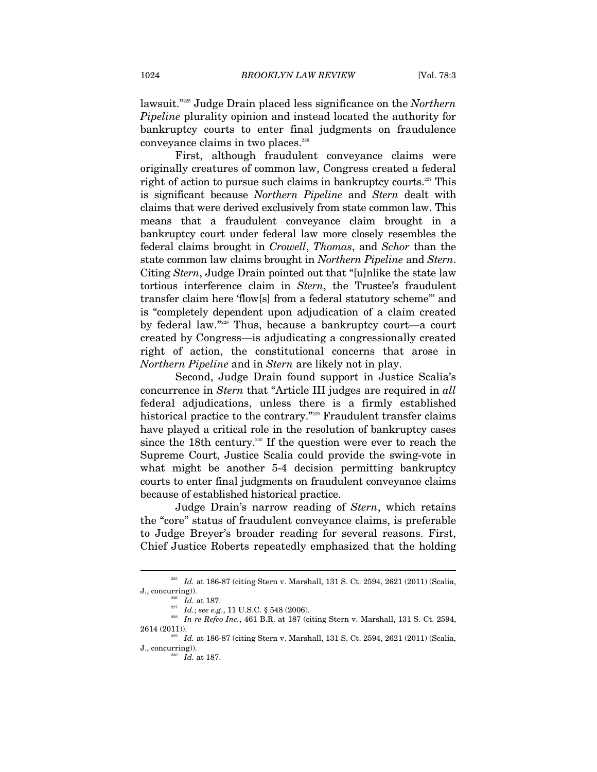lawsuit."[225] Judge Drain placed less significance on the *Northern Pipeline* plurality opinion and instead located the authority for bankruptcy courts to enter final judgments on fraudulence conveyance claims in two places.[226]

First, although fraudulent conveyance claims were originally creatures of common law, Congress created a federal right of action to pursue such claims in bankruptcy courts.[227] This is significant because *Northern Pipeline* and *Stern* dealt with claims that were derived exclusively from state common law. This means that a fraudulent conveyance claim brought in a bankruptcy court under federal law more closely resembles the federal claims brought in *Crowell*, *Thomas*, and *Schor* than the state common law claims brought in *Northern Pipeline* and *Stern*. Citing *Stern*, Judge Drain pointed out that "[u]nlike the state law tortious interference claim in *Stern*, the Trustee's fraudulent transfer claim here 'flow[s] from a federal statutory scheme'" and is "completely dependent upon adjudication of a claim created by federal law."[228] Thus, because a bankruptcy court—a court created by Congress—is adjudicating a congressionally created right of action, the constitutional concerns that arose in *Northern Pipeline* and in *Stern* are likely not in play.

Second, Judge Drain found support in Justice Scalia's concurrence in *Stern* that "Article III judges are required in *all* federal adjudications, unless there is a firmly established historical practice to the contrary."[229] Fraudulent transfer claims have played a critical role in the resolution of bankruptcy cases since the 18th century.[230] If the question were ever to reach the Supreme Court, Justice Scalia could provide the swing-vote in what might be another 5-4 decision permitting bankruptcy courts to enter final judgments on fraudulent conveyance claims because of established historical practice.

Judge Drain's narrow reading of *Stern*, which retains the "core" status of fraudulent conveyance claims, is preferable to Judge Breyer's broader reading for several reasons. First, Chief Justice Roberts repeatedly emphasized that the holding

---

[225] *Id.* at 186-87 (citing Stern v. Marshall, 131 S. Ct. 2594, 2621 (2011) (Scalia, J., concurring)).

[226] *Id.* at 187.

[227] *Id.*; *see e.g.*, 11 U.S.C. § 548 (2006).

[228] *In re Refco Inc.*, 461 B.R. at 187 (citing Stern v. Marshall, 131 S. Ct. 2594, 2614 (2011)).

[229] *Id.* at 186-87 (citing Stern v. Marshall, 131 S. Ct. 2594, 2621 (2011) (Scalia, J., concurring)).

[230] *Id.* at 187.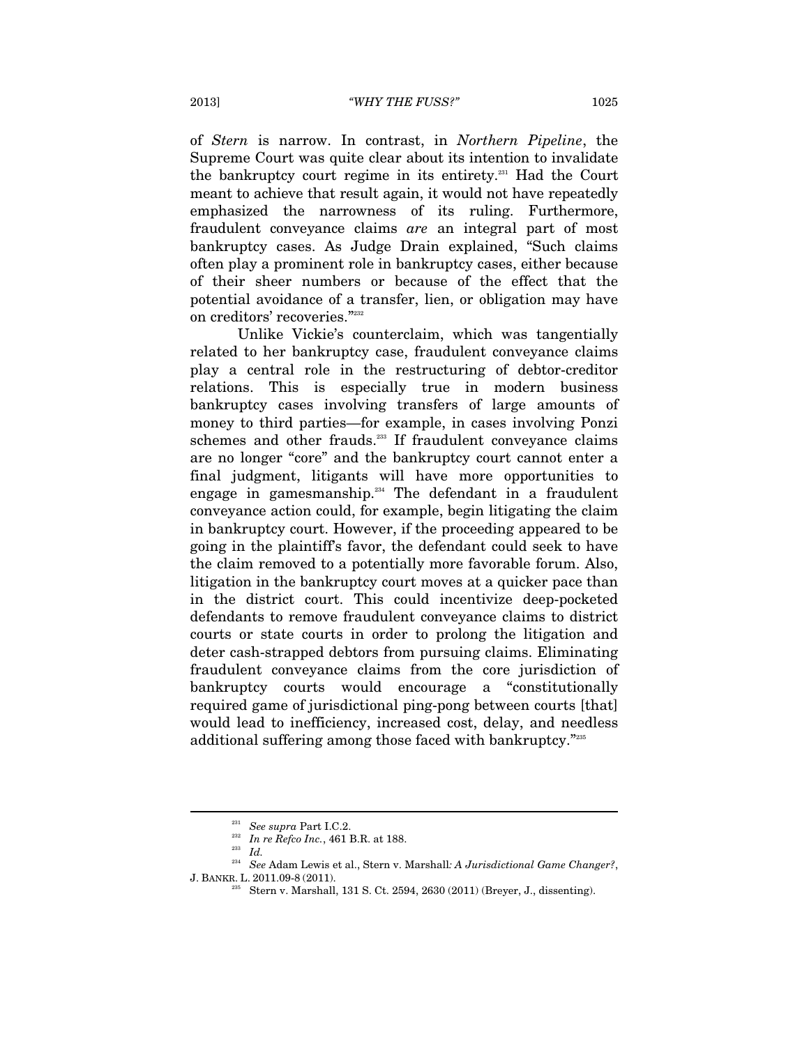of *Stern* is narrow. In contrast, in *Northern Pipeline*, the Supreme Court was quite clear about its intention to invalidate the bankruptcy court regime in its entirety.[231] Had the Court meant to achieve that result again, it would not have repeatedly emphasized the narrowness of its ruling. Furthermore, fraudulent conveyance claims *are* an integral part of most bankruptcy cases. As Judge Drain explained, "Such claims often play a prominent role in bankruptcy cases, either because of their sheer numbers or because of the effect that the potential avoidance of a transfer, lien, or obligation may have on creditors' recoveries."[232]

Unlike Vickie's counterclaim, which was tangentially related to her bankruptcy case, fraudulent conveyance claims play a central role in the restructuring of debtor-creditor relations. This is especially true in modern business bankruptcy cases involving transfers of large amounts of money to third parties—for example, in cases involving Ponzi schemes and other frauds.[233] If fraudulent conveyance claims are no longer "core" and the bankruptcy court cannot enter a final judgment, litigants will have more opportunities to engage in gamesmanship.[234] The defendant in a fraudulent conveyance action could, for example, begin litigating the claim in bankruptcy court. However, if the proceeding appeared to be going in the plaintiff's favor, the defendant could seek to have the claim removed to a potentially more favorable forum. Also, litigation in the bankruptcy court moves at a quicker pace than in the district court. This could incentivize deep-pocketed defendants to remove fraudulent conveyance claims to district courts or state courts in order to prolong the litigation and deter cash-strapped debtors from pursuing claims. Eliminating fraudulent conveyance claims from the core jurisdiction of bankruptcy courts would encourage a "constitutionally required game of jurisdictional ping-pong between courts [that] would lead to inefficiency, increased cost, delay, and needless additional suffering among those faced with bankruptcy."[235]

---

[231] *See supra* Part I.C.2.

[232] *In re Refco Inc.*, 461 B.R. at 188.

[233] *Id.*

[234] *See* Adam Lewis et al., Stern v. Marshall*: A Jurisdictional Game Changer?*, J. BANKR. L. 2011.09-8 (2011).

[235] Stern v. Marshall, 131 S. Ct. 2594, 2630 (2011) (Breyer, J., dissenting).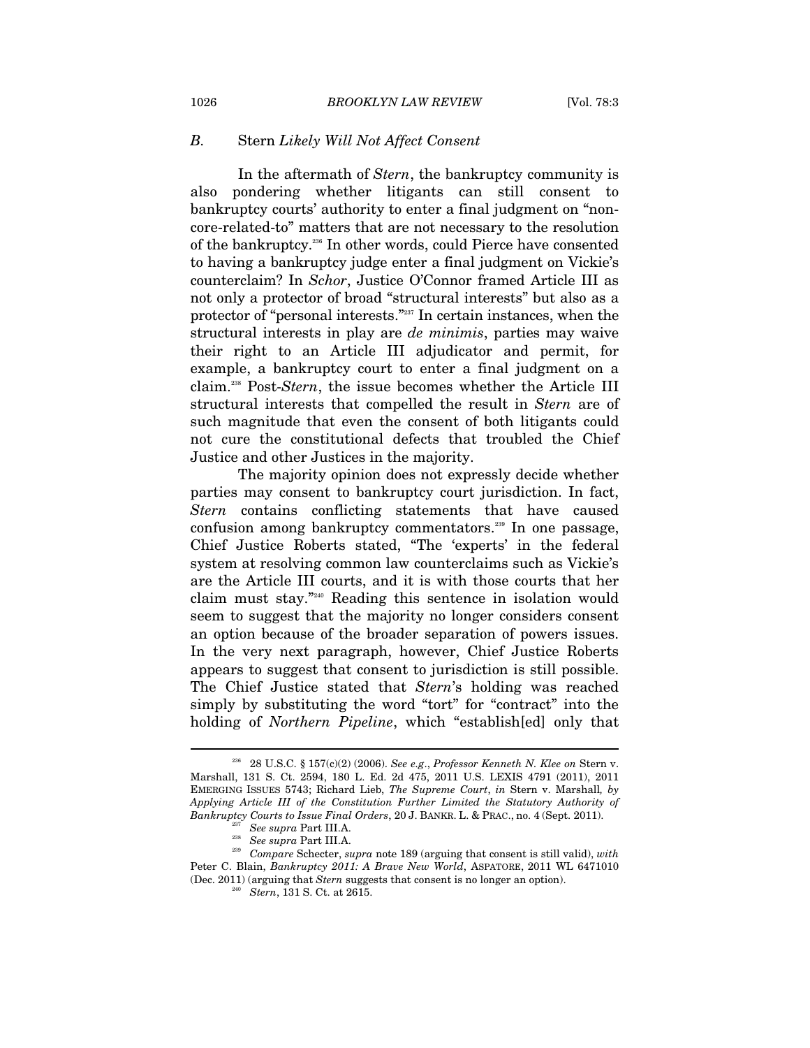### *B.* Stern *Likely Will Not Affect Consent*

In the aftermath of *Stern*, the bankruptcy community is also pondering whether litigants can still consent to bankruptcy courts' authority to enter a final judgment on "non-core-related-to" matters that are not necessary to the resolution of the bankruptcy.[236] In other words, could Pierce have consented to having a bankruptcy judge enter a final judgment on Vickie's counterclaim? In *Schor*, Justice O'Connor framed Article III as not only a protector of broad "structural interests" but also as a protector of "personal interests."[237] In certain instances, when the structural interests in play are *de minimis*, parties may waive their right to an Article III adjudicator and permit, for example, a bankruptcy court to enter a final judgment on a claim.[238] Post-*Stern*, the issue becomes whether the Article III structural interests that compelled the result in *Stern* are of such magnitude that even the consent of both litigants could not cure the constitutional defects that troubled the Chief Justice and other Justices in the majority.

The majority opinion does not expressly decide whether parties may consent to bankruptcy court jurisdiction. In fact, *Stern* contains conflicting statements that have caused confusion among bankruptcy commentators.[239] In one passage, Chief Justice Roberts stated, "The 'experts' in the federal system at resolving common law counterclaims such as Vickie's are the Article III courts, and it is with those courts that her claim must stay."[240] Reading this sentence in isolation would seem to suggest that the majority no longer considers consent an option because of the broader separation of powers issues. In the very next paragraph, however, Chief Justice Roberts appears to suggest that consent to jurisdiction is still possible. The Chief Justice stated that *Stern*'s holding was reached simply by substituting the word "tort" for "contract" into the holding of *Northern Pipeline*, which "establish[ed] only that

---

[236] 28 U.S.C. § 157(c)(2) (2006). *See e.g.*, *Professor Kenneth N. Klee on* Stern v. Marshall, 131 S. Ct. 2594, 180 L. Ed. 2d 475, 2011 U.S. LEXIS 4791 (2011), 2011 EMERGING ISSUES 5743; Richard Lieb, *The Supreme Court*, *in* Stern v. Marshall*, by Applying Article III of the Constitution Further Limited the Statutory Authority of Bankruptcy Courts to Issue Final Orders*, 20 J. BANKR. L. & PRAC., no. 4 (Sept. 2011).

[237] *See supra* Part III.A.

[238] *See supra* Part III.A.

[239] *Compare* Schecter, *supra* note 189 (arguing that consent is still valid), *with* Peter C. Blain, *Bankruptcy 2011: A Brave New World*, ASPATORE, 2011 WL 6471010 (Dec. 2011) (arguing that *Stern* suggests that consent is no longer an option).

[240] *Stern*, 131 S. Ct. at 2615.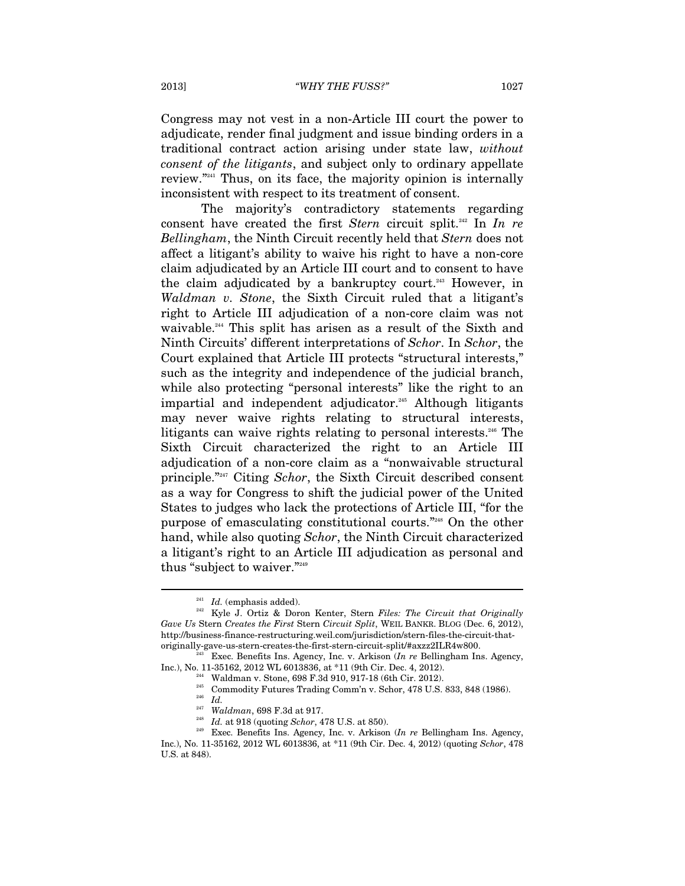Congress may not vest in a non-Article III court the power to adjudicate, render final judgment and issue binding orders in a traditional contract action arising under state law, *without consent of the litigants*, and subject only to ordinary appellate review."[241] Thus, on its face, the majority opinion is internally inconsistent with respect to its treatment of consent.

The majority's contradictory statements regarding consent have created the first *Stern* circuit split.[242] In *In re Bellingham*, the Ninth Circuit recently held that *Stern* does not affect a litigant's ability to waive his right to have a non-core claim adjudicated by an Article III court and to consent to have the claim adjudicated by a bankruptcy court.[243] However, in *Waldman v. Stone*, the Sixth Circuit ruled that a litigant's right to Article III adjudication of a non-core claim was not waivable.[244] This split has arisen as a result of the Sixth and Ninth Circuits' different interpretations of *Schor*. In *Schor*, the Court explained that Article III protects "structural interests," such as the integrity and independence of the judicial branch, while also protecting "personal interests" like the right to an impartial and independent adjudicator.[245] Although litigants may never waive rights relating to structural interests, litigants can waive rights relating to personal interests.[246] The Sixth Circuit characterized the right to an Article III adjudication of a non-core claim as a "nonwaivable structural principle."[247] Citing *Schor*, the Sixth Circuit described consent as a way for Congress to shift the judicial power of the United States to judges who lack the protections of Article III, "for the purpose of emasculating constitutional courts."[248] On the other hand, while also quoting *Schor*, the Ninth Circuit characterized a litigant's right to an Article III adjudication as personal and thus "subject to waiver."[249]

---

[241] *Id.* (emphasis added).

[242] Kyle J. Ortiz & Doron Kenter, Stern *Files: The Circuit that Originally Gave Us* Stern *Creates the First* Stern *Circuit Split*, WEIL BANKR. BLOG (Dec. 6, 2012), http://business-finance-restructuring.weil.com/jurisdiction/stern-files-the-circuit-that-originally-gave-us-stern-creates-the-first-stern-circuit-split/#axzz2ILR4w800.

[243] Exec. Benefits Ins. Agency, Inc. v. Arkison (*In re* Bellingham Ins. Agency, Inc.), No. 11-35162, 2012 WL 6013836, at *11 (9th Cir. Dec. 4, 2012).

[244] Waldman v. Stone, 698 F.3d 910, 917-18 (6th Cir. 2012).

[245] Commodity Futures Trading Comm'n v. Schor, 478 U.S. 833, 848 (1986).

[246] *Id.*

[247] *Waldman*, 698 F.3d at 917.

[248] *Id.* at 918 (quoting *Schor*, 478 U.S. at 850).

[249] Exec. Benefits Ins. Agency, Inc. v. Arkison (*In re* Bellingham Ins. Agency, Inc.), No. 11-35162, 2012 WL 6013836, at *11 (9th Cir. Dec. 4, 2012) (quoting *Schor*, 478 U.S. at 848).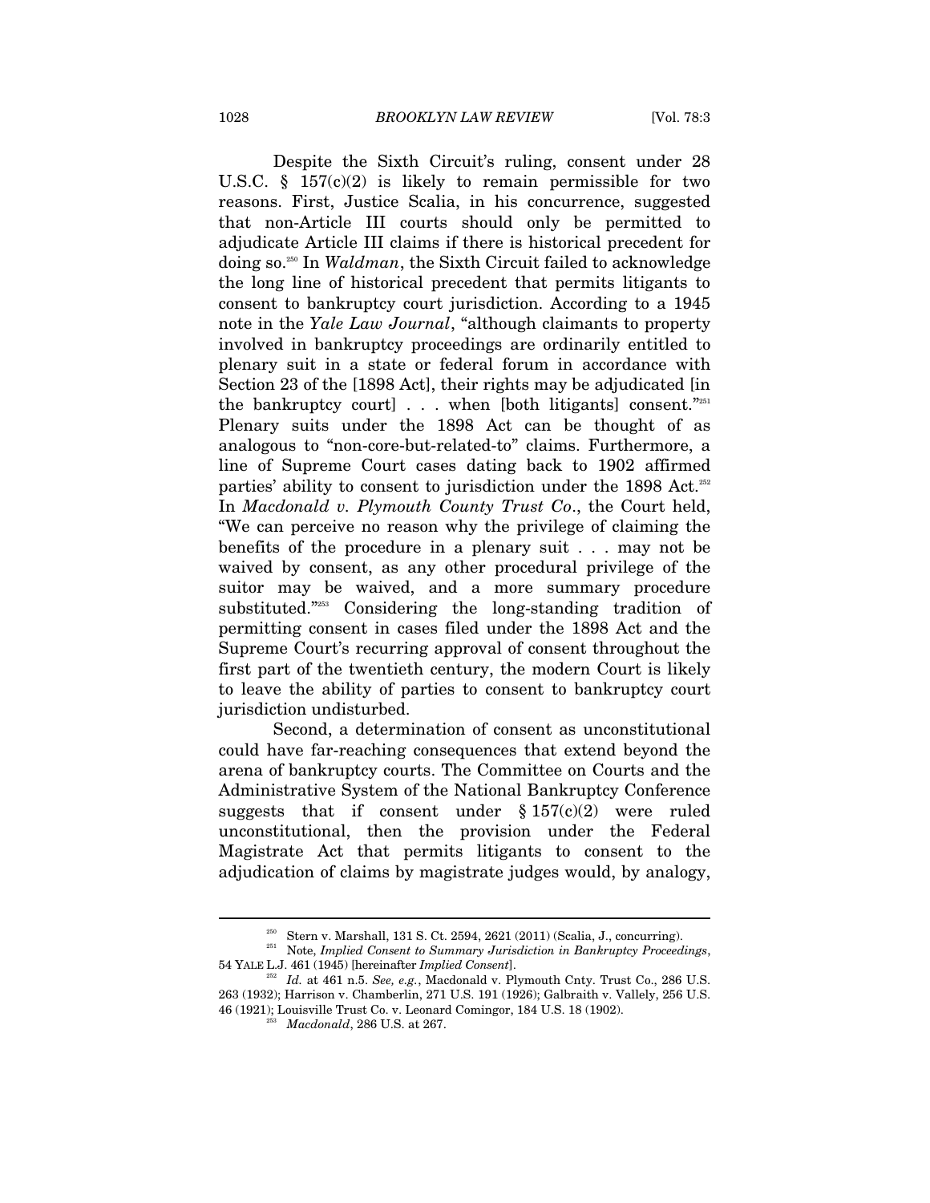Despite the Sixth Circuit's ruling, consent under 28 U.S.C. § 157(c)(2) is likely to remain permissible for two reasons. First, Justice Scalia, in his concurrence, suggested that non-Article III courts should only be permitted to adjudicate Article III claims if there is historical precedent for doing so.[250] In *Waldman*, the Sixth Circuit failed to acknowledge the long line of historical precedent that permits litigants to consent to bankruptcy court jurisdiction. According to a 1945 note in the *Yale Law Journal*, "although claimants to property involved in bankruptcy proceedings are ordinarily entitled to plenary suit in a state or federal forum in accordance with Section 23 of the [1898 Act], their rights may be adjudicated [in the bankruptcy court] . . . when [both litigants] consent."[251] Plenary suits under the 1898 Act can be thought of as analogous to "non-core-but-related-to" claims. Furthermore, a line of Supreme Court cases dating back to 1902 affirmed parties' ability to consent to jurisdiction under the 1898 Act.[252] In *Macdonald v. Plymouth County Trust Co*., the Court held, "We can perceive no reason why the privilege of claiming the benefits of the procedure in a plenary suit . . . may not be waived by consent, as any other procedural privilege of the suitor may be waived, and a more summary procedure substituted."[253] Considering the long-standing tradition of permitting consent in cases filed under the 1898 Act and the Supreme Court's recurring approval of consent throughout the first part of the twentieth century, the modern Court is likely to leave the ability of parties to consent to bankruptcy court jurisdiction undisturbed.

Second, a determination of consent as unconstitutional could have far-reaching consequences that extend beyond the arena of bankruptcy courts. The Committee on Courts and the Administrative System of the National Bankruptcy Conference suggests that if consent under § 157(c)(2) were ruled unconstitutional, then the provision under the Federal Magistrate Act that permits litigants to consent to the adjudication of claims by magistrate judges would, by analogy,

---

[250] Stern v. Marshall, 131 S. Ct. 2594, 2621 (2011) (Scalia, J., concurring).

[251] Note, *Implied Consent to Summary Jurisdiction in Bankruptcy Proceedings*, 54 YALE L.J. 461 (1945) [hereinafter *Implied Consent*].

[252] *Id.* at 461 n.5. *See, e.g.*, Macdonald v. Plymouth Cnty. Trust Co., 286 U.S. 263 (1932); Harrison v. Chamberlin, 271 U.S. 191 (1926); Galbraith v. Vallely, 256 U.S. 46 (1921); Louisville Trust Co. v. Leonard Comingor, 184 U.S. 18 (1902).

[253] *Macdonald*, 286 U.S. at 267.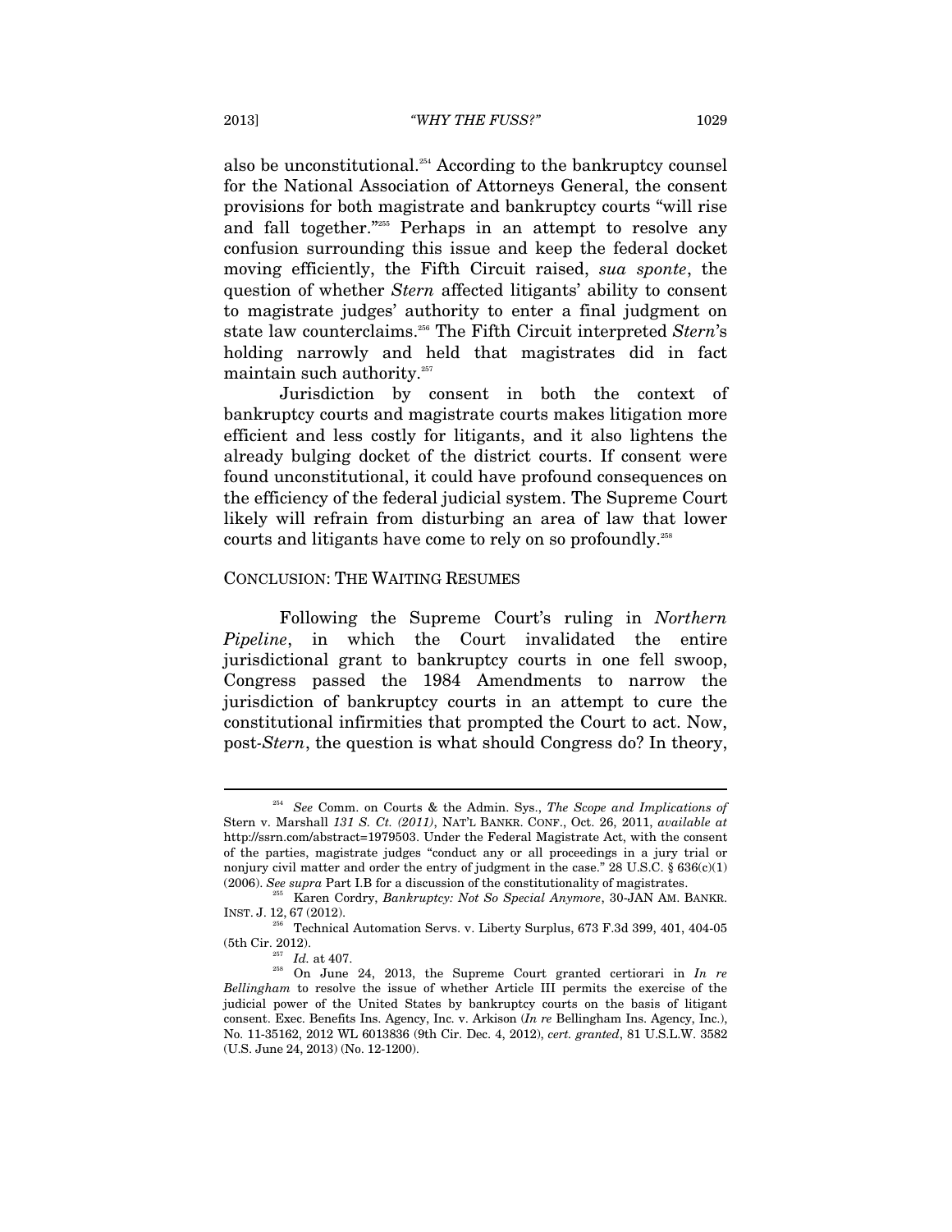also be unconstitutional.[254] According to the bankruptcy counsel for the National Association of Attorneys General, the consent provisions for both magistrate and bankruptcy courts "will rise and fall together."[255] Perhaps in an attempt to resolve any confusion surrounding this issue and keep the federal docket moving efficiently, the Fifth Circuit raised, *sua sponte*, the question of whether *Stern* affected litigants' ability to consent to magistrate judges' authority to enter a final judgment on state law counterclaims.[256] The Fifth Circuit interpreted *Stern*'s holding narrowly and held that magistrates did in fact maintain such authority.[257]

Jurisdiction by consent in both the context of bankruptcy courts and magistrate courts makes litigation more efficient and less costly for litigants, and it also lightens the already bulging docket of the district courts. If consent were found unconstitutional, it could have profound consequences on the efficiency of the federal judicial system. The Supreme Court likely will refrain from disturbing an area of law that lower courts and litigants have come to rely on so profoundly.[258]

## CONCLUSION: THE WAITING RESUMES

Following the Supreme Court's ruling in *Northern Pipeline*, in which the Court invalidated the entire jurisdictional grant to bankruptcy courts in one fell swoop, Congress passed the 1984 Amendments to narrow the jurisdiction of bankruptcy courts in an attempt to cure the constitutional infirmities that prompted the Court to act. Now, post-*Stern*, the question is what should Congress do? In theory,

---

[254] *See* Comm. on Courts & the Admin. Sys., *The Scope and Implications of* Stern v. Marshall *131 S. Ct. (2011)*, NAT'L BANKR. CONF., Oct. 26, 2011, *available at* http://ssrn.com/abstract=1979503. Under the Federal Magistrate Act, with the consent of the parties, magistrate judges "conduct any or all proceedings in a jury trial or nonjury civil matter and order the entry of judgment in the case." 28 U.S.C. § 636(c)(1) (2006). *See supra* Part I.B for a discussion of the constitutionality of magistrates.

[255] Karen Cordry, *Bankruptcy: Not So Special Anymore*, 30-JAN AM. BANKR. INST. J. 12, 67 (2012).

[256] Technical Automation Servs. v. Liberty Surplus, 673 F.3d 399, 401, 404-05 (5th Cir. 2012).

[257] *Id.* at 407.

[258] On June 24, 2013, the Supreme Court granted certiorari in *In re Bellingham* to resolve the issue of whether Article III permits the exercise of the judicial power of the United States by bankruptcy courts on the basis of litigant consent. Exec. Benefits Ins. Agency, Inc. v. Arkison (*In re* Bellingham Ins. Agency, Inc.), No. 11-35162, 2012 WL 6013836 (9th Cir. Dec. 4, 2012), *cert. granted*, 81 U.S.L.W. 3582 (U.S. June 24, 2013) (No. 12-1200).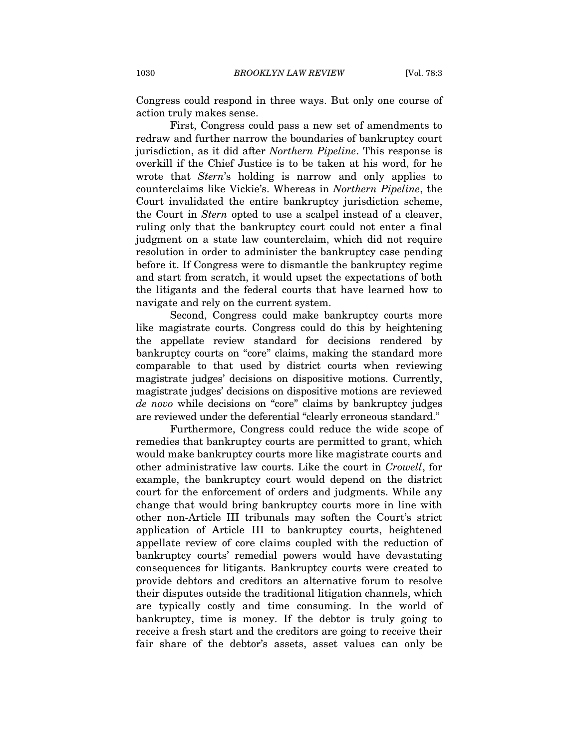Congress could respond in three ways. But only one course of action truly makes sense.

First, Congress could pass a new set of amendments to redraw and further narrow the boundaries of bankruptcy court jurisdiction, as it did after *Northern Pipeline*. This response is overkill if the Chief Justice is to be taken at his word, for he wrote that *Stern*'s holding is narrow and only applies to counterclaims like Vickie's. Whereas in *Northern Pipeline*, the Court invalidated the entire bankruptcy jurisdiction scheme, the Court in *Stern* opted to use a scalpel instead of a cleaver, ruling only that the bankruptcy court could not enter a final judgment on a state law counterclaim, which did not require resolution in order to administer the bankruptcy case pending before it. If Congress were to dismantle the bankruptcy regime and start from scratch, it would upset the expectations of both the litigants and the federal courts that have learned how to navigate and rely on the current system.

Second, Congress could make bankruptcy courts more like magistrate courts. Congress could do this by heightening the appellate review standard for decisions rendered by bankruptcy courts on "core" claims, making the standard more comparable to that used by district courts when reviewing magistrate judges' decisions on dispositive motions. Currently, magistrate judges' decisions on dispositive motions are reviewed *de novo* while decisions on "core" claims by bankruptcy judges are reviewed under the deferential "clearly erroneous standard."

Furthermore, Congress could reduce the wide scope of remedies that bankruptcy courts are permitted to grant, which would make bankruptcy courts more like magistrate courts and other administrative law courts. Like the court in *Crowell*, for example, the bankruptcy court would depend on the district court for the enforcement of orders and judgments. While any change that would bring bankruptcy courts more in line with other non-Article III tribunals may soften the Court's strict application of Article III to bankruptcy courts, heightened appellate review of core claims coupled with the reduction of bankruptcy courts' remedial powers would have devastating consequences for litigants. Bankruptcy courts were created to provide debtors and creditors an alternative forum to resolve their disputes outside the traditional litigation channels, which are typically costly and time consuming. In the world of bankruptcy, time is money. If the debtor is truly going to receive a fresh start and the creditors are going to receive their fair share of the debtor's assets, asset values can only be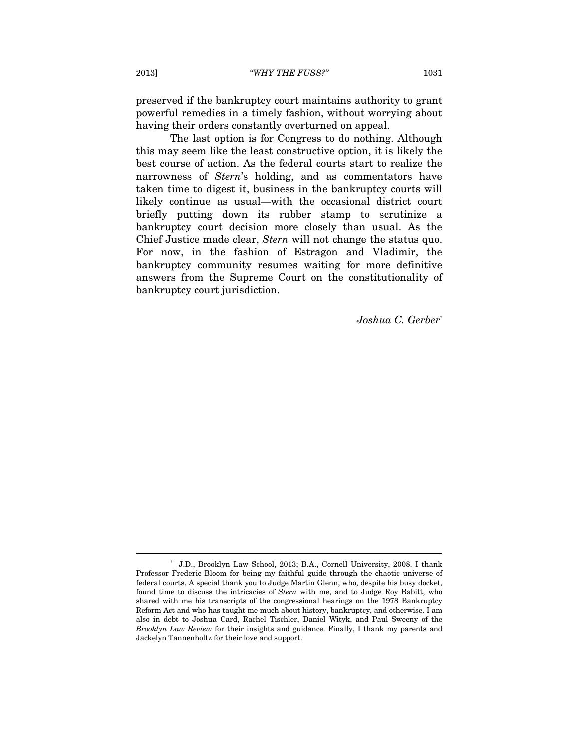preserved if the bankruptcy court maintains authority to grant powerful remedies in a timely fashion, without worrying about having their orders constantly overturned on appeal.

The last option is for Congress to do nothing. Although this may seem like the least constructive option, it is likely the best course of action. As the federal courts start to realize the narrowness of *Stern*'s holding, and as commentators have taken time to digest it, business in the bankruptcy courts will likely continue as usual—with the occasional district court briefly putting down its rubber stamp to scrutinize a bankruptcy court decision more closely than usual. As the Chief Justice made clear, *Stern* will not change the status quo. For now, in the fashion of Estragon and Vladimir, the bankruptcy community resumes waiting for more definitive answers from the Supreme Court on the constitutionality of bankruptcy court jurisdiction.

*Joshua C. Gerber*[†]

---

[†] J.D., Brooklyn Law School, 2013; B.A., Cornell University, 2008. I thank Professor Frederic Bloom for being my faithful guide through the chaotic universe of federal courts. A special thank you to Judge Martin Glenn, who, despite his busy docket, found time to discuss the intricacies of *Stern* with me, and to Judge Roy Babitt, who shared with me his transcripts of the congressional hearings on the 1978 Bankruptcy Reform Act and who has taught me much about history, bankruptcy, and otherwise. I am also in debt to Joshua Card, Rachel Tischler, Daniel Wityk, and Paul Sweeny of the *Brooklyn Law Review* for their insights and guidance. Finally, I thank my parents and Jackelyn Tannenholtz for their love and support.